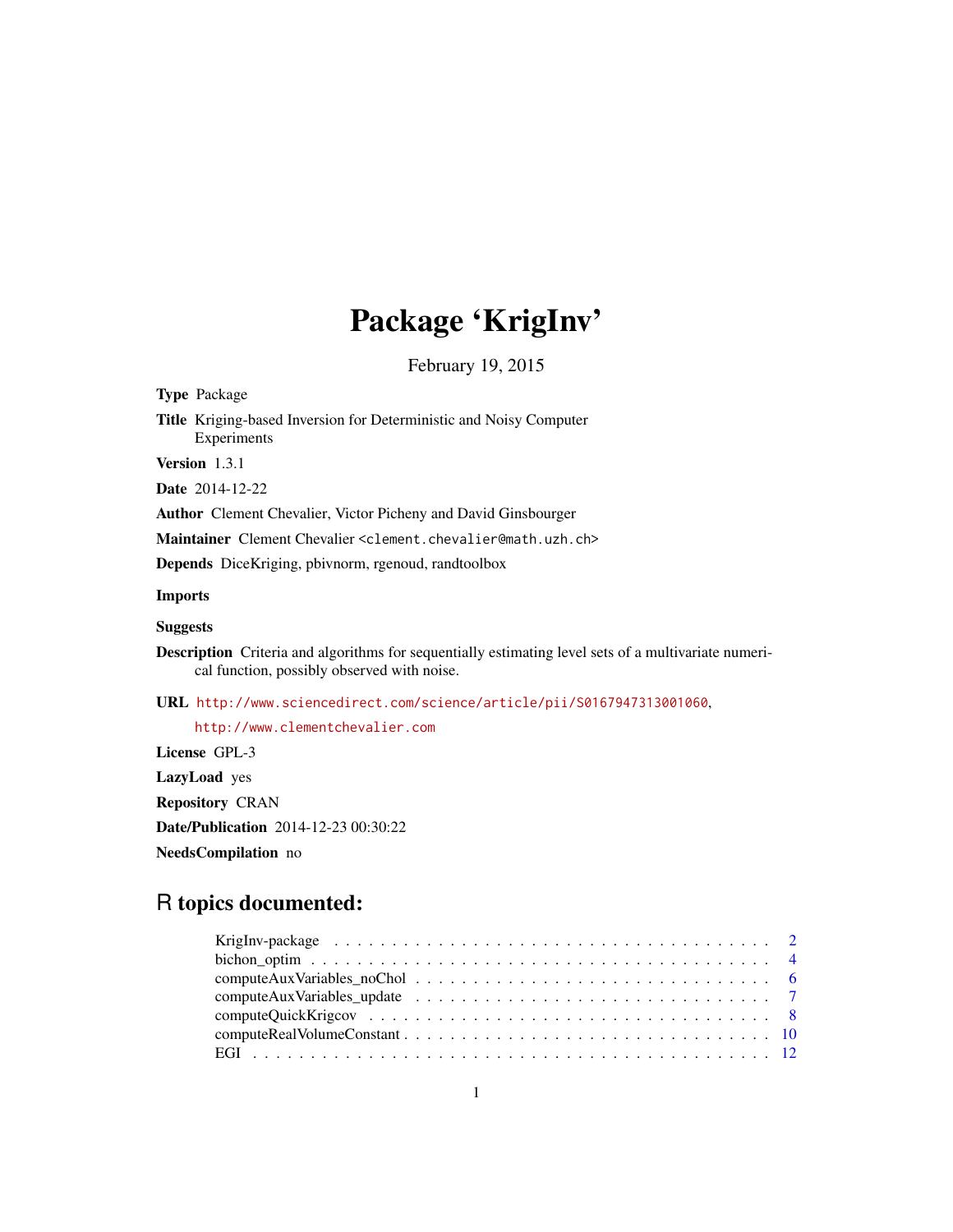# Package 'KrigInv'

February 19, 2015

**Type** Package

**Title** Kriging-based Inversion for Deterministic and Noisy Computer Experiments

**Version** 1.3.1

**Date** 2014-12-22

**Author** Clement Chevalier, Victor Picheny and David Ginsbourger

**Maintainer** Clement Chevalier <clement.chevalier@math.uzh.ch>

**Depends** DiceKriging, pbivnorm, rgenoud, randtoolbox

**Imports**

**Suggests**

**Description** Criteria and algorithms for sequentially estimating level sets of a multivariate numerical function, possibly observed with noise.

**URL** http://www.sciencedirect.com/science/article/pii/S0167947313001060, http://www.clementchevalier.com

**License** GPL-3

**LazyLoad** yes

**Repository** CRAN

**Date/Publication** 2014-12-23 00:30:22

**NeedsCompilation** no

## R topics documented:

| | |
|---|---|
| KrigInv-package | 2 |
| bichon_optim | 4 |
| computeAuxVariables_noChol | 6 |
| computeAuxVariables_update | 7 |
| computeQuickKrigcov | 8 |
| computeRealVolumeConstant | 10 |
| EGI | 12 |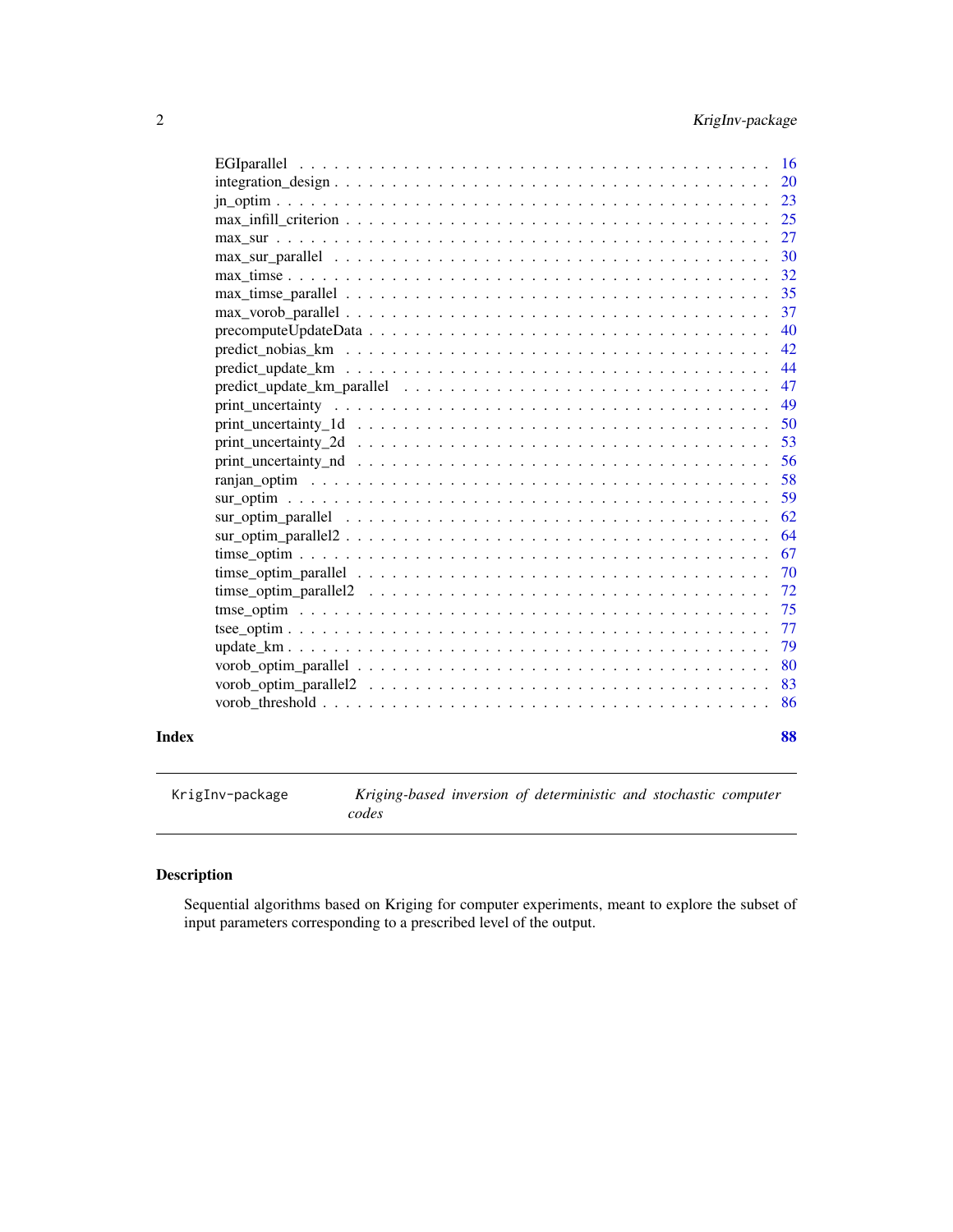EGIparallel . . . . . . . . . . . . . . . . . . . . . . . . . . . . . . . . . . . . . . 16
integration_design . . . . . . . . . . . . . . . . . . . . . . . . . . . . . . . . . . . 20
jn_optim . . . . . . . . . . . . . . . . . . . . . . . . . . . . . . . . . . . . . . . . 23
max_infill_criterion . . . . . . . . . . . . . . . . . . . . . . . . . . . . . . . . . . 25
max_sur . . . . . . . . . . . . . . . . . . . . . . . . . . . . . . . . . . . . . . . . 27
max_sur_parallel . . . . . . . . . . . . . . . . . . . . . . . . . . . . . . . . . . . . 30
max_timse . . . . . . . . . . . . . . . . . . . . . . . . . . . . . . . . . . . . . . . 32
max_timse_parallel . . . . . . . . . . . . . . . . . . . . . . . . . . . . . . . . . . . 35
max_vorob_parallel . . . . . . . . . . . . . . . . . . . . . . . . . . . . . . . . . . . 37
precomputeUpdateData . . . . . . . . . . . . . . . . . . . . . . . . . . . . . . . . . . 40
predict_nobias_km . . . . . . . . . . . . . . . . . . . . . . . . . . . . . . . . . . . 42
predict_update_km . . . . . . . . . . . . . . . . . . . . . . . . . . . . . . . . . . . 44
predict_update_km_parallel . . . . . . . . . . . . . . . . . . . . . . . . . . . . . . . 47
print_uncertainty . . . . . . . . . . . . . . . . . . . . . . . . . . . . . . . . . . . 49
print_uncertainty_1d . . . . . . . . . . . . . . . . . . . . . . . . . . . . . . . . . . 50
print_uncertainty_2d . . . . . . . . . . . . . . . . . . . . . . . . . . . . . . . . . . 53
print_uncertainty_nd . . . . . . . . . . . . . . . . . . . . . . . . . . . . . . . . . . 56
ranjan_optim . . . . . . . . . . . . . . . . . . . . . . . . . . . . . . . . . . . . . . 58
sur_optim . . . . . . . . . . . . . . . . . . . . . . . . . . . . . . . . . . . . . . . 59
sur_optim_parallel . . . . . . . . . . . . . . . . . . . . . . . . . . . . . . . . . . . 62
sur_optim_parallel2 . . . . . . . . . . . . . . . . . . . . . . . . . . . . . . . . . . 64
timse_optim . . . . . . . . . . . . . . . . . . . . . . . . . . . . . . . . . . . . . . 67
timse_optim_parallel . . . . . . . . . . . . . . . . . . . . . . . . . . . . . . . . . . 70
timse_optim_parallel2 . . . . . . . . . . . . . . . . . . . . . . . . . . . . . . . . . 72
tmse_optim . . . . . . . . . . . . . . . . . . . . . . . . . . . . . . . . . . . . . . . 75
tsee_optim . . . . . . . . . . . . . . . . . . . . . . . . . . . . . . . . . . . . . . . 77
update_km . . . . . . . . . . . . . . . . . . . . . . . . . . . . . . . . . . . . . . . 79
vorob_optim_parallel . . . . . . . . . . . . . . . . . . . . . . . . . . . . . . . . . . 80
vorob_optim_parallel2 . . . . . . . . . . . . . . . . . . . . . . . . . . . . . . . . . 83
vorob_threshold . . . . . . . . . . . . . . . . . . . . . . . . . . . . . . . . . . . . . 86

**Index** **88**

---

`KrigInv-package` *Kriging-based inversion of deterministic and stochastic computer codes*

---

## Description

Sequential algorithms based on Kriging for computer experiments, meant to explore the subset of input parameters corresponding to a prescribed level of the output.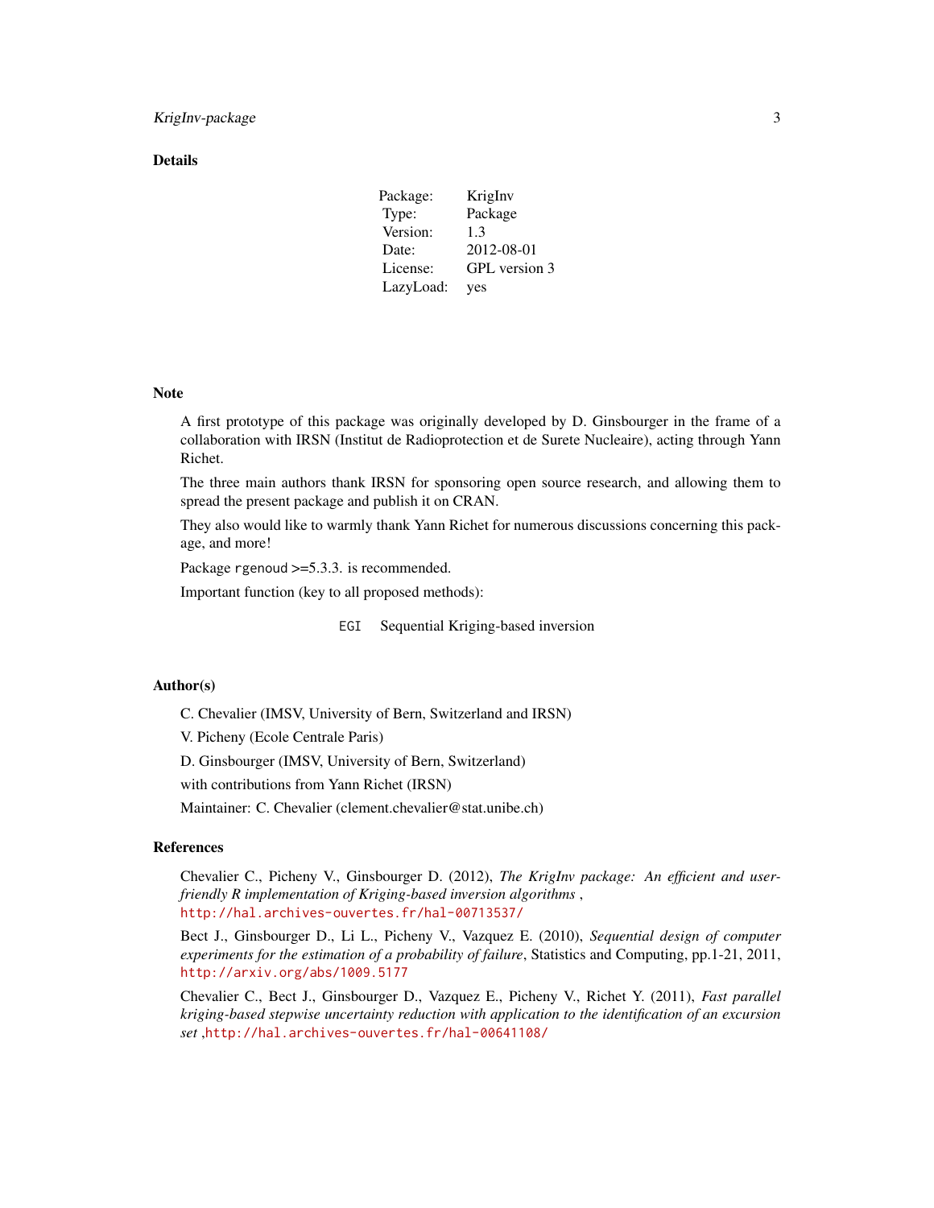## Details

| Package: | KrigInv |
|---|---|
| Type: | Package |
| Version: | 1.3 |
| Date: | 2012-08-01 |
| License: | GPL version 3 |
| LazyLoad: | yes |

## Note

A first prototype of this package was originally developed by D. Ginsbourger in the frame of a collaboration with IRSN (Institut de Radioprotection et de Surete Nucleaire), acting through Yann Richet.

The three main authors thank IRSN for sponsoring open source research, and allowing them to spread the present package and publish it on CRAN.

They also would like to warmly thank Yann Richet for numerous discussions concerning this package, and more!

Package `rgenoud` >=5.3.3. is recommended.

Important function (key to all proposed methods):

| | |
|---|---|
| `EGI` | Sequential Kriging-based inversion |

## Author(s)

C. Chevalier (IMSV, University of Bern, Switzerland and IRSN)

V. Picheny (Ecole Centrale Paris)

D. Ginsbourger (IMSV, University of Bern, Switzerland)

with contributions from Yann Richet (IRSN)

Maintainer: C. Chevalier (clement.chevalier@stat.unibe.ch)

## References

Chevalier C., Picheny V., Ginsbourger D. (2012), *The KrigInv package: An efficient and user-friendly R implementation of Kriging-based inversion algorithms* , http://hal.archives-ouvertes.fr/hal-00713537/

Bect J., Ginsbourger D., Li L., Picheny V., Vazquez E. (2010), *Sequential design of computer experiments for the estimation of a probability of failure*, Statistics and Computing, pp.1-21, 2011, http://arxiv.org/abs/1009.5177

Chevalier C., Bect J., Ginsbourger D., Vazquez E., Picheny V., Richet Y. (2011), *Fast parallel kriging-based stepwise uncertainty reduction with application to the identification of an excursion set* ,http://hal.archives-ouvertes.fr/hal-00641108/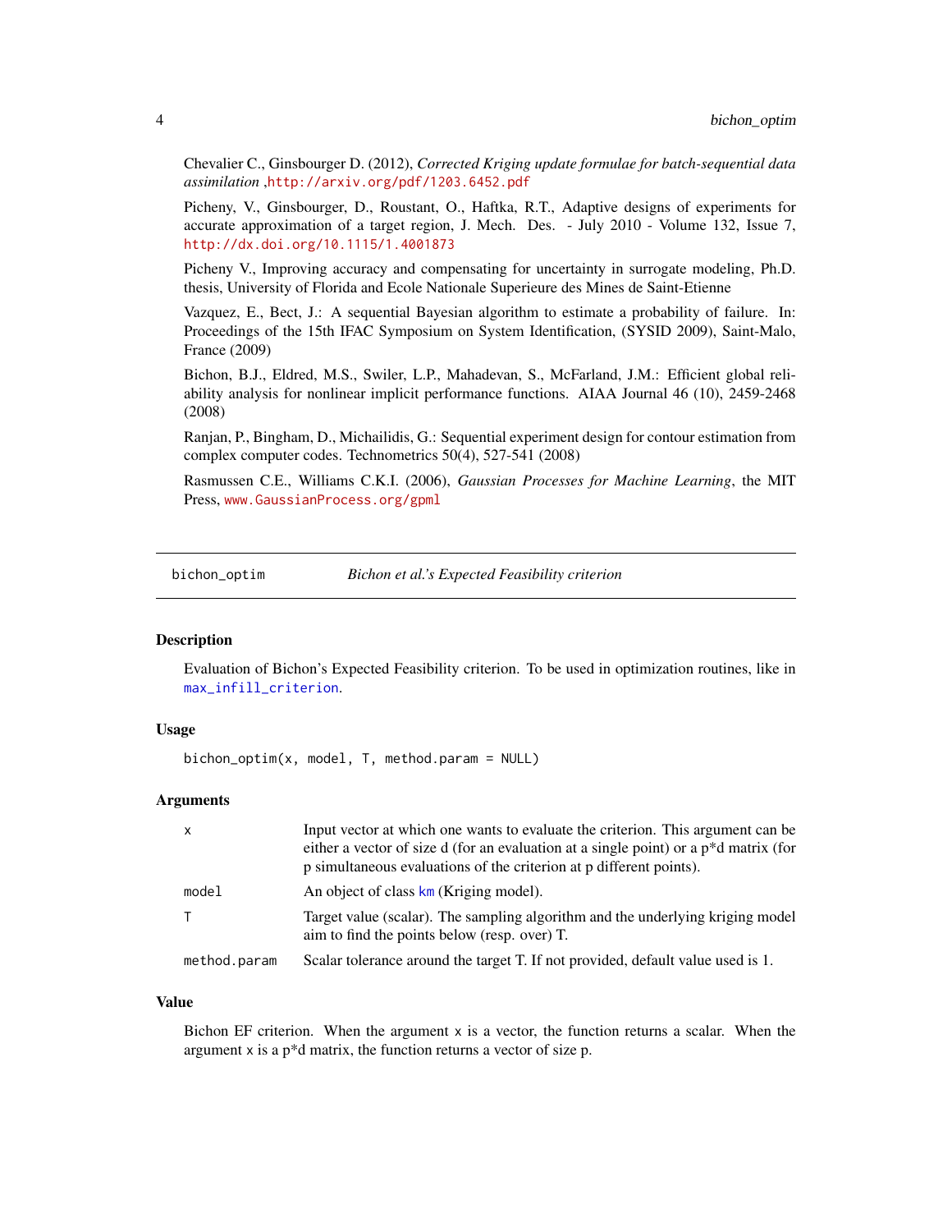Chevalier C., Ginsbourger D. (2012), *Corrected Kriging update formulae for batch-sequential data assimilation* ,http://arxiv.org/pdf/1203.6452.pdf

Picheny, V., Ginsbourger, D., Roustant, O., Haftka, R.T., Adaptive designs of experiments for accurate approximation of a target region, J. Mech. Des. - July 2010 - Volume 132, Issue 7, http://dx.doi.org/10.1115/1.4001873

Picheny V., Improving accuracy and compensating for uncertainty in surrogate modeling, Ph.D. thesis, University of Florida and Ecole Nationale Superieure des Mines de Saint-Etienne

Vazquez, E., Bect, J.: A sequential Bayesian algorithm to estimate a probability of failure. In: Proceedings of the 15th IFAC Symposium on System Identification, (SYSID 2009), Saint-Malo, France (2009)

Bichon, B.J., Eldred, M.S., Swiler, L.P., Mahadevan, S., McFarland, J.M.: Efficient global reliability analysis for nonlinear implicit performance functions. AIAA Journal 46 (10), 2459-2468 (2008)

Ranjan, P., Bingham, D., Michailidis, G.: Sequential experiment design for contour estimation from complex computer codes. Technometrics 50(4), 527-541 (2008)

Rasmussen C.E., Williams C.K.I. (2006), *Gaussian Processes for Machine Learning*, the MIT Press, www.GaussianProcess.org/gpml

---

## bichon_optim — *Bichon et al.'s Expected Feasibility criterion*

### Description

Evaluation of Bichon's Expected Feasibility criterion. To be used in optimization routines, like in `max_infill_criterion`.

### Usage

```
bichon_optim(x, model, T, method.param = NULL)
```

### Arguments

| | |
|---|---|
| `x` | Input vector at which one wants to evaluate the criterion. This argument can be either a vector of size d (for an evaluation at a single point) or a p*d matrix (for p simultaneous evaluations of the criterion at p different points). |
| `model` | An object of class `km` (Kriging model). |
| `T` | Target value (scalar). The sampling algorithm and the underlying kriging model aim to find the points below (resp. over) T. |
| `method.param` | Scalar tolerance around the target T. If not provided, default value used is 1. |

### Value

Bichon EF criterion. When the argument `x` is a vector, the function returns a scalar. When the argument `x` is a p*d matrix, the function returns a vector of size p.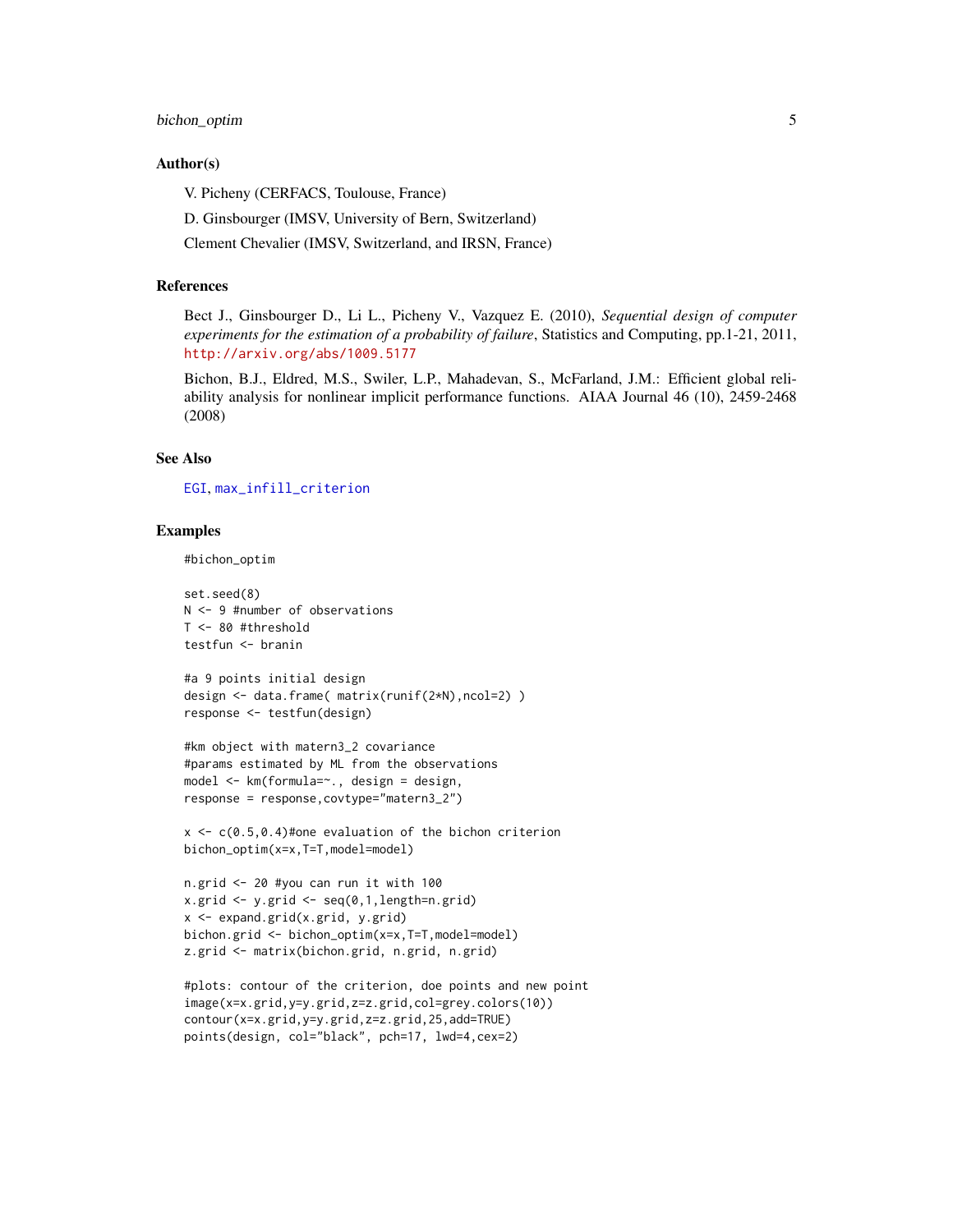## Author(s)

V. Picheny (CERFACS, Toulouse, France)

D. Ginsbourger (IMSV, University of Bern, Switzerland)

Clement Chevalier (IMSV, Switzerland, and IRSN, France)

## References

Bect J., Ginsbourger D., Li L., Picheny V., Vazquez E. (2010), *Sequential design of computer experiments for the estimation of a probability of failure*, Statistics and Computing, pp.1-21, 2011, http://arxiv.org/abs/1009.5177

Bichon, B.J., Eldred, M.S., Swiler, L.P., Mahadevan, S., McFarland, J.M.: Efficient global reliability analysis for nonlinear implicit performance functions. AIAA Journal 46 (10), 2459-2468 (2008)

## See Also

EGI, max_infill_criterion

## Examples

```
#bichon_optim

set.seed(8)
N <- 9 #number of observations
T <- 80 #threshold
testfun <- branin

#a 9 points initial design
design <- data.frame( matrix(runif(2*N),ncol=2) )
response <- testfun(design)

#km object with matern3_2 covariance
#params estimated by ML from the observations
model <- km(formula=~., design = design,
response = response,covtype="matern3_2")

x <- c(0.5,0.4)#one evaluation of the bichon criterion
bichon_optim(x=x,T=T,model=model)

n.grid <- 20 #you can run it with 100
x.grid <- y.grid <- seq(0,1,length=n.grid)
x <- expand.grid(x.grid, y.grid)
bichon.grid <- bichon_optim(x=x,T=T,model=model)
z.grid <- matrix(bichon.grid, n.grid, n.grid)

#plots: contour of the criterion, doe points and new point
image(x=x.grid,y=y.grid,z=z.grid,col=grey.colors(10))
contour(x=x.grid,y=y.grid,z=z.grid,25,add=TRUE)
points(design, col="black", pch=17, lwd=4,cex=2)
```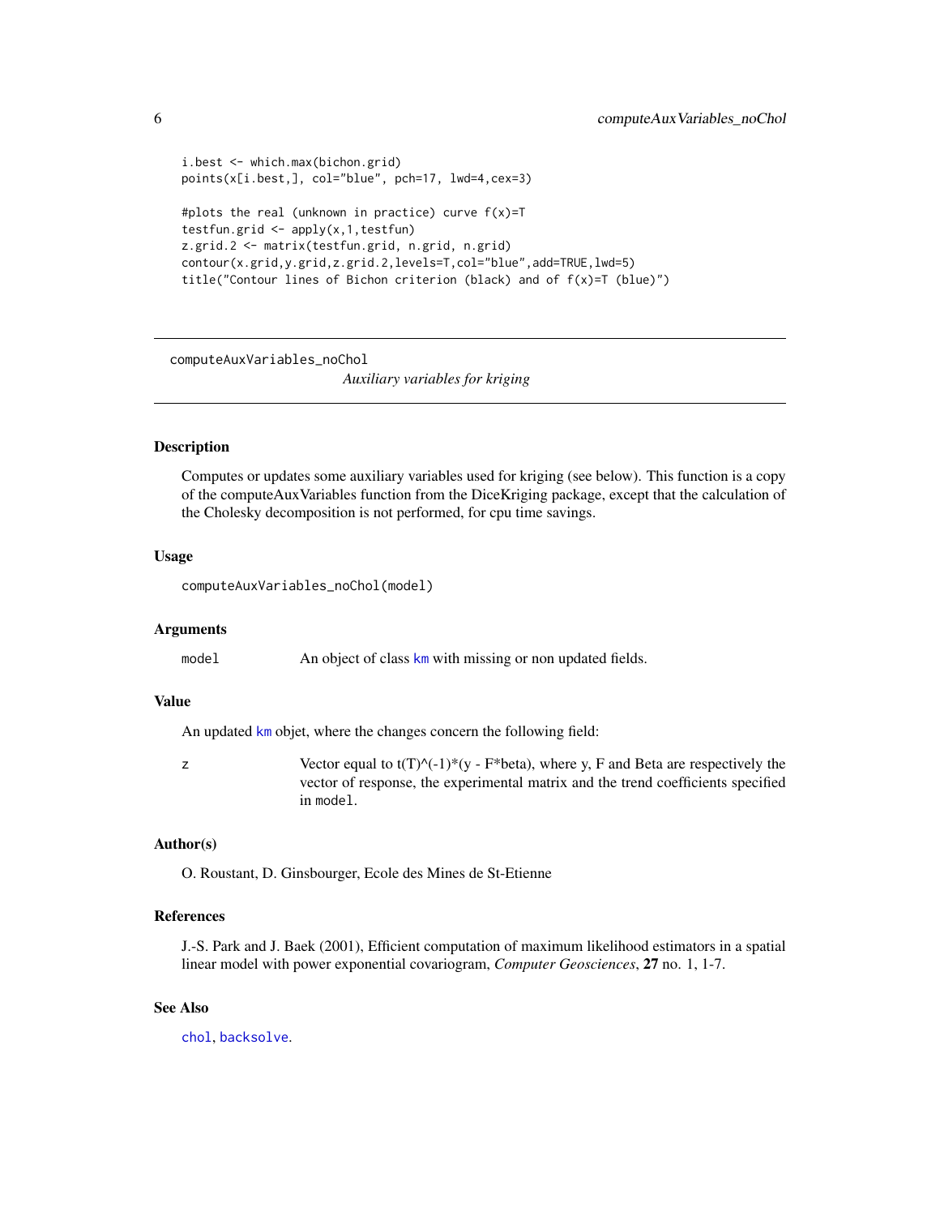```
i.best <- which.max(bichon.grid)
points(x[i.best,], col="blue", pch=17, lwd=4,cex=3)

#plots the real (unknown in practice) curve f(x)=T
testfun.grid <- apply(x,1,testfun)
z.grid.2 <- matrix(testfun.grid, n.grid, n.grid)
contour(x.grid,y.grid,z.grid.2,levels=T,col="blue",add=TRUE,lwd=5)
title("Contour lines of Bichon criterion (black) and of f(x)=T (blue)")
```

---

## computeAuxVariables_noChol

*Auxiliary variables for kriging*

---

### Description

Computes or updates some auxiliary variables used for kriging (see below). This function is a copy of the computeAuxVariables function from the DiceKriging package, except that the calculation of the Cholesky decomposition is not performed, for cpu time savings.

### Usage

```
computeAuxVariables_noChol(model)
```

### Arguments

| | |
|---|---|
| `model` | An object of class `km` with missing or non updated fields. |

### Value

An updated `km` objet, where the changes concern the following field:

| | |
|---|---|
| `z` | Vector equal to t(T)^(-1)*(y - F*beta), where y, F and Beta are respectively the vector of response, the experimental matrix and the trend coefficients specified in `model`. |

### Author(s)

O. Roustant, D. Ginsbourger, Ecole des Mines de St-Etienne

### References

J.-S. Park and J. Baek (2001), Efficient computation of maximum likelihood estimators in a spatial linear model with power exponential covariogram, *Computer Geosciences*, **27** no. 1, 1-7.

### See Also

`chol`, `backsolve`.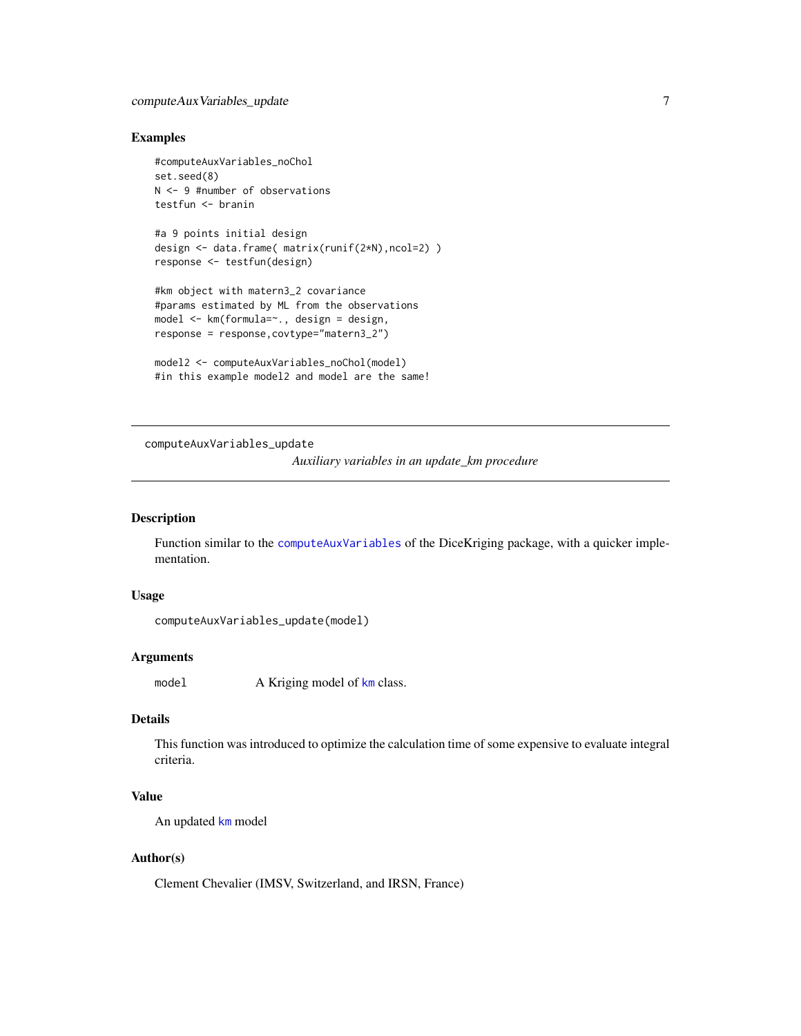### Examples

```
#computeAuxVariables_noChol
set.seed(8)
N <- 9 #number of observations
testfun <- branin

#a 9 points initial design
design <- data.frame( matrix(runif(2*N),ncol=2) )
response <- testfun(design)

#km object with matern3_2 covariance
#params estimated by ML from the observations
model <- km(formula=~., design = design,
response = response,covtype="matern3_2")

model2 <- computeAuxVariables_noChol(model)
#in this example model2 and model are the same!
```

---

## computeAuxVariables_update

*Auxiliary variables in an update_km procedure*

---

### Description

Function similar to the computeAuxVariables of the DiceKriging package, with a quicker implementation.

### Usage

```
computeAuxVariables_update(model)
```

### Arguments

| | |
|---|---|
| model | A Kriging model of km class. |

### Details

This function was introduced to optimize the calculation time of some expensive to evaluate integral criteria.

### Value

An updated km model

### Author(s)

Clement Chevalier (IMSV, Switzerland, and IRSN, France)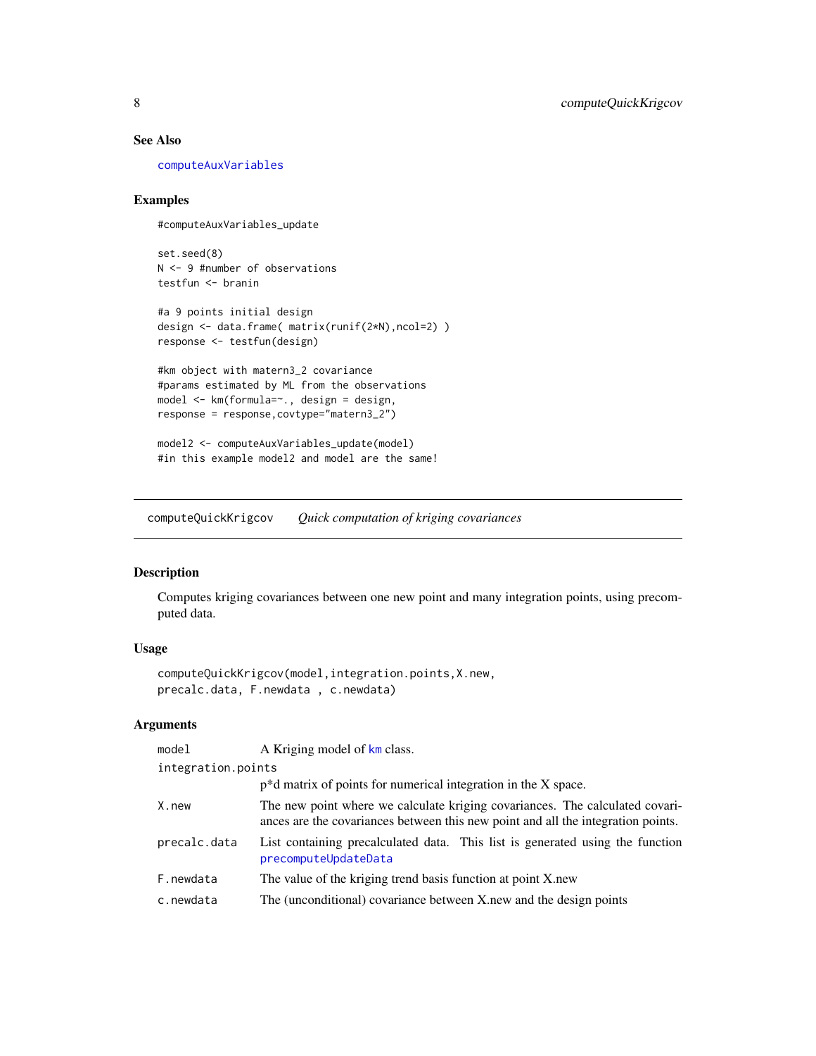## See Also

computeAuxVariables

## Examples

```
#computeAuxVariables_update

set.seed(8)
N <- 9 #number of observations
testfun <- branin

#a 9 points initial design
design <- data.frame( matrix(runif(2*N),ncol=2) )
response <- testfun(design)

#km object with matern3_2 covariance
#params estimated by ML from the observations
model <- km(formula=~., design = design,
response = response,covtype="matern3_2")

model2 <- computeAuxVariables_update(model)
#in this example model2 and model are the same!
```

---

# computeQuickKrigcov    *Quick computation of kriging covariances*

## Description

Computes kriging covariances between one new point and many integration points, using precomputed data.

## Usage

```
computeQuickKrigcov(model,integration.points,X.new,
precalc.data, F.newdata , c.newdata)
```

## Arguments

| | |
|---|---|
| model | A Kriging model of km class. |
| integration.points | p*d matrix of points for numerical integration in the X space. |
| X.new | The new point where we calculate kriging covariances. The calculated covariances are the covariances between this new point and all the integration points. |
| precalc.data | List containing precalculated data. This list is generated using the function precomputeUpdateData |
| F.newdata | The value of the kriging trend basis function at point X.new |
| c.newdata | The (unconditional) covariance between X.new and the design points |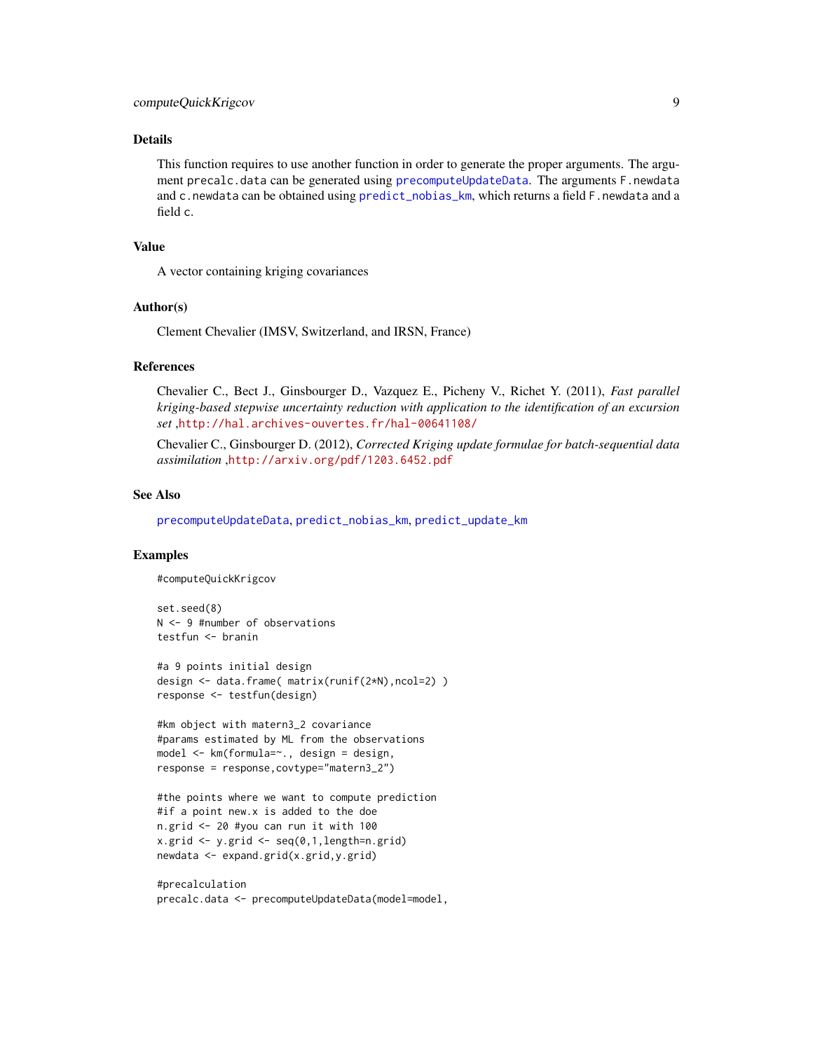## Details

This function requires to use another function in order to generate the proper arguments. The argument `precalc.data` can be generated using `precomputeUpdateData`. The arguments `F.newdata` and `c.newdata` can be obtained using `predict_nobias_km`, which returns a field `F.newdata` and a field `c`.

## Value

A vector containing kriging covariances

## Author(s)

Clement Chevalier (IMSV, Switzerland, and IRSN, France)

## References

Chevalier C., Bect J., Ginsbourger D., Vazquez E., Picheny V., Richet Y. (2011), *Fast parallel kriging-based stepwise uncertainty reduction with application to the identification of an excursion set* ,http://hal.archives-ouvertes.fr/hal-00641108/

Chevalier C., Ginsbourger D. (2012), *Corrected Kriging update formulae for batch-sequential data assimilation* ,http://arxiv.org/pdf/1203.6452.pdf

## See Also

`precomputeUpdateData`, `predict_nobias_km`, `predict_update_km`

## Examples

```
#computeQuickKrigcov

set.seed(8)
N <- 9 #number of observations
testfun <- branin

#a 9 points initial design
design <- data.frame( matrix(runif(2*N),ncol=2) )
response <- testfun(design)

#km object with matern3_2 covariance
#params estimated by ML from the observations
model <- km(formula=~., design = design,
response = response,covtype="matern3_2")

#the points where we want to compute prediction
#if a point new.x is added to the doe
n.grid <- 20 #you can run it with 100
x.grid <- y.grid <- seq(0,1,length=n.grid)
newdata <- expand.grid(x.grid,y.grid)

#precalculation
precalc.data <- precomputeUpdateData(model=model,
```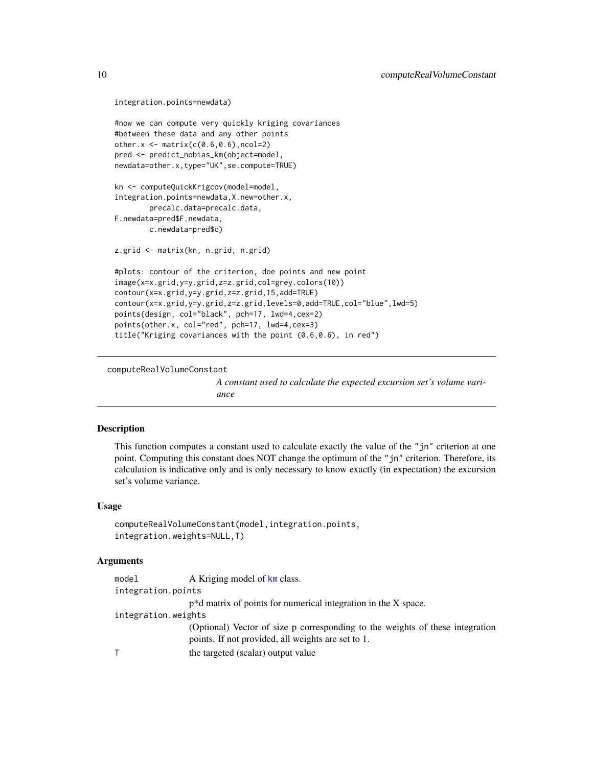```
integration.points=newdata)

#now we can compute very quickly kriging covariances
#between these data and any other points
other.x <- matrix(c(0.6,0.6),ncol=2)
pred <- predict_nobias_km(object=model,
newdata=other.x,type="UK",se.compute=TRUE)

kn <- computeQuickKrigcov(model=model,
integration.points=newdata,X.new=other.x,
        precalc.data=precalc.data,
F.newdata=pred$F.newdata,
        c.newdata=pred$c)

z.grid <- matrix(kn, n.grid, n.grid)

#plots: contour of the criterion, doe points and new point
image(x=x.grid,y=y.grid,z=z.grid,col=grey.colors(10))
contour(x=x.grid,y=y.grid,z=z.grid,15,add=TRUE)
contour(x=x.grid,y=y.grid,z=z.grid,levels=0,add=TRUE,col="blue",lwd=5)
points(design, col="black", pch=17, lwd=4,cex=2)
points(other.x, col="red", pch=17, lwd=4,cex=3)
title("Kriging covariances with the point (0.6,0.6), in red")
```

---

## computeRealVolumeConstant

*A constant used to calculate the expected excursion set's volume variance*

---

### Description

This function computes a constant used to calculate exactly the value of the "jn" criterion at one point. Computing this constant does NOT change the optimum of the "jn" criterion. Therefore, its calculation is indicative only and is only necessary to know exactly (in expectation) the excursion set's volume variance.

### Usage

```
computeRealVolumeConstant(model,integration.points,
integration.weights=NULL,T)
```

### Arguments

| | |
|---|---|
| `model` | A Kriging model of `km` class. |
| `integration.points` | p*d matrix of points for numerical integration in the X space. |
| `integration.weights` | (Optional) Vector of size p corresponding to the weights of these integration points. If not provided, all weights are set to 1. |
| `T` | the targeted (scalar) output value |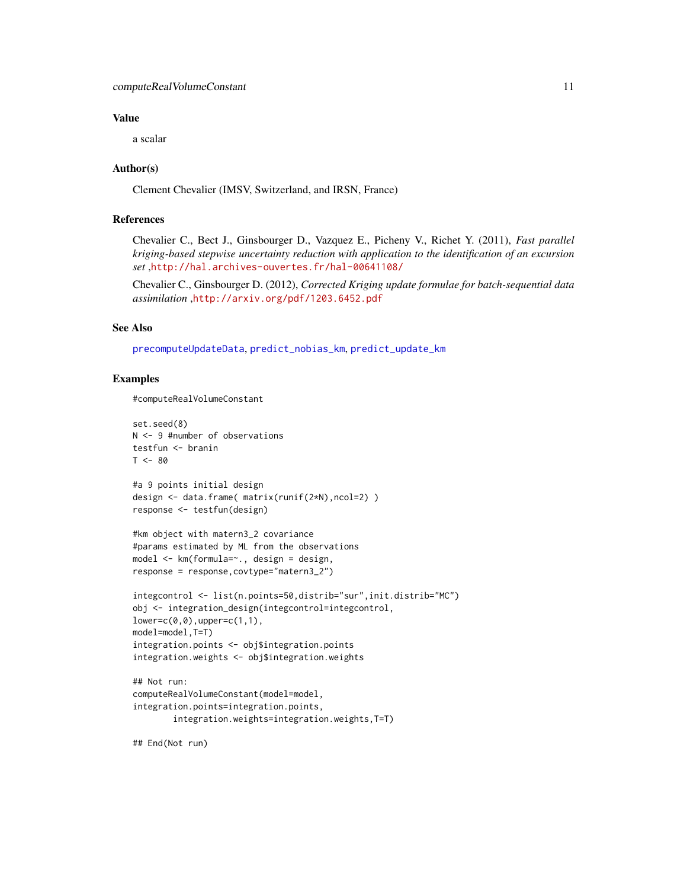### Value

a scalar

### Author(s)

Clement Chevalier (IMSV, Switzerland, and IRSN, France)

### References

Chevalier C., Bect J., Ginsbourger D., Vazquez E., Picheny V., Richet Y. (2011), *Fast parallel kriging-based stepwise uncertainty reduction with application to the identification of an excursion set* ,http://hal.archives-ouvertes.fr/hal-00641108/

Chevalier C., Ginsbourger D. (2012), *Corrected Kriging update formulae for batch-sequential data assimilation* ,http://arxiv.org/pdf/1203.6452.pdf

### See Also

precomputeUpdateData, predict_nobias_km, predict_update_km

### Examples

```
#computeRealVolumeConstant

set.seed(8)
N <- 9 #number of observations
testfun <- branin
T <- 80

#a 9 points initial design
design <- data.frame( matrix(runif(2*N),ncol=2) )
response <- testfun(design)

#km object with matern3_2 covariance
#params estimated by ML from the observations
model <- km(formula=~., design = design,
response = response,covtype="matern3_2")

integcontrol <- list(n.points=50,distrib="sur",init.distrib="MC")
obj <- integration_design(integcontrol=integcontrol,
lower=c(0,0),upper=c(1,1),
model=model,T=T)
integration.points <- obj$integration.points
integration.weights <- obj$integration.weights

## Not run:
computeRealVolumeConstant(model=model,
integration.points=integration.points,
        integration.weights=integration.weights,T=T)

## End(Not run)
```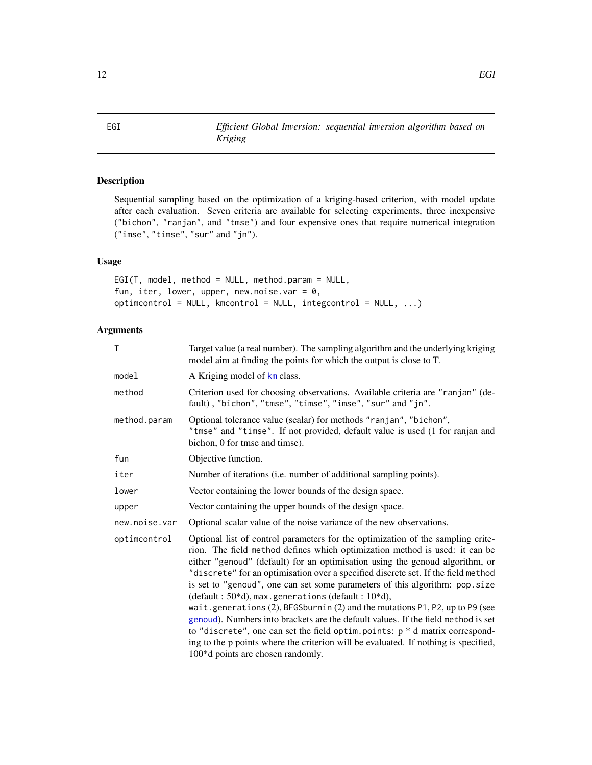# EGI *Efficient Global Inversion: sequential inversion algorithm based on Kriging*

## Description

Sequential sampling based on the optimization of a kriging-based criterion, with model update after each evaluation. Seven criteria are available for selecting experiments, three inexpensive ("bichon", "ranjan", and "tmse") and four expensive ones that require numerical integration ("imse", "timse", "sur" and "jn").

## Usage

```
EGI(T, model, method = NULL, method.param = NULL,
fun, iter, lower, upper, new.noise.var = 0,
optimcontrol = NULL, kmcontrol = NULL, integcontrol = NULL, ...)
```

## Arguments

| | |
|---|---|
| T | Target value (a real number). The sampling algorithm and the underlying kriging model aim at finding the points for which the output is close to T. |
| model | A Kriging model of km class. |
| method | Criterion used for choosing observations. Available criteria are "ranjan" (default) , "bichon", "tmse", "timse", "imse", "sur" and "jn". |
| method.param | Optional tolerance value (scalar) for methods "ranjan", "bichon", "tmse" and "timse". If not provided, default value is used (1 for ranjan and bichon, 0 for tmse and timse). |
| fun | Objective function. |
| iter | Number of iterations (i.e. number of additional sampling points). |
| lower | Vector containing the lower bounds of the design space. |
| upper | Vector containing the upper bounds of the design space. |
| new.noise.var | Optional scalar value of the noise variance of the new observations. |
| optimcontrol | Optional list of control parameters for the optimization of the sampling criterion. The field method defines which optimization method is used: it can be either "genoud" (default) for an optimisation using the genoud algorithm, or "discrete" for an optimisation over a specified discrete set. If the field method is set to "genoud", one can set some parameters of this algorithm: pop.size (default : 50*d), max.generations (default : 10*d), wait.generations (2), BFGSburnin (2) and the mutations P1, P2, up to P9 (see genoud). Numbers into brackets are the default values. If the field method is set to "discrete", one can set the field optim.points: p * d matrix corresponding to the p points where the criterion will be evaluated. If nothing is specified, 100*d points are chosen randomly. |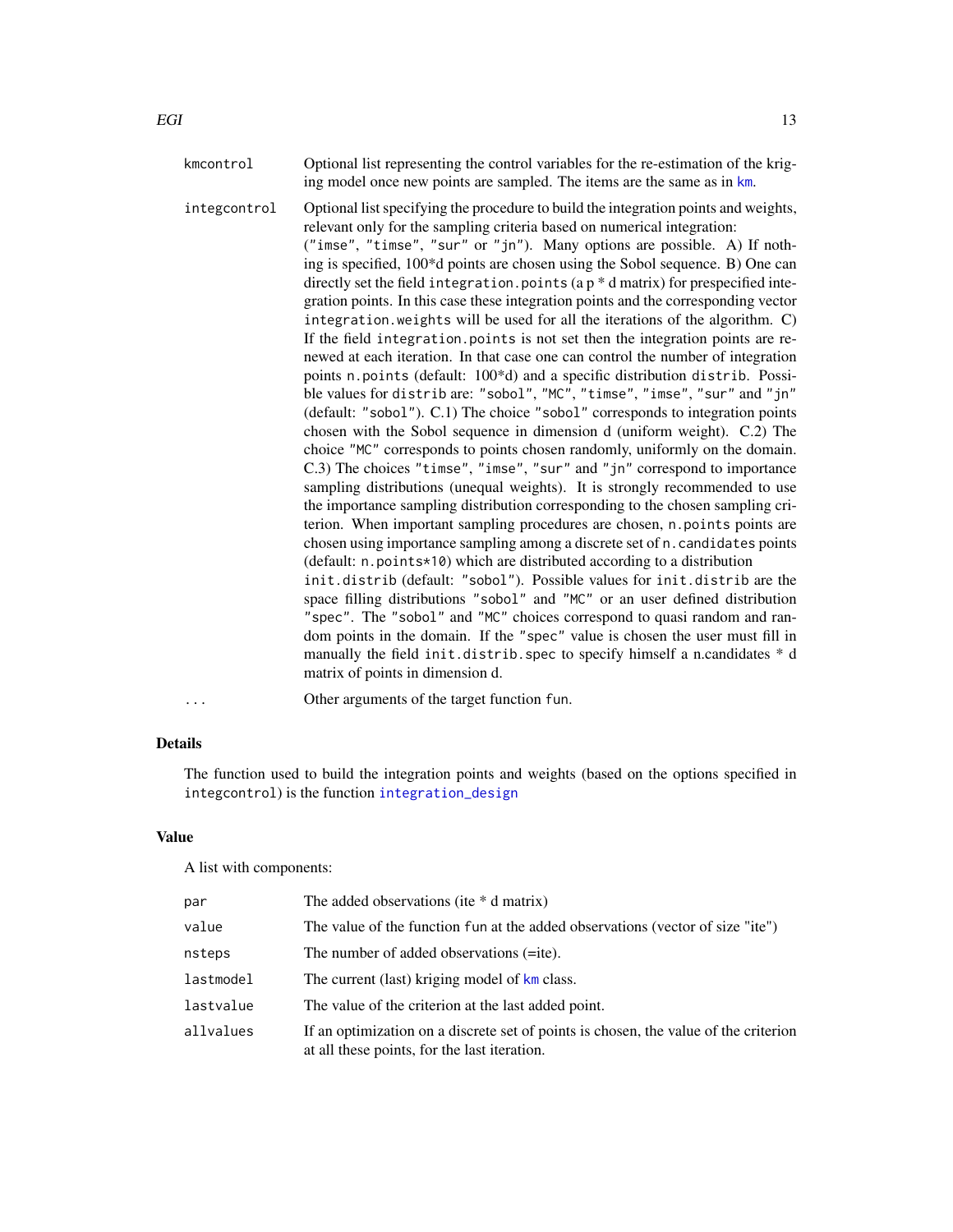kmcontrol
: Optional list representing the control variables for the re-estimation of the kriging model once new points are sampled. The items are the same as in `km`.

integcontrol
: Optional list specifying the procedure to build the integration points and weights, relevant only for the sampling criteria based on numerical integration: ("imse", "timse", "sur" or "jn"). Many options are possible. A) If nothing is specified, 100*d points are chosen using the Sobol sequence. B) One can directly set the field `integration.points` (a p * d matrix) for prespecified integration points. In this case these integration points and the corresponding vector `integration.weights` will be used for all the iterations of the algorithm. C) If the field `integration.points` is not set then the integration points are renewed at each iteration. In that case one can control the number of integration points `n.points` (default: 100*d) and a specific distribution `distrib`. Possible values for `distrib` are: "sobol", "MC", "timse", "imse", "sur" and "jn" (default: "sobol"). C.1) The choice "sobol" corresponds to integration points chosen with the Sobol sequence in dimension d (uniform weight). C.2) The choice "MC" corresponds to points chosen randomly, uniformly on the domain. C.3) The choices "timse", "imse", "sur" and "jn" correspond to importance sampling distributions (unequal weights). It is strongly recommended to use the importance sampling distribution corresponding to the chosen sampling criterion. When important sampling procedures are chosen, `n.points` points are chosen using importance sampling among a discrete set of `n.candidates` points (default: `n.points*10`) which are distributed according to a distribution `init.distrib` (default: "sobol"). Possible values for `init.distrib` are the space filling distributions "sobol" and "MC" or an user defined distribution "spec". The "sobol" and "MC" choices correspond to quasi random and random points in the domain. If the "spec" value is chosen the user must fill in manually the field `init.distrib.spec` to specify himself a n.candidates * d matrix of points in dimension d.

...
: Other arguments of the target function `fun`.

## Details

The function used to build the integration points and weights (based on the options specified in `integcontrol`) is the function `integration_design`

## Value

A list with components:

| | |
|---|---|
| par | The added observations (ite * d matrix) |
| value | The value of the function fun at the added observations (vector of size "ite") |
| nsteps | The number of added observations (=ite). |
| lastmodel | The current (last) kriging model of km class. |
| lastvalue | The value of the criterion at the last added point. |
| allvalues | If an optimization on a discrete set of points is chosen, the value of the criterion at all these points, for the last iteration. |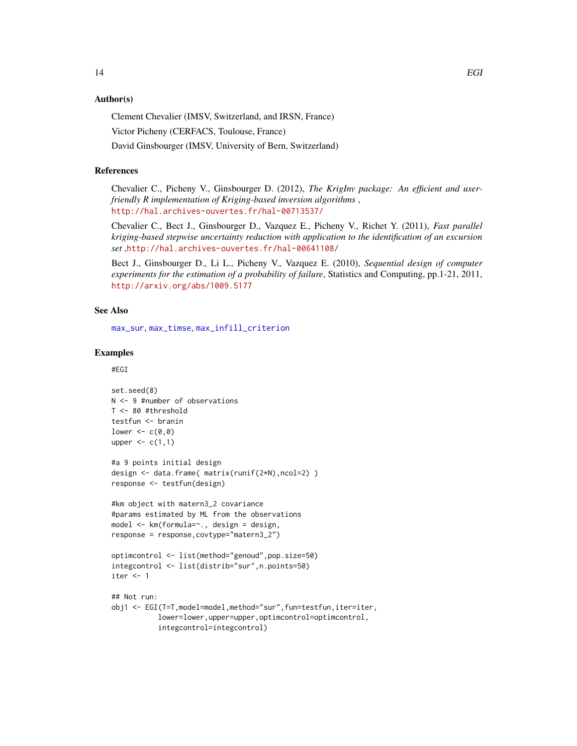### Author(s)

Clement Chevalier (IMSV, Switzerland, and IRSN, France)

Victor Picheny (CERFACS, Toulouse, France)

David Ginsbourger (IMSV, University of Bern, Switzerland)

### References

Chevalier C., Picheny V., Ginsbourger D. (2012), *The KrigInv package: An efficient and user-friendly R implementation of Kriging-based inversion algorithms* , http://hal.archives-ouvertes.fr/hal-00713537/

Chevalier C., Bect J., Ginsbourger D., Vazquez E., Picheny V., Richet Y. (2011), *Fast parallel kriging-based stepwise uncertainty reduction with application to the identification of an excursion set* ,http://hal.archives-ouvertes.fr/hal-00641108/

Bect J., Ginsbourger D., Li L., Picheny V., Vazquez E. (2010), *Sequential design of computer experiments for the estimation of a probability of failure*, Statistics and Computing, pp.1-21, 2011, http://arxiv.org/abs/1009.5177

### See Also

max_sur, max_timse, max_infill_criterion

### Examples

```
#EGI

set.seed(8)
N <- 9 #number of observations
T <- 80 #threshold
testfun <- branin
lower <- c(0,0)
upper <- c(1,1)

#a 9 points initial design
design <- data.frame( matrix(runif(2*N),ncol=2) )
response <- testfun(design)

#km object with matern3_2 covariance
#params estimated by ML from the observations
model <- km(formula=~., design = design,
response = response,covtype="matern3_2")

optimcontrol <- list(method="genoud",pop.size=50)
integcontrol <- list(distrib="sur",n.points=50)
iter <- 1

## Not run:
obj1 <- EGI(T=T,model=model,method="sur",fun=testfun,iter=iter,
           lower=lower,upper=upper,optimcontrol=optimcontrol,
           integcontrol=integcontrol)
```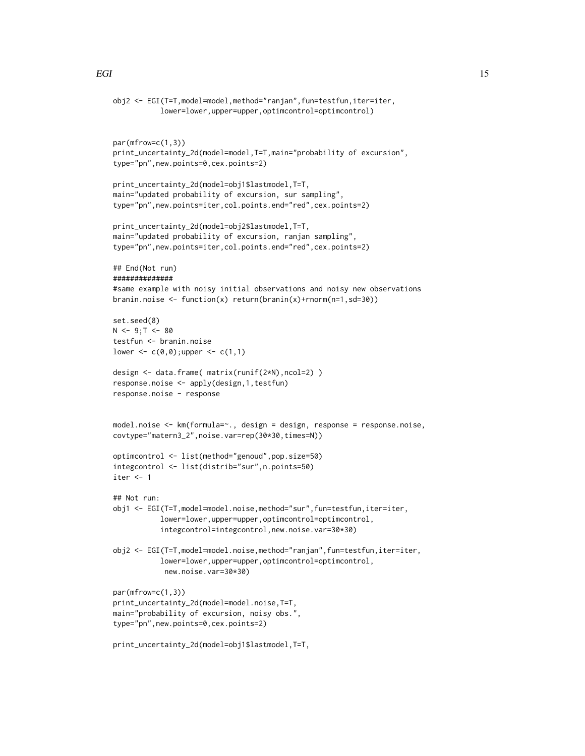```
obj2 <- EGI(T=T,model=model,method="ranjan",fun=testfun,iter=iter,
           lower=lower,upper=upper,optimcontrol=optimcontrol)


par(mfrow=c(1,3))
print_uncertainty_2d(model=model,T=T,main="probability of excursion",
type="pn",new.points=0,cex.points=2)

print_uncertainty_2d(model=obj1$lastmodel,T=T,
main="updated probability of excursion, sur sampling",
type="pn",new.points=iter,col.points.end="red",cex.points=2)

print_uncertainty_2d(model=obj2$lastmodel,T=T,
main="updated probability of excursion, ranjan sampling",
type="pn",new.points=iter,col.points.end="red",cex.points=2)

## End(Not run)
##############
#same example with noisy initial observations and noisy new observations
branin.noise <- function(x) return(branin(x)+rnorm(n=1,sd=30))

set.seed(8)
N <- 9;T <- 80
testfun <- branin.noise
lower <- c(0,0);upper <- c(1,1)

design <- data.frame( matrix(runif(2*N),ncol=2) )
response.noise <- apply(design,1,testfun)
response.noise - response


model.noise <- km(formula=~., design = design, response = response.noise,
covtype="matern3_2",noise.var=rep(30*30,times=N))

optimcontrol <- list(method="genoud",pop.size=50)
integcontrol <- list(distrib="sur",n.points=50)
iter <- 1

## Not run:
obj1 <- EGI(T=T,model=model.noise,method="sur",fun=testfun,iter=iter,
           lower=lower,upper=upper,optimcontrol=optimcontrol,
           integcontrol=integcontrol,new.noise.var=30*30)

obj2 <- EGI(T=T,model=model.noise,method="ranjan",fun=testfun,iter=iter,
           lower=lower,upper=upper,optimcontrol=optimcontrol,
            new.noise.var=30*30)

par(mfrow=c(1,3))
print_uncertainty_2d(model=model.noise,T=T,
main="probability of excursion, noisy obs.",
type="pn",new.points=0,cex.points=2)

print_uncertainty_2d(model=obj1$lastmodel,T=T,
```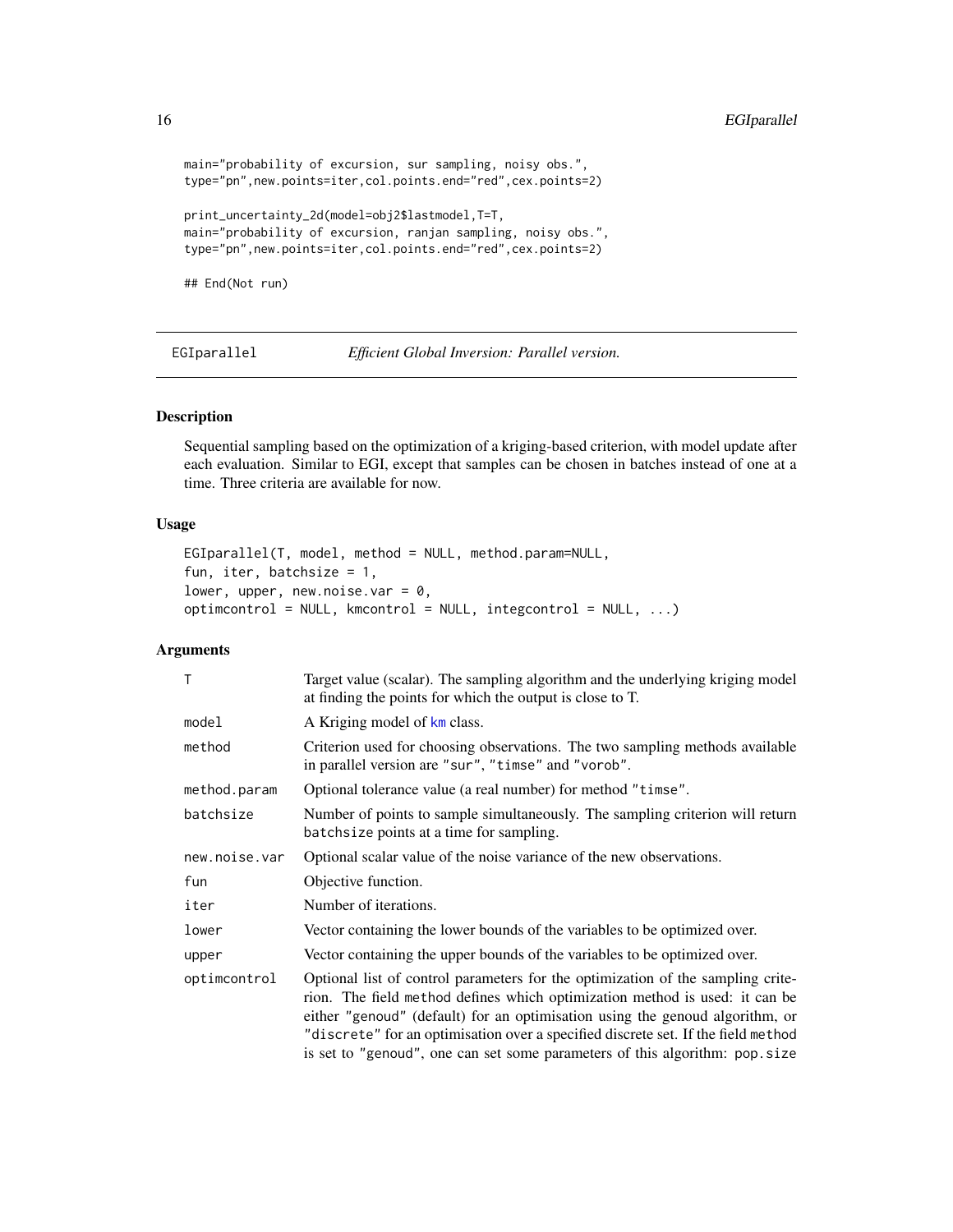```
main="probability of excursion, sur sampling, noisy obs.",
type="pn",new.points=iter,col.points.end="red",cex.points=2)

print_uncertainty_2d(model=obj2$lastmodel,T=T,
main="probability of excursion, ranjan sampling, noisy obs.",
type="pn",new.points=iter,col.points.end="red",cex.points=2)

## End(Not run)
```

---

EGIparallel    *Efficient Global Inversion: Parallel version.*

---

### Description

Sequential sampling based on the optimization of a kriging-based criterion, with model update after each evaluation. Similar to EGI, except that samples can be chosen in batches instead of one at a time. Three criteria are available for now.

### Usage

```
EGIparallel(T, model, method = NULL, method.param=NULL,
fun, iter, batchsize = 1,
lower, upper, new.noise.var = 0,
optimcontrol = NULL, kmcontrol = NULL, integcontrol = NULL, ...)
```

### Arguments

| | |
|---|---|
| `T` | Target value (scalar). The sampling algorithm and the underlying kriging model at finding the points for which the output is close to T. |
| `model` | A Kriging model of `km` class. |
| `method` | Criterion used for choosing observations. The two sampling methods available in parallel version are `"sur"`, `"timse"` and `"vorob"`. |
| `method.param` | Optional tolerance value (a real number) for method `"timse"`. |
| `batchsize` | Number of points to sample simultaneously. The sampling criterion will return `batchsize` points at a time for sampling. |
| `new.noise.var` | Optional scalar value of the noise variance of the new observations. |
| `fun` | Objective function. |
| `iter` | Number of iterations. |
| `lower` | Vector containing the lower bounds of the variables to be optimized over. |
| `upper` | Vector containing the upper bounds of the variables to be optimized over. |
| `optimcontrol` | Optional list of control parameters for the optimization of the sampling criterion. The field `method` defines which optimization method is used: it can be either `"genoud"` (default) for an optimisation using the genoud algorithm, or `"discrete"` for an optimisation over a specified discrete set. If the field `method` is set to `"genoud"`, one can set some parameters of this algorithm: `pop.size` |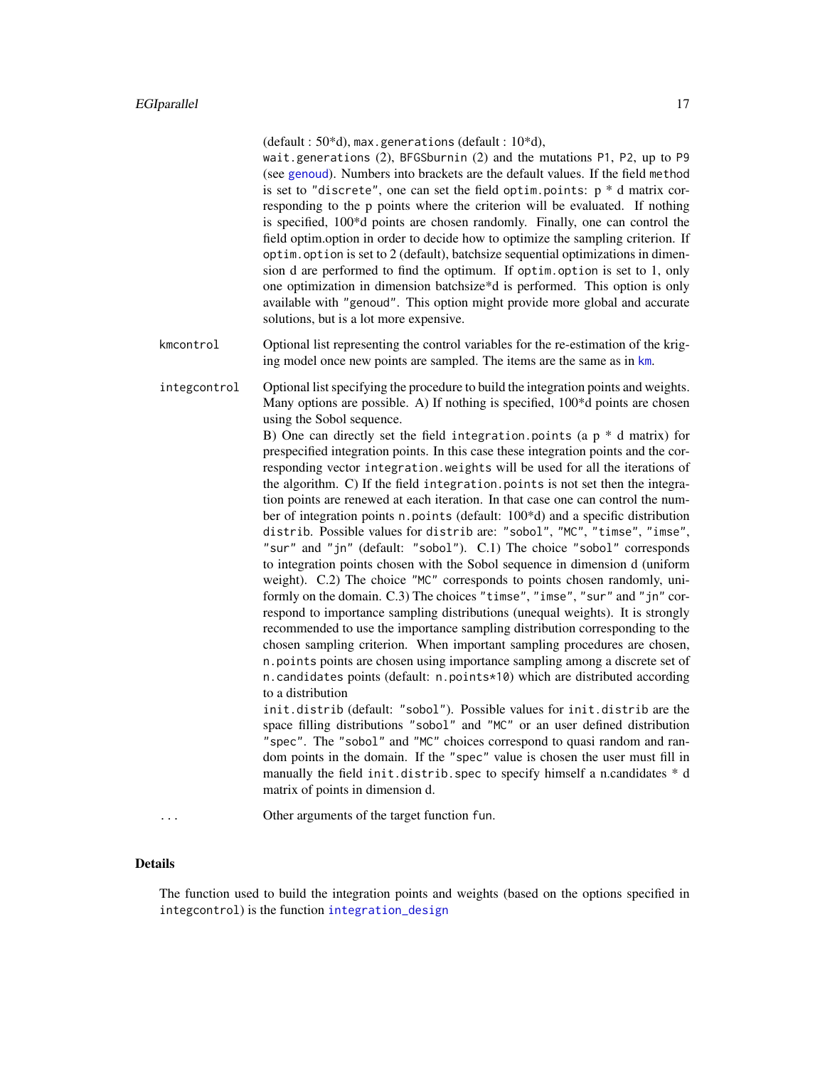(default : 50*d), `max.generations` (default : 10*d), `wait.generations` (2), `BFGSburnin` (2) and the mutations `P1`, `P2`, up to `P9` (see `genoud`). Numbers into brackets are the default values. If the field `method` is set to `"discrete"`, one can set the field `optim.points`: p * d matrix corresponding to the p points where the criterion will be evaluated. If nothing is specified, 100*d points are chosen randomly. Finally, one can control the field optim.option in order to decide how to optimize the sampling criterion. If `optim.option` is set to 2 (default), batchsize sequential optimizations in dimension d are performed to find the optimum. If `optim.option` is set to 1, only one optimization in dimension batchsize*d is performed. This option is only available with `"genoud"`. This option might provide more global and accurate solutions, but is a lot more expensive.

`kmcontrol` Optional list representing the control variables for the re-estimation of the kriging model once new points are sampled. The items are the same as in `km`.

`integcontrol` Optional list specifying the procedure to build the integration points and weights. Many options are possible. A) If nothing is specified, 100*d points are chosen using the Sobol sequence.
B) One can directly set the field `integration.points` (a p * d matrix) for prespecified integration points. In this case these integration points and the corresponding vector `integration.weights` will be used for all the iterations of the algorithm. C) If the field `integration.points` is not set then the integration points are renewed at each iteration. In that case one can control the number of integration points `n.points` (default: 100*d) and a specific distribution `distrib`. Possible values for `distrib` are: `"sobol"`, `"MC"`, `"timse"`, `"imse"`, `"sur"` and `"jn"` (default: `"sobol"`). C.1) The choice `"sobol"` corresponds to integration points chosen with the Sobol sequence in dimension d (uniform weight). C.2) The choice `"MC"` corresponds to points chosen randomly, uniformly on the domain. C.3) The choices `"timse"`, `"imse"`, `"sur"` and `"jn"` correspond to importance sampling distributions (unequal weights). It is strongly recommended to use the importance sampling distribution corresponding to the chosen sampling criterion. When important sampling procedures are chosen, `n.points` points are chosen using importance sampling among a discrete set of `n.candidates` points (default: `n.points*10`) which are distributed according to a distribution
`init.distrib` (default: `"sobol"`). Possible values for `init.distrib` are the space filling distributions `"sobol"` and `"MC"` or an user defined distribution `"spec"`. The `"sobol"` and `"MC"` choices correspond to quasi random and random points in the domain. If the `"spec"` value is chosen the user must fill in manually the field `init.distrib.spec` to specify himself a n.candidates * d matrix of points in dimension d.

`...` Other arguments of the target function `fun`.

## Details

The function used to build the integration points and weights (based on the options specified in `integcontrol`) is the function `integration_design`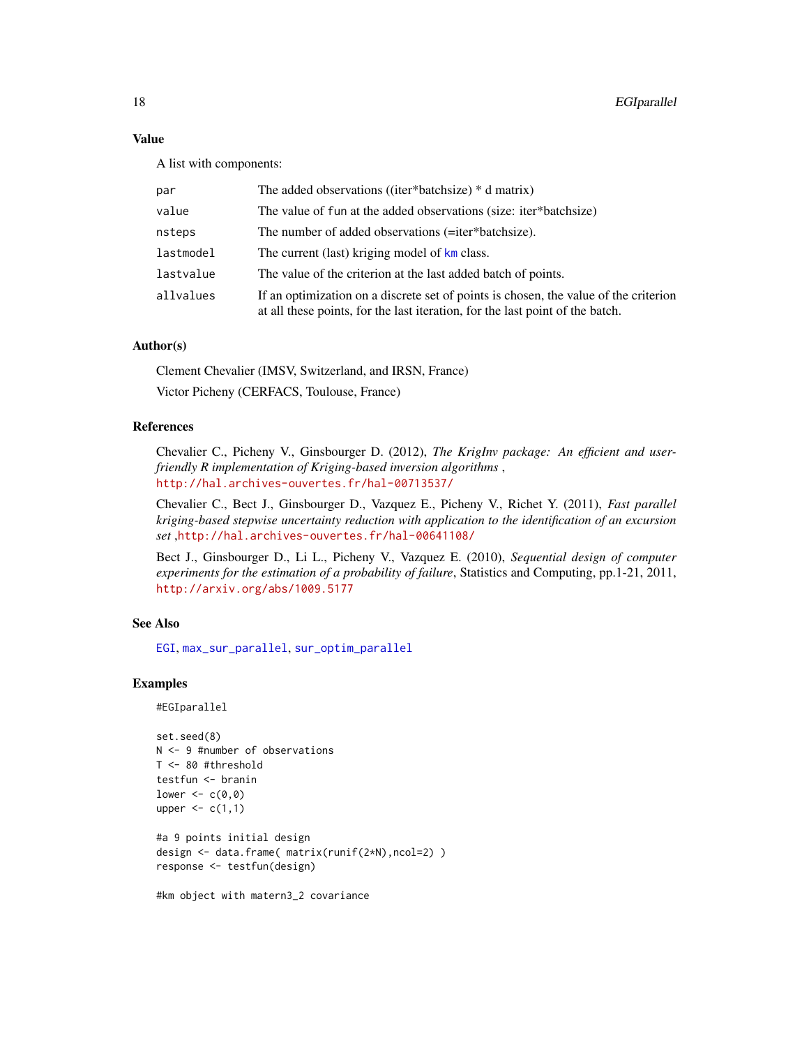## Value

A list with components:

| | |
|---|---|
| par | The added observations ((iter*batchsize) * d matrix) |
| value | The value of fun at the added observations (size: iter*batchsize) |
| nsteps | The number of added observations (=iter*batchsize). |
| lastmodel | The current (last) kriging model of km class. |
| lastvalue | The value of the criterion at the last added batch of points. |
| allvalues | If an optimization on a discrete set of points is chosen, the value of the criterion at all these points, for the last iteration, for the last point of the batch. |

## Author(s)

Clement Chevalier (IMSV, Switzerland, and IRSN, France)

Victor Picheny (CERFACS, Toulouse, France)

## References

Chevalier C., Picheny V., Ginsbourger D. (2012), *The KrigInv package: An efficient and user-friendly R implementation of Kriging-based inversion algorithms* , http://hal.archives-ouvertes.fr/hal-00713537/

Chevalier C., Bect J., Ginsbourger D., Vazquez E., Picheny V., Richet Y. (2011), *Fast parallel kriging-based stepwise uncertainty reduction with application to the identification of an excursion set* ,http://hal.archives-ouvertes.fr/hal-00641108/

Bect J., Ginsbourger D., Li L., Picheny V., Vazquez E. (2010), *Sequential design of computer experiments for the estimation of a probability of failure*, Statistics and Computing, pp.1-21, 2011, http://arxiv.org/abs/1009.5177

## See Also

EGI, max_sur_parallel, sur_optim_parallel

## Examples

```
#EGIparallel

set.seed(8)
N <- 9 #number of observations
T <- 80 #threshold
testfun <- branin
lower <- c(0,0)
upper <- c(1,1)

#a 9 points initial design
design <- data.frame( matrix(runif(2*N),ncol=2) )
response <- testfun(design)

#km object with matern3_2 covariance
```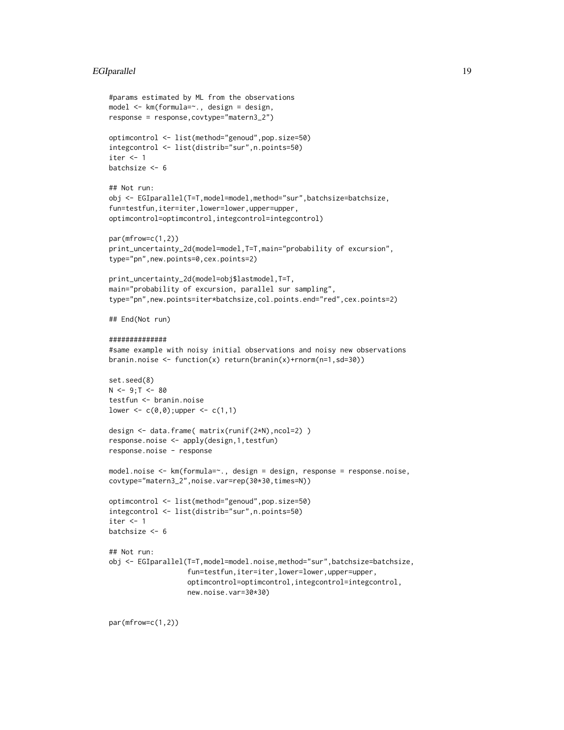```
#params estimated by ML from the observations
model <- km(formula=~., design = design,
response = response,covtype="matern3_2")

optimcontrol <- list(method="genoud",pop.size=50)
integcontrol <- list(distrib="sur",n.points=50)
iter <- 1
batchsize <- 6

## Not run:
obj <- EGIparallel(T=T,model=model,method="sur",batchsize=batchsize,
fun=testfun,iter=iter,lower=lower,upper=upper,
optimcontrol=optimcontrol,integcontrol=integcontrol)

par(mfrow=c(1,2))
print_uncertainty_2d(model=model,T=T,main="probability of excursion",
type="pn",new.points=0,cex.points=2)

print_uncertainty_2d(model=obj$lastmodel,T=T,
main="probability of excursion, parallel sur sampling",
type="pn",new.points=iter*batchsize,col.points.end="red",cex.points=2)

## End(Not run)

##############
#same example with noisy initial observations and noisy new observations
branin.noise <- function(x) return(branin(x)+rnorm(n=1,sd=30))

set.seed(8)
N <- 9;T <- 80
testfun <- branin.noise
lower <- c(0,0);upper <- c(1,1)

design <- data.frame( matrix(runif(2*N),ncol=2) )
response.noise <- apply(design,1,testfun)
response.noise - response

model.noise <- km(formula=~., design = design, response = response.noise,
covtype="matern3_2",noise.var=rep(30*30,times=N))

optimcontrol <- list(method="genoud",pop.size=50)
integcontrol <- list(distrib="sur",n.points=50)
iter <- 1
batchsize <- 6

## Not run:
obj <- EGIparallel(T=T,model=model.noise,method="sur",batchsize=batchsize,
                   fun=testfun,iter=iter,lower=lower,upper=upper,
                   optimcontrol=optimcontrol,integcontrol=integcontrol,
                   new.noise.var=30*30)


par(mfrow=c(1,2))
```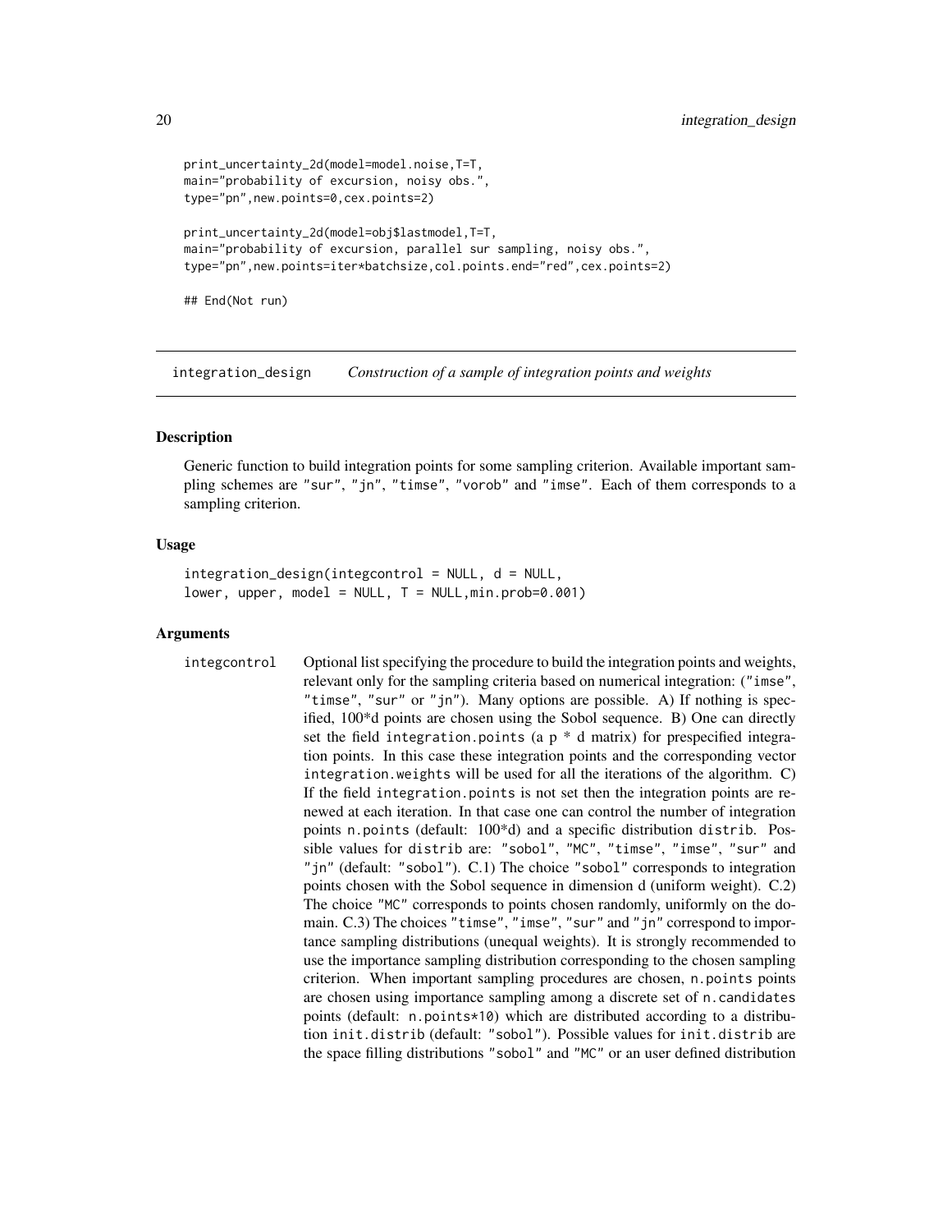```
print_uncertainty_2d(model=model.noise,T=T,
main="probability of excursion, noisy obs.",
type="pn",new.points=0,cex.points=2)

print_uncertainty_2d(model=obj$lastmodel,T=T,
main="probability of excursion, parallel sur sampling, noisy obs.",
type="pn",new.points=iter*batchsize,col.points.end="red",cex.points=2)

## End(Not run)
```

---

## integration_design    *Construction of a sample of integration points and weights*

---

### Description

Generic function to build integration points for some sampling criterion. Available important sampling schemes are "sur", "jn", "timse", "vorob" and "imse". Each of them corresponds to a sampling criterion.

### Usage

```
integration_design(integcontrol = NULL, d = NULL,
lower, upper, model = NULL, T = NULL,min.prob=0.001)
```

### Arguments

integcontrol    Optional list specifying the procedure to build the integration points and weights, relevant only for the sampling criteria based on numerical integration: ("imse", "timse", "sur" or "jn"). Many options are possible. A) If nothing is specified, 100*d points are chosen using the Sobol sequence. B) One can directly set the field integration.points (a p * d matrix) for prespecified integration points. In this case these integration points and the corresponding vector integration.weights will be used for all the iterations of the algorithm. C) If the field integration.points is not set then the integration points are renewed at each iteration. In that case one can control the number of integration points n.points (default: 100*d) and a specific distribution distrib. Possible values for distrib are: "sobol", "MC", "timse", "imse", "sur" and "jn" (default: "sobol"). C.1) The choice "sobol" corresponds to integration points chosen with the Sobol sequence in dimension d (uniform weight). C.2) The choice "MC" corresponds to points chosen randomly, uniformly on the domain. C.3) The choices "timse", "imse", "sur" and "jn" correspond to importance sampling distributions (unequal weights). It is strongly recommended to use the importance sampling distribution corresponding to the chosen sampling criterion. When important sampling procedures are chosen, n.points points are chosen using importance sampling among a discrete set of n.candidates points (default: n.points*10) which are distributed according to a distribution init.distrib (default: "sobol"). Possible values for init.distrib are the space filling distributions "sobol" and "MC" or an user defined distribution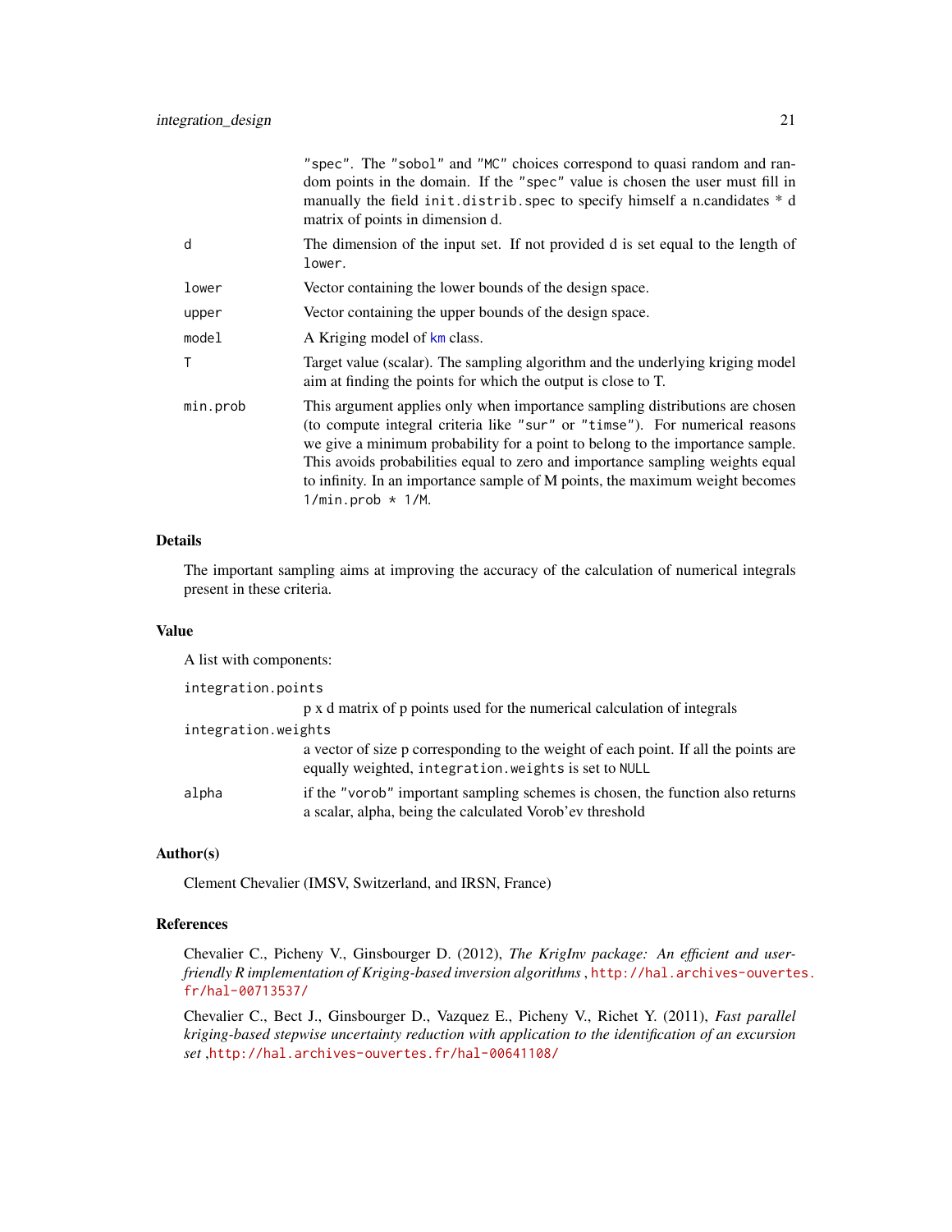"spec". The "sobol" and "MC" choices correspond to quasi random and random points in the domain. If the "spec" value is chosen the user must fill in manually the field init.distrib.spec to specify himself a n.candidates * d matrix of points in dimension d.

| | |
|---|---|
| d | The dimension of the input set. If not provided d is set equal to the length of lower. |
| lower | Vector containing the lower bounds of the design space. |
| upper | Vector containing the upper bounds of the design space. |
| model | A Kriging model of km class. |
| T | Target value (scalar). The sampling algorithm and the underlying kriging model aim at finding the points for which the output is close to T. |
| min.prob | This argument applies only when importance sampling distributions are chosen (to compute integral criteria like "sur" or "timse"). For numerical reasons we give a minimum probability for a point to belong to the importance sample. This avoids probabilities equal to zero and importance sampling weights equal to infinity. In an importance sample of M points, the maximum weight becomes 1/min.prob * 1/M. |

### Details

The important sampling aims at improving the accuracy of the calculation of numerical integrals present in these criteria.

### Value

A list with components:

| | |
|---|---|
| integration.points | p x d matrix of p points used for the numerical calculation of integrals |
| integration.weights | a vector of size p corresponding to the weight of each point. If all the points are equally weighted, integration.weights is set to NULL |
| alpha | if the "vorob" important sampling schemes is chosen, the function also returns a scalar, alpha, being the calculated Vorob'ev threshold |

### Author(s)

Clement Chevalier (IMSV, Switzerland, and IRSN, France)

### References

Chevalier C., Picheny V., Ginsbourger D. (2012), *The KrigInv package: An efficient and user-friendly R implementation of Kriging-based inversion algorithms* , http://hal.archives-ouvertes.fr/hal-00713537/

Chevalier C., Bect J., Ginsbourger D., Vazquez E., Picheny V., Richet Y. (2011), *Fast parallel kriging-based stepwise uncertainty reduction with application to the identification of an excursion set* ,http://hal.archives-ouvertes.fr/hal-00641108/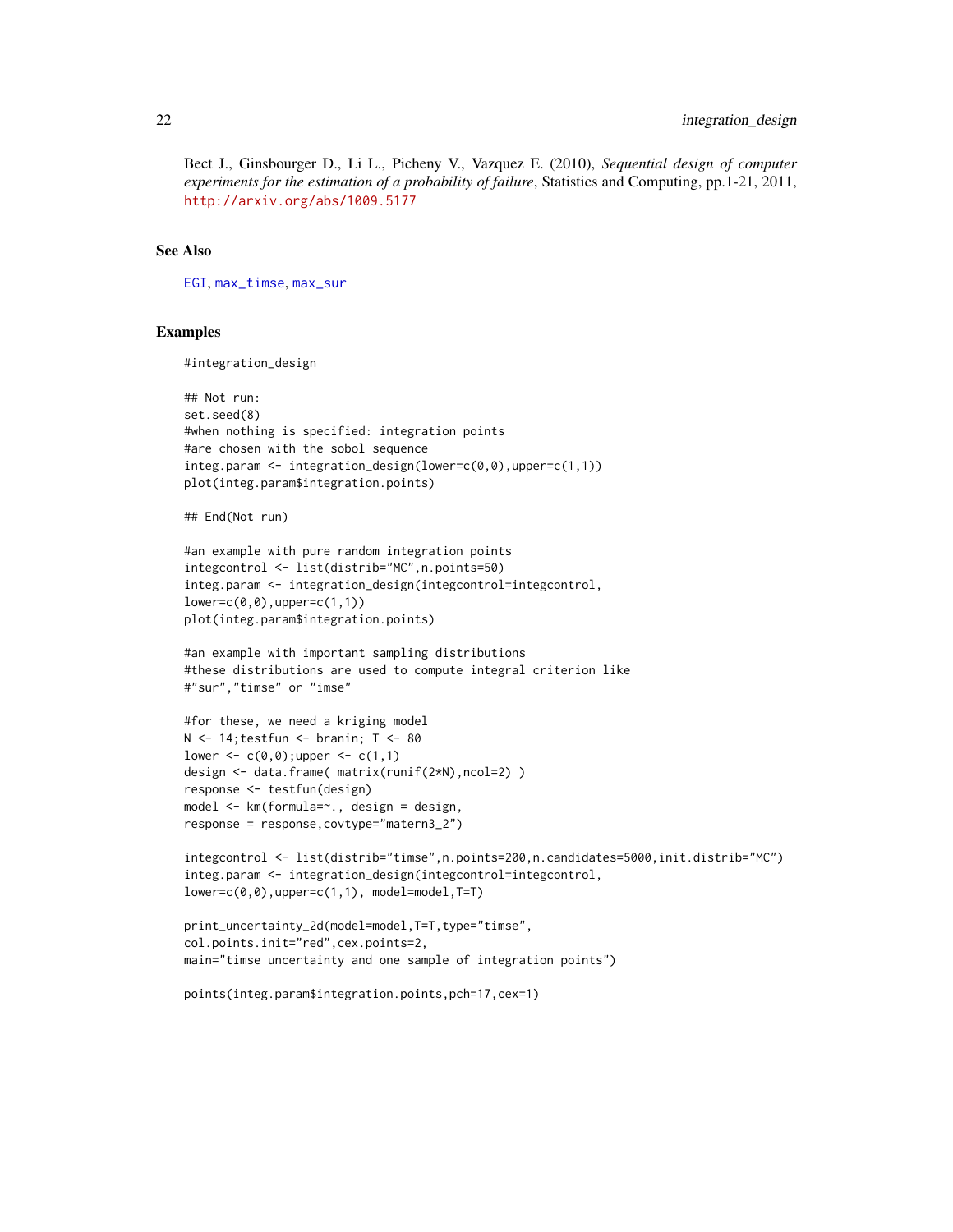Bect J., Ginsbourger D., Li L., Picheny V., Vazquez E. (2010), *Sequential design of computer experiments for the estimation of a probability of failure*, Statistics and Computing, pp.1-21, 2011, http://arxiv.org/abs/1009.5177

## See Also

EGI, max_timse, max_sur

## Examples

```
#integration_design

## Not run:
set.seed(8)
#when nothing is specified: integration points
#are chosen with the sobol sequence
integ.param <- integration_design(lower=c(0,0),upper=c(1,1))
plot(integ.param$integration.points)

## End(Not run)

#an example with pure random integration points
integcontrol <- list(distrib="MC",n.points=50)
integ.param <- integration_design(integcontrol=integcontrol,
lower=c(0,0),upper=c(1,1))
plot(integ.param$integration.points)

#an example with important sampling distributions
#these distributions are used to compute integral criterion like
#"sur","timse" or "imse"

#for these, we need a kriging model
N <- 14;testfun <- branin; T <- 80
lower <- c(0,0);upper <- c(1,1)
design <- data.frame( matrix(runif(2*N),ncol=2) )
response <- testfun(design)
model <- km(formula=~., design = design,
response = response,covtype="matern3_2")

integcontrol <- list(distrib="timse",n.points=200,n.candidates=5000,init.distrib="MC")
integ.param <- integration_design(integcontrol=integcontrol,
lower=c(0,0),upper=c(1,1), model=model,T=T)

print_uncertainty_2d(model=model,T=T,type="timse",
col.points.init="red",cex.points=2,
main="timse uncertainty and one sample of integration points")

points(integ.param$integration.points,pch=17,cex=1)
```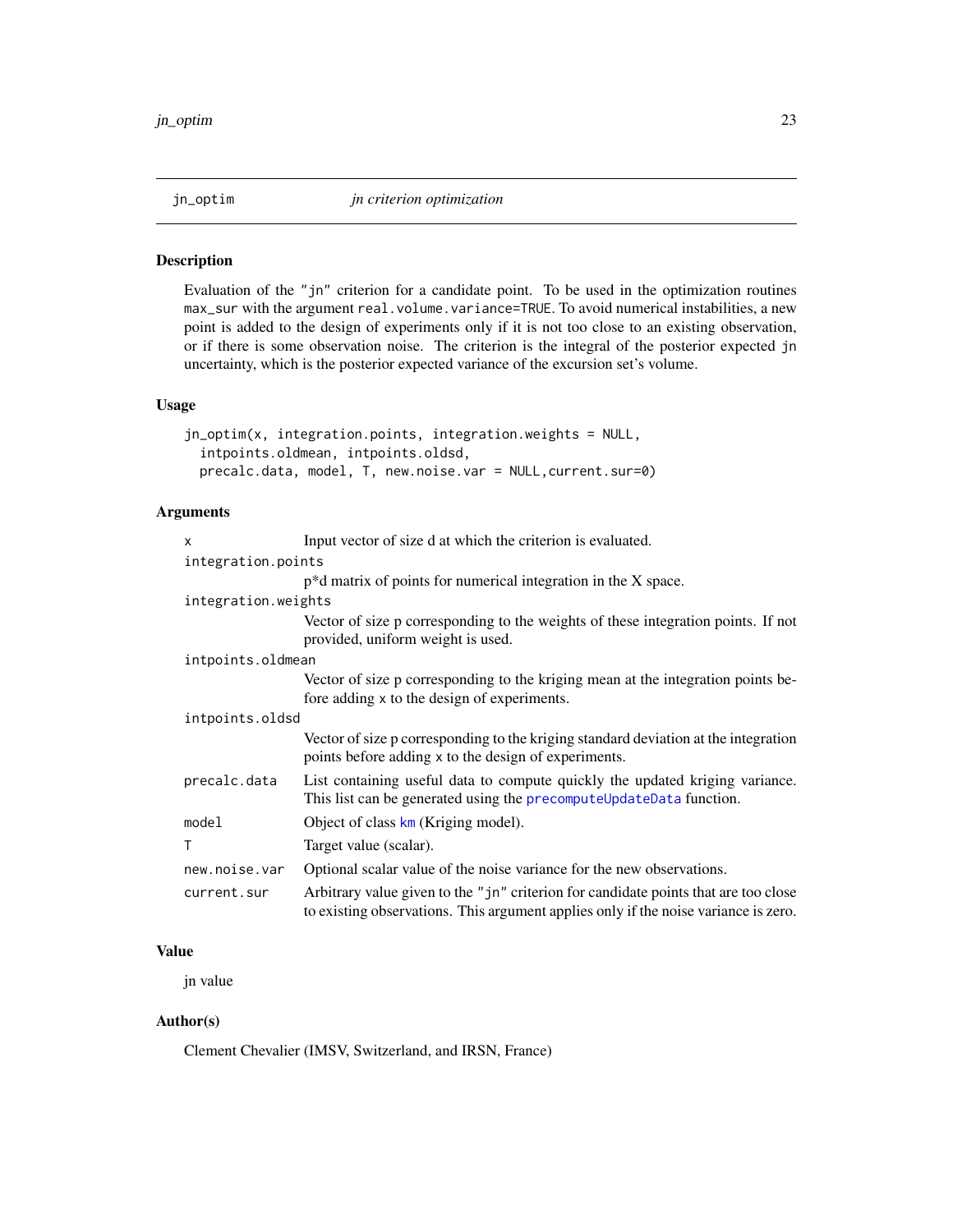# jn_optim — *jn criterion optimization*

## Description

Evaluation of the "jn" criterion for a candidate point. To be used in the optimization routines max_sur with the argument real.volume.variance=TRUE. To avoid numerical instabilities, a new point is added to the design of experiments only if it is not too close to an existing observation, or if there is some observation noise. The criterion is the integral of the posterior expected jn uncertainty, which is the posterior expected variance of the excursion set's volume.

## Usage

```
jn_optim(x, integration.points, integration.weights = NULL,
  intpoints.oldmean, intpoints.oldsd,
  precalc.data, model, T, new.noise.var = NULL,current.sur=0)
```

## Arguments

| | |
|---|---|
| x | Input vector of size d at which the criterion is evaluated. |
| integration.points | p*d matrix of points for numerical integration in the X space. |
| integration.weights | Vector of size p corresponding to the weights of these integration points. If not provided, uniform weight is used. |
| intpoints.oldmean | Vector of size p corresponding to the kriging mean at the integration points before adding x to the design of experiments. |
| intpoints.oldsd | Vector of size p corresponding to the kriging standard deviation at the integration points before adding x to the design of experiments. |
| precalc.data | List containing useful data to compute quickly the updated kriging variance. This list can be generated using the precomputeUpdateData function. |
| model | Object of class km (Kriging model). |
| T | Target value (scalar). |
| new.noise.var | Optional scalar value of the noise variance for the new observations. |
| current.sur | Arbitrary value given to the "jn" criterion for candidate points that are too close to existing observations. This argument applies only if the noise variance is zero. |

## Value

jn value

## Author(s)

Clement Chevalier (IMSV, Switzerland, and IRSN, France)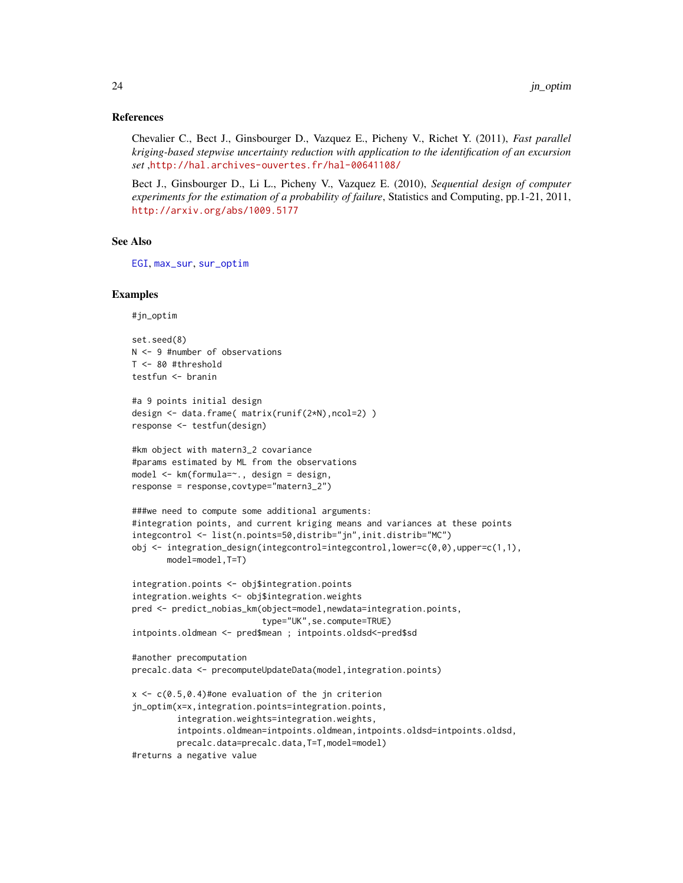## References

Chevalier C., Bect J., Ginsbourger D., Vazquez E., Picheny V., Richet Y. (2011), *Fast parallel kriging-based stepwise uncertainty reduction with application to the identification of an excursion set* ,http://hal.archives-ouvertes.fr/hal-00641108/

Bect J., Ginsbourger D., Li L., Picheny V., Vazquez E. (2010), *Sequential design of computer experiments for the estimation of a probability of failure*, Statistics and Computing, pp.1-21, 2011, http://arxiv.org/abs/1009.5177

## See Also

EGI, max_sur, sur_optim

## Examples

```
#jn_optim

set.seed(8)
N <- 9 #number of observations
T <- 80 #threshold
testfun <- branin

#a 9 points initial design
design <- data.frame( matrix(runif(2*N),ncol=2) )
response <- testfun(design)

#km object with matern3_2 covariance
#params estimated by ML from the observations
model <- km(formula=~., design = design,
response = response,covtype="matern3_2")

###we need to compute some additional arguments:
#integration points, and current kriging means and variances at these points
integcontrol <- list(n.points=50,distrib="jn",init.distrib="MC")
obj <- integration_design(integcontrol=integcontrol,lower=c(0,0),upper=c(1,1),
       model=model,T=T)

integration.points <- obj$integration.points
integration.weights <- obj$integration.weights
pred <- predict_nobias_km(object=model,newdata=integration.points,
                          type="UK",se.compute=TRUE)
intpoints.oldmean <- pred$mean ; intpoints.oldsd<-pred$sd

#another precomputation
precalc.data <- precomputeUpdateData(model,integration.points)

x <- c(0.5,0.4)#one evaluation of the jn criterion
jn_optim(x=x,integration.points=integration.points,
         integration.weights=integration.weights,
         intpoints.oldmean=intpoints.oldmean,intpoints.oldsd=intpoints.oldsd,
         precalc.data=precalc.data,T=T,model=model)
#returns a negative value
```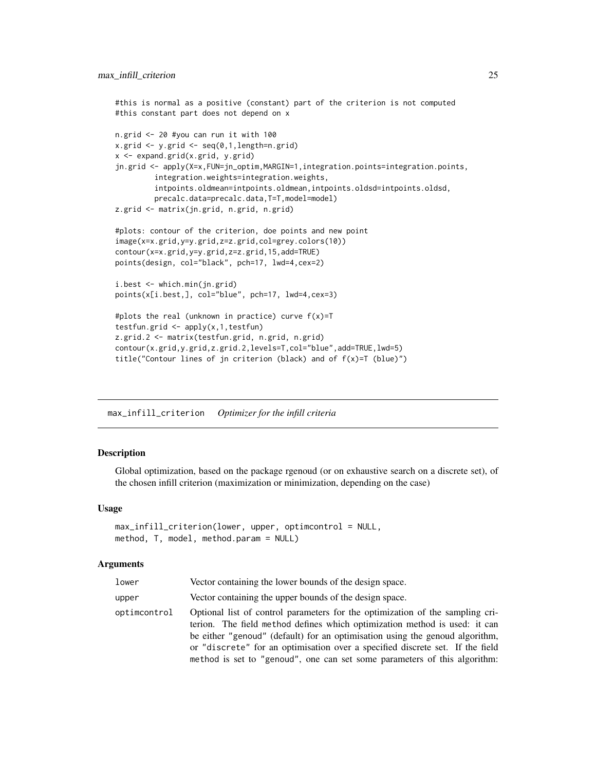```
#this is normal as a positive (constant) part of the criterion is not computed
#this constant part does not depend on x

n.grid <- 20 #you can run it with 100
x.grid <- y.grid <- seq(0,1,length=n.grid)
x <- expand.grid(x.grid, y.grid)
jn.grid <- apply(X=x,FUN=jn_optim,MARGIN=1,integration.points=integration.points,
         integration.weights=integration.weights,
         intpoints.oldmean=intpoints.oldmean,intpoints.oldsd=intpoints.oldsd,
         precalc.data=precalc.data,T=T,model=model)
z.grid <- matrix(jn.grid, n.grid, n.grid)

#plots: contour of the criterion, doe points and new point
image(x=x.grid,y=y.grid,z=z.grid,col=grey.colors(10))
contour(x=x.grid,y=y.grid,z=z.grid,15,add=TRUE)
points(design, col="black", pch=17, lwd=4,cex=2)

i.best <- which.min(jn.grid)
points(x[i.best,], col="blue", pch=17, lwd=4,cex=3)

#plots the real (unknown in practice) curve f(x)=T
testfun.grid <- apply(x,1,testfun)
z.grid.2 <- matrix(testfun.grid, n.grid, n.grid)
contour(x.grid,y.grid,z.grid.2,levels=T,col="blue",add=TRUE,lwd=5)
title("Contour lines of jn criterion (black) and of f(x)=T (blue)")
```

## max_infill_criterion *Optimizer for the infill criteria*

### Description

Global optimization, based on the package rgenoud (or on exhaustive search on a discrete set), of the chosen infill criterion (maximization or minimization, depending on the case)

### Usage

```
max_infill_criterion(lower, upper, optimcontrol = NULL,
method, T, model, method.param = NULL)
```

### Arguments

| | |
|---|---|
| `lower` | Vector containing the lower bounds of the design space. |
| `upper` | Vector containing the upper bounds of the design space. |
| `optimcontrol` | Optional list of control parameters for the optimization of the sampling criterion. The field method defines which optimization method is used: it can be either "genoud" (default) for an optimisation using the genoud algorithm, or "discrete" for an optimisation over a specified discrete set. If the field method is set to "genoud", one can set some parameters of this algorithm: |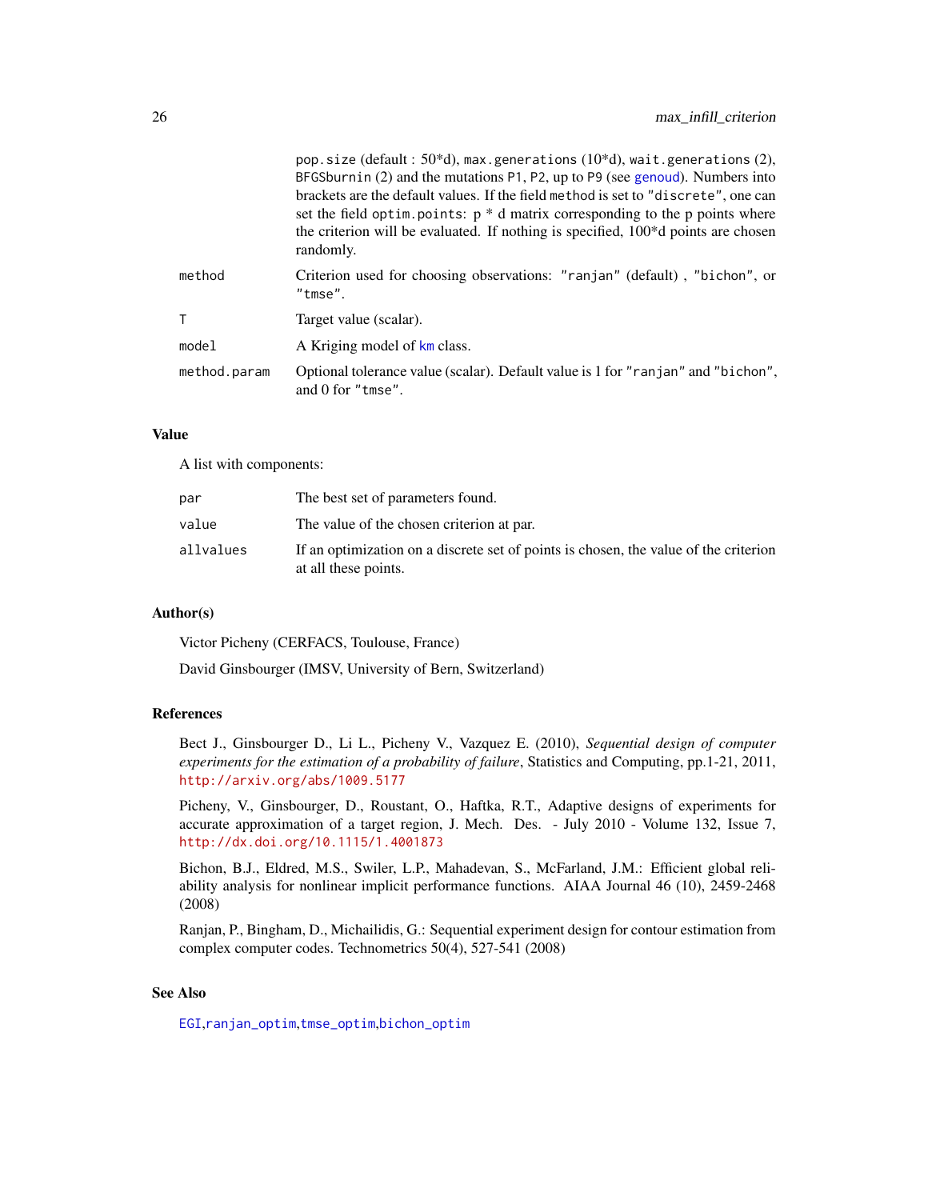| | |
|---|---|
| | pop.size (default : 50*d), max.generations (10*d), wait.generations (2), BFGSburnin (2) and the mutations P1, P2, up to P9 (see genoud). Numbers into brackets are the default values. If the field method is set to "discrete", one can set the field optim.points: p * d matrix corresponding to the p points where the criterion will be evaluated. If nothing is specified, 100*d points are chosen randomly. |
| method | Criterion used for choosing observations: "ranjan" (default) , "bichon", or "tmse". |
| T | Target value (scalar). |
| model | A Kriging model of km class. |
| method.param | Optional tolerance value (scalar). Default value is 1 for "ranjan" and "bichon", and 0 for "tmse". |

## Value

A list with components:

| | |
|---|---|
| par | The best set of parameters found. |
| value | The value of the chosen criterion at par. |
| allvalues | If an optimization on a discrete set of points is chosen, the value of the criterion at all these points. |

## Author(s)

Victor Picheny (CERFACS, Toulouse, France)

David Ginsbourger (IMSV, University of Bern, Switzerland)

## References

Bect J., Ginsbourger D., Li L., Picheny V., Vazquez E. (2010), *Sequential design of computer experiments for the estimation of a probability of failure*, Statistics and Computing, pp.1-21, 2011, http://arxiv.org/abs/1009.5177

Picheny, V., Ginsbourger, D., Roustant, O., Haftka, R.T., Adaptive designs of experiments for accurate approximation of a target region, J. Mech. Des. - July 2010 - Volume 132, Issue 7, http://dx.doi.org/10.1115/1.4001873

Bichon, B.J., Eldred, M.S., Swiler, L.P., Mahadevan, S., McFarland, J.M.: Efficient global reliability analysis for nonlinear implicit performance functions. AIAA Journal 46 (10), 2459-2468 (2008)

Ranjan, P., Bingham, D., Michailidis, G.: Sequential experiment design for contour estimation from complex computer codes. Technometrics 50(4), 527-541 (2008)

## See Also

EGI,ranjan_optim,tmse_optim,bichon_optim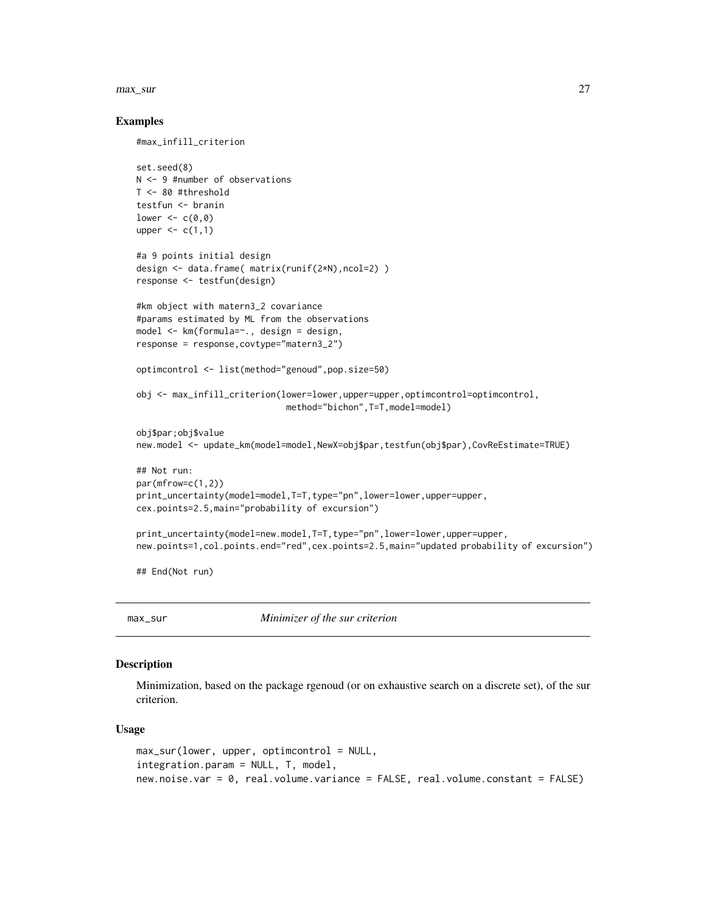### Examples

```
#max_infill_criterion

set.seed(8)
N <- 9 #number of observations
T <- 80 #threshold
testfun <- branin
lower <- c(0,0)
upper <- c(1,1)

#a 9 points initial design
design <- data.frame( matrix(runif(2*N),ncol=2) )
response <- testfun(design)

#km object with matern3_2 covariance
#params estimated by ML from the observations
model <- km(formula=~., design = design,
response = response,covtype="matern3_2")

optimcontrol <- list(method="genoud",pop.size=50)

obj <- max_infill_criterion(lower=lower,upper=upper,optimcontrol=optimcontrol,
                            method="bichon",T=T,model=model)

obj$par;obj$value
new.model <- update_km(model=model,NewX=obj$par,testfun(obj$par),CovReEstimate=TRUE)

## Not run:
par(mfrow=c(1,2))
print_uncertainty(model=model,T=T,type="pn",lower=lower,upper=upper,
cex.points=2.5,main="probability of excursion")

print_uncertainty(model=new.model,T=T,type="pn",lower=lower,upper=upper,
new.points=1,col.points.end="red",cex.points=2.5,main="updated probability of excursion")

## End(Not run)
```

---

## max_sur — *Minimizer of the sur criterion*

### Description

Minimization, based on the package rgenoud (or on exhaustive search on a discrete set), of the sur criterion.

### Usage

```
max_sur(lower, upper, optimcontrol = NULL,
integration.param = NULL, T, model,
new.noise.var = 0, real.volume.variance = FALSE, real.volume.constant = FALSE)
```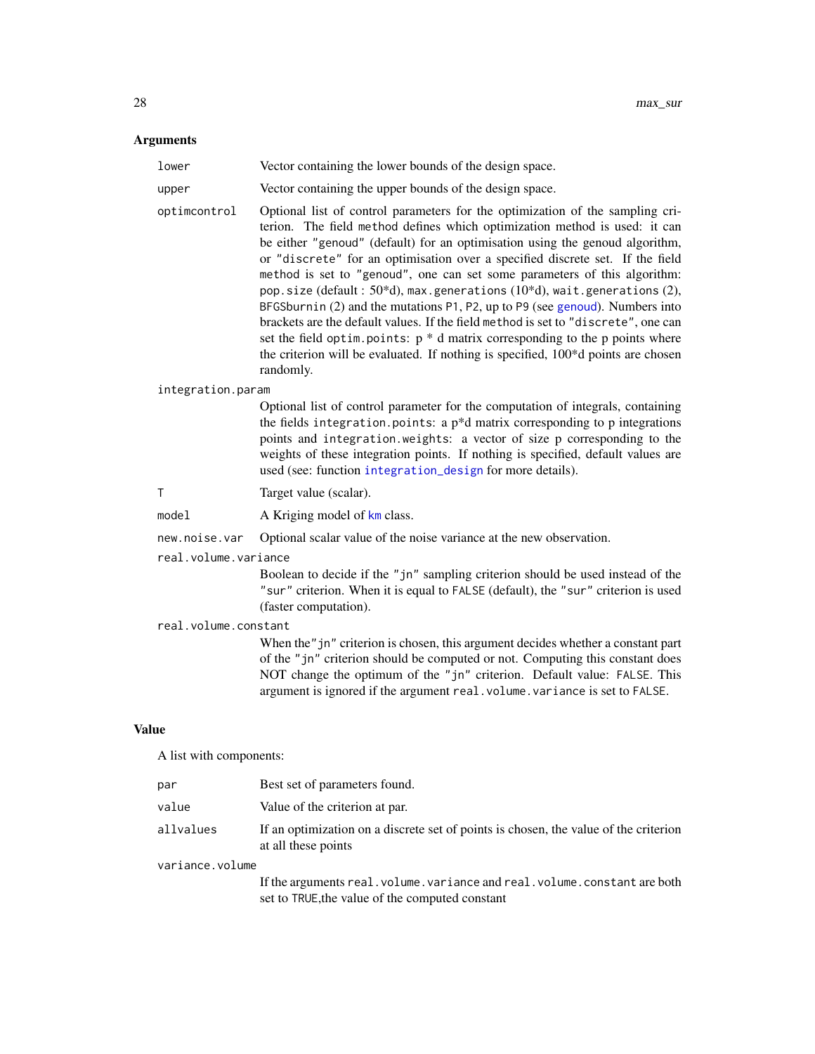## Arguments

`lower`
: Vector containing the lower bounds of the design space.

`upper`
: Vector containing the upper bounds of the design space.

`optimcontrol`
: Optional list of control parameters for the optimization of the sampling criterion. The field `method` defines which optimization method is used: it can be either `"genoud"` (default) for an optimisation using the genoud algorithm, or `"discrete"` for an optimisation over a specified discrete set. If the field `method` is set to `"genoud"`, one can set some parameters of this algorithm: `pop.size` (default : 50*d), `max.generations` (10*d), `wait.generations` (2), `BFGSburnin` (2) and the mutations `P1`, `P2`, up to `P9` (see genoud). Numbers into brackets are the default values. If the field `method` is set to `"discrete"`, one can set the field `optim.points`: p * d matrix corresponding to the p points where the criterion will be evaluated. If nothing is specified, 100*d points are chosen randomly.

`integration.param`
: Optional list of control parameter for the computation of integrals, containing the fields `integration.points`: a p*d matrix corresponding to p integrations points and `integration.weights`: a vector of size p corresponding to the weights of these integration points. If nothing is specified, default values are used (see: function integration_design for more details).

`T`
: Target value (scalar).

`model`
: A Kriging model of km class.

`new.noise.var`
: Optional scalar value of the noise variance at the new observation.

`real.volume.variance`
: Boolean to decide if the `"jn"` sampling criterion should be used instead of the `"sur"` criterion. When it is equal to `FALSE` (default), the `"sur"` criterion is used (faster computation).

`real.volume.constant`
: When the `"jn"` criterion is chosen, this argument decides whether a constant part of the `"jn"` criterion should be computed or not. Computing this constant does NOT change the optimum of the `"jn"` criterion. Default value: `FALSE`. This argument is ignored if the argument `real.volume.variance` is set to `FALSE`.

## Value

A list with components:

`par`
: Best set of parameters found.

`value`
: Value of the criterion at par.

`allvalues`
: If an optimization on a discrete set of points is chosen, the value of the criterion at all these points

`variance.volume`
: If the arguments `real.volume.variance` and `real.volume.constant` are both set to `TRUE`,the value of the computed constant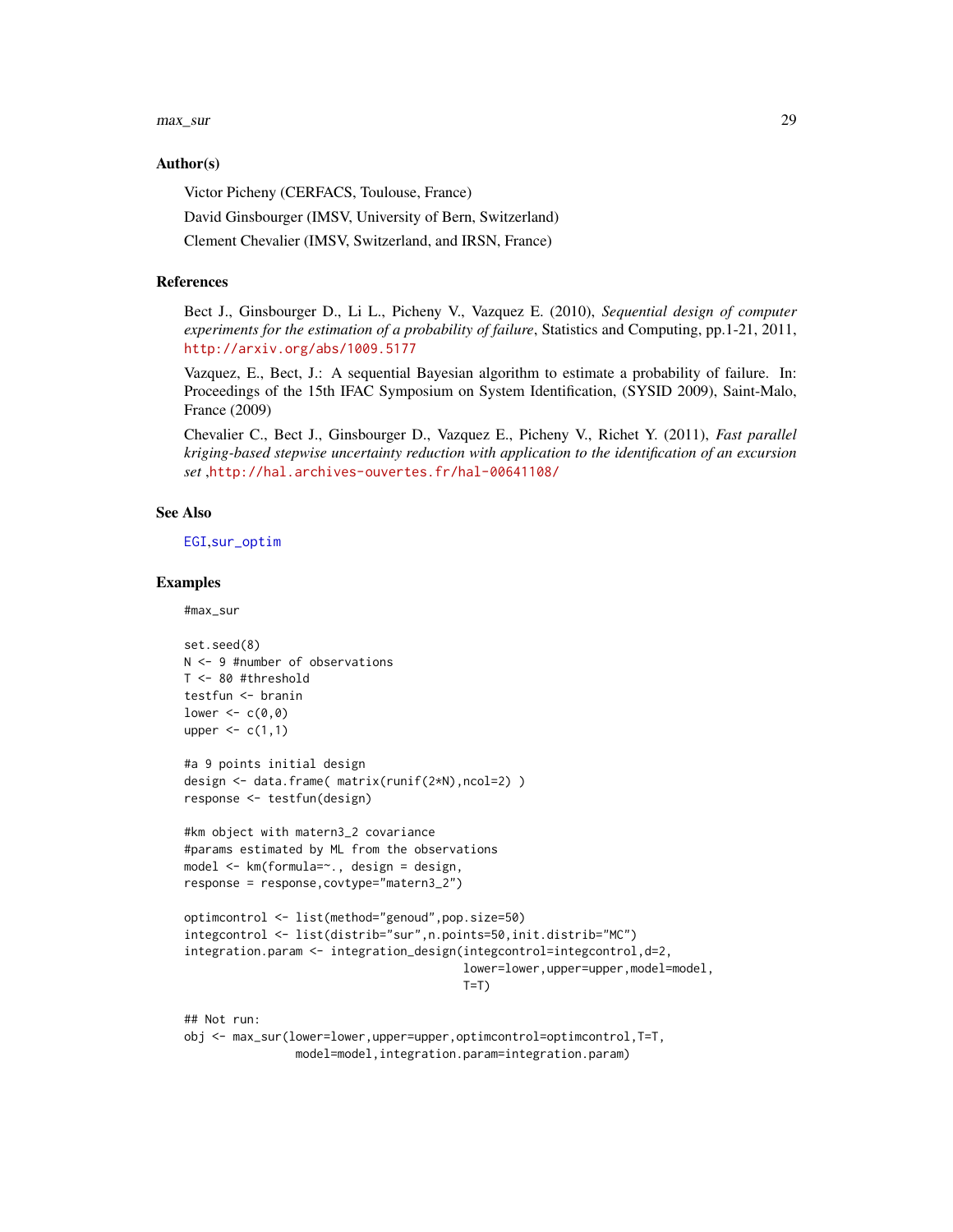### Author(s)

Victor Picheny (CERFACS, Toulouse, France)

David Ginsbourger (IMSV, University of Bern, Switzerland)

Clement Chevalier (IMSV, Switzerland, and IRSN, France)

### References

Bect J., Ginsbourger D., Li L., Picheny V., Vazquez E. (2010), *Sequential design of computer experiments for the estimation of a probability of failure*, Statistics and Computing, pp.1-21, 2011, http://arxiv.org/abs/1009.5177

Vazquez, E., Bect, J.: A sequential Bayesian algorithm to estimate a probability of failure. In: Proceedings of the 15th IFAC Symposium on System Identification, (SYSID 2009), Saint-Malo, France (2009)

Chevalier C., Bect J., Ginsbourger D., Vazquez E., Picheny V., Richet Y. (2011), *Fast parallel kriging-based stepwise uncertainty reduction with application to the identification of an excursion set* ,http://hal.archives-ouvertes.fr/hal-00641108/

### See Also

EGI,sur_optim

### Examples

```
#max_sur

set.seed(8)
N <- 9 #number of observations
T <- 80 #threshold
testfun <- branin
lower <- c(0,0)
upper <- c(1,1)

#a 9 points initial design
design <- data.frame( matrix(runif(2*N),ncol=2) )
response <- testfun(design)

#km object with matern3_2 covariance
#params estimated by ML from the observations
model <- km(formula=~., design = design,
response = response,covtype="matern3_2")

optimcontrol <- list(method="genoud",pop.size=50)
integcontrol <- list(distrib="sur",n.points=50,init.distrib="MC")
integration.param <- integration_design(integcontrol=integcontrol,d=2,
                                        lower=lower,upper=upper,model=model,
                                        T=T)

## Not run:
obj <- max_sur(lower=lower,upper=upper,optimcontrol=optimcontrol,T=T,
                model=model,integration.param=integration.param)
```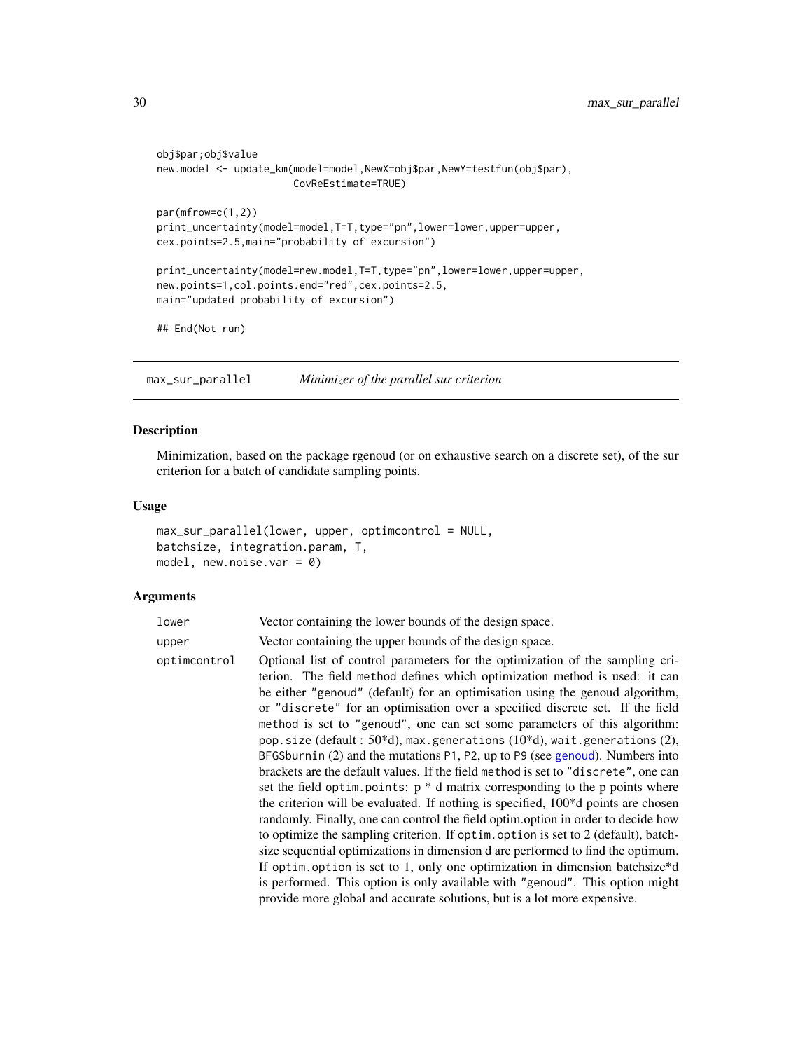```
obj$par;obj$value
new.model <- update_km(model=model,NewX=obj$par,NewY=testfun(obj$par),
                       CovReEstimate=TRUE)

par(mfrow=c(1,2))
print_uncertainty(model=model,T=T,type="pn",lower=lower,upper=upper,
cex.points=2.5,main="probability of excursion")

print_uncertainty(model=new.model,T=T,type="pn",lower=lower,upper=upper,
new.points=1,col.points.end="red",cex.points=2.5,
main="updated probability of excursion")

## End(Not run)
```

---

## max_sur_parallel — *Minimizer of the parallel sur criterion*

### Description

Minimization, based on the package rgenoud (or on exhaustive search on a discrete set), of the sur criterion for a batch of candidate sampling points.

### Usage

```
max_sur_parallel(lower, upper, optimcontrol = NULL,
batchsize, integration.param, T,
model, new.noise.var = 0)
```

### Arguments

| | |
|---|---|
| `lower` | Vector containing the lower bounds of the design space. |
| `upper` | Vector containing the upper bounds of the design space. |
| `optimcontrol` | Optional list of control parameters for the optimization of the sampling criterion. The field `method` defines which optimization method is used: it can be either `"genoud"` (default) for an optimisation using the genoud algorithm, or `"discrete"` for an optimisation over a specified discrete set. If the field `method` is set to `"genoud"`, one can set some parameters of this algorithm: `pop.size` (default : 50*d), `max.generations` (10*d), `wait.generations` (2), `BFGSburnin` (2) and the mutations `P1`, `P2`, up to `P9` (see genoud). Numbers into brackets are the default values. If the field `method` is set to `"discrete"`, one can set the field `optim.points`: p * d matrix corresponding to the p points where the criterion will be evaluated. If nothing is specified, 100*d points are chosen randomly. Finally, one can control the field optim.option in order to decide how to optimize the sampling criterion. If `optim.option` is set to 2 (default), batchsize sequential optimizations in dimension d are performed to find the optimum. If `optim.option` is set to 1, only one optimization in dimension batchsize*d is performed. This option is only available with `"genoud"`. This option might provide more global and accurate solutions, but is a lot more expensive. |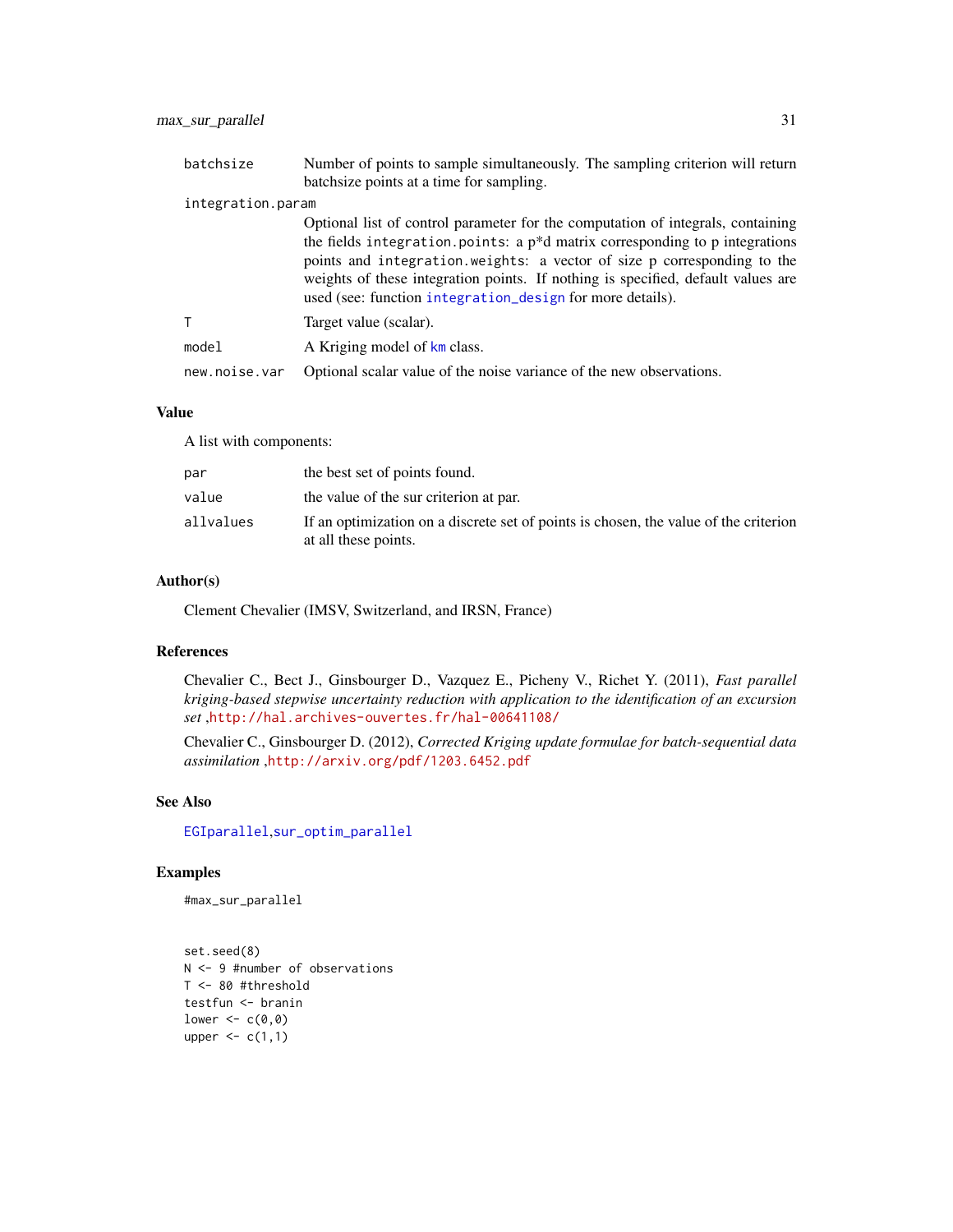| | |
|---|---|
| batchsize | Number of points to sample simultaneously. The sampling criterion will return batchsize points at a time for sampling. |
| integration.param | Optional list of control parameter for the computation of integrals, containing the fields integration.points: a p*d matrix corresponding to p integrations points and integration.weights: a vector of size p corresponding to the weights of these integration points. If nothing is specified, default values are used (see: function integration_design for more details). |
| T | Target value (scalar). |
| model | A Kriging model of km class. |
| new.noise.var | Optional scalar value of the noise variance of the new observations. |

### Value

A list with components:

| | |
|---|---|
| par | the best set of points found. |
| value | the value of the sur criterion at par. |
| allvalues | If an optimization on a discrete set of points is chosen, the value of the criterion at all these points. |

### Author(s)

Clement Chevalier (IMSV, Switzerland, and IRSN, France)

### References

Chevalier C., Bect J., Ginsbourger D., Vazquez E., Picheny V., Richet Y. (2011), *Fast parallel kriging-based stepwise uncertainty reduction with application to the identification of an excursion set* ,http://hal.archives-ouvertes.fr/hal-00641108/

Chevalier C., Ginsbourger D. (2012), *Corrected Kriging update formulae for batch-sequential data assimilation* ,http://arxiv.org/pdf/1203.6452.pdf

### See Also

EGIparallel,sur_optim_parallel

### Examples

```
#max_sur_parallel


set.seed(8)
N <- 9 #number of observations
T <- 80 #threshold
testfun <- branin
lower <- c(0,0)
upper <- c(1,1)
```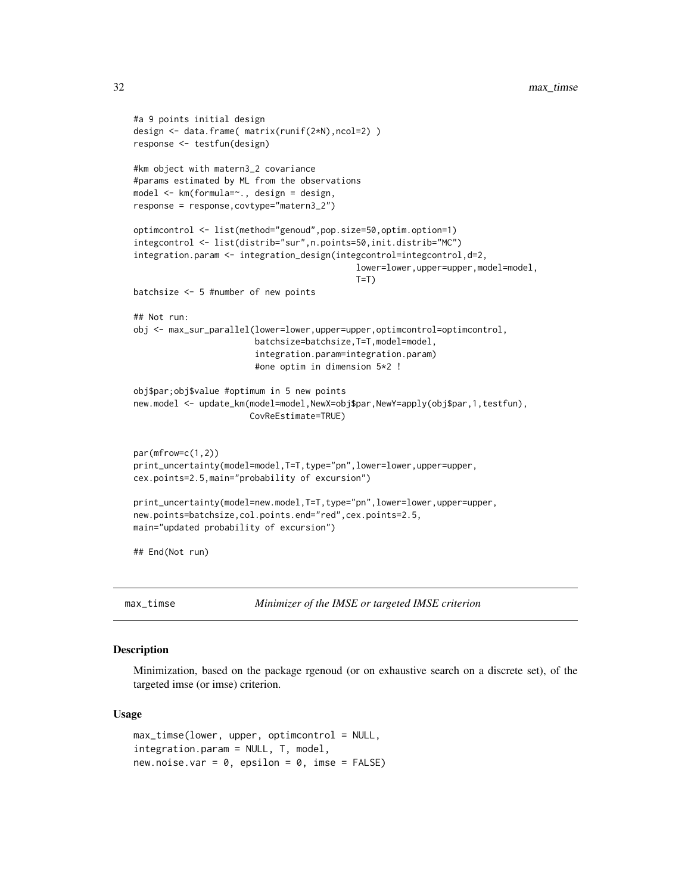```
#a 9 points initial design
design <- data.frame( matrix(runif(2*N),ncol=2) )
response <- testfun(design)

#km object with matern3_2 covariance
#params estimated by ML from the observations
model <- km(formula=~., design = design,
response = response,covtype="matern3_2")

optimcontrol <- list(method="genoud",pop.size=50,optim.option=1)
integcontrol <- list(distrib="sur",n.points=50,init.distrib="MC")
integration.param <- integration_design(integcontrol=integcontrol,d=2,
                                        lower=lower,upper=upper,model=model,
                                        T=T)
batchsize <- 5 #number of new points

## Not run:
obj <- max_sur_parallel(lower=lower,upper=upper,optimcontrol=optimcontrol,
                        batchsize=batchsize,T=T,model=model,
                        integration.param=integration.param)
                        #one optim in dimension 5*2 !

obj$par;obj$value #optimum in 5 new points
new.model <- update_km(model=model,NewX=obj$par,NewY=apply(obj$par,1,testfun),
                       CovReEstimate=TRUE)


par(mfrow=c(1,2))
print_uncertainty(model=model,T=T,type="pn",lower=lower,upper=upper,
cex.points=2.5,main="probability of excursion")

print_uncertainty(model=new.model,T=T,type="pn",lower=lower,upper=upper,
new.points=batchsize,col.points.end="red",cex.points=2.5,
main="updated probability of excursion")

## End(Not run)
```

---

`max_timse` *Minimizer of the IMSE or targeted IMSE criterion*

---

### Description

Minimization, based on the package rgenoud (or on exhaustive search on a discrete set), of the targeted imse (or imse) criterion.

### Usage

```
max_timse(lower, upper, optimcontrol = NULL,
integration.param = NULL, T, model,
new.noise.var = 0, epsilon = 0, imse = FALSE)
```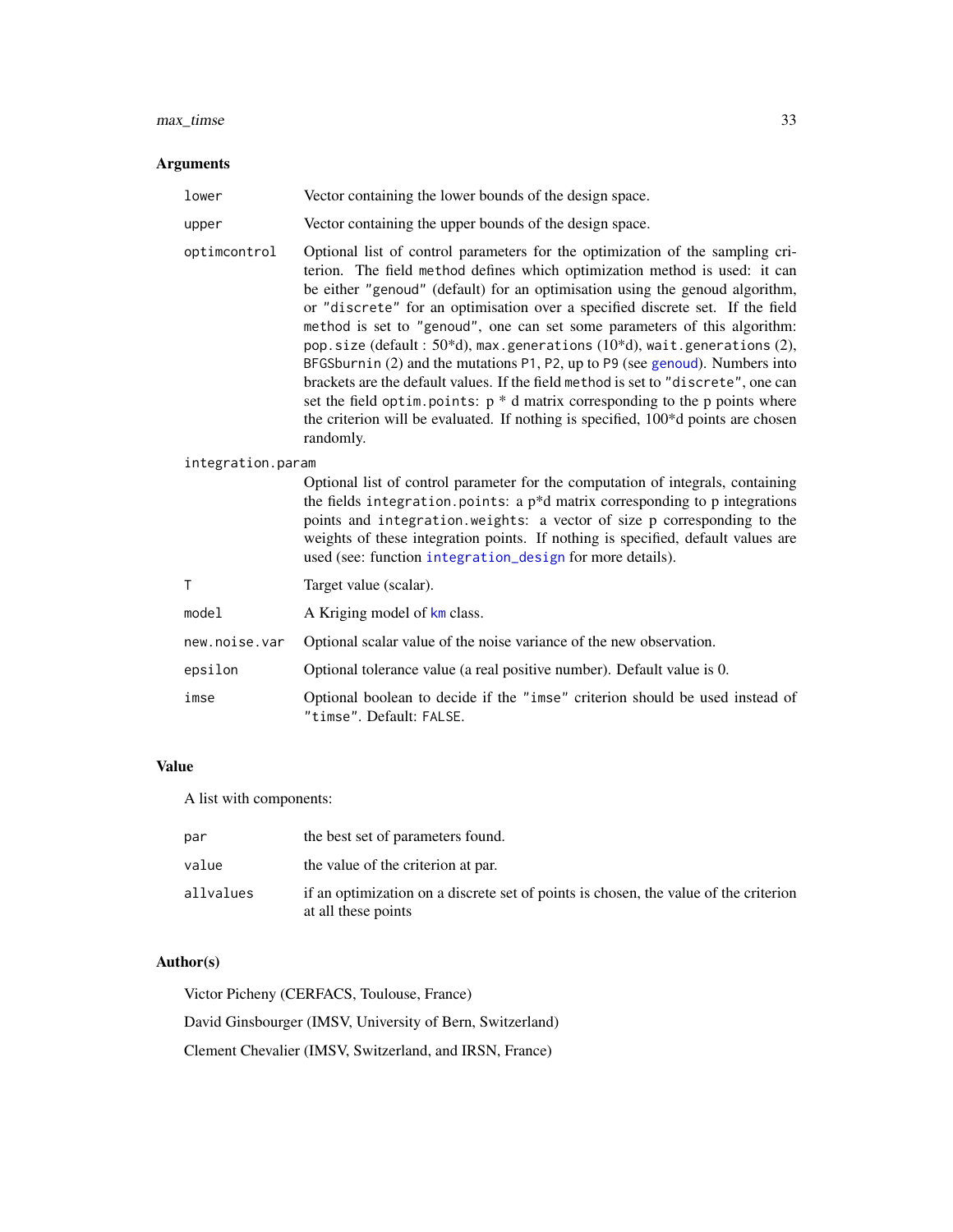## Arguments

| | |
|---|---|
| lower | Vector containing the lower bounds of the design space. |
| upper | Vector containing the upper bounds of the design space. |
| optimcontrol | Optional list of control parameters for the optimization of the sampling criterion. The field method defines which optimization method is used: it can be either "genoud" (default) for an optimisation using the genoud algorithm, or "discrete" for an optimisation over a specified discrete set. If the field method is set to "genoud", one can set some parameters of this algorithm: pop.size (default : 50*d), max.generations (10*d), wait.generations (2), BFGSburnin (2) and the mutations P1, P2, up to P9 (see genoud). Numbers into brackets are the default values. If the field method is set to "discrete", one can set the field optim.points: p * d matrix corresponding to the p points where the criterion will be evaluated. If nothing is specified, 100*d points are chosen randomly. |
| integration.param | Optional list of control parameter for the computation of integrals, containing the fields integration.points: a p*d matrix corresponding to p integrations points and integration.weights: a vector of size p corresponding to the weights of these integration points. If nothing is specified, default values are used (see: function integration_design for more details). |
| T | Target value (scalar). |
| model | A Kriging model of km class. |
| new.noise.var | Optional scalar value of the noise variance of the new observation. |
| epsilon | Optional tolerance value (a real positive number). Default value is 0. |
| imse | Optional boolean to decide if the "imse" criterion should be used instead of "timse". Default: FALSE. |

## Value

A list with components:

| | |
|---|---|
| par | the best set of parameters found. |
| value | the value of the criterion at par. |
| allvalues | if an optimization on a discrete set of points is chosen, the value of the criterion at all these points |

## Author(s)

Victor Picheny (CERFACS, Toulouse, France)

David Ginsbourger (IMSV, University of Bern, Switzerland)

Clement Chevalier (IMSV, Switzerland, and IRSN, France)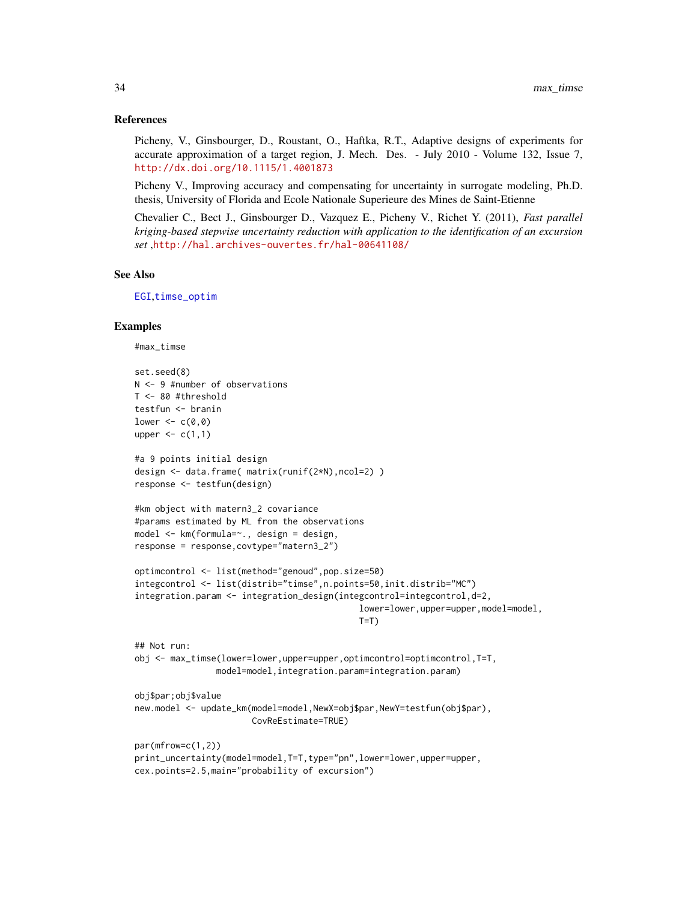### References

Picheny, V., Ginsbourger, D., Roustant, O., Haftka, R.T., Adaptive designs of experiments for accurate approximation of a target region, J. Mech. Des. - July 2010 - Volume 132, Issue 7, http://dx.doi.org/10.1115/1.4001873

Picheny V., Improving accuracy and compensating for uncertainty in surrogate modeling, Ph.D. thesis, University of Florida and Ecole Nationale Superieure des Mines de Saint-Etienne

Chevalier C., Bect J., Ginsbourger D., Vazquez E., Picheny V., Richet Y. (2011), *Fast parallel kriging-based stepwise uncertainty reduction with application to the identification of an excursion set* ,http://hal.archives-ouvertes.fr/hal-00641108/

### See Also

EGI,timse_optim

### Examples

```
#max_timse

set.seed(8)
N <- 9 #number of observations
T <- 80 #threshold
testfun <- branin
lower <- c(0,0)
upper <- c(1,1)

#a 9 points initial design
design <- data.frame( matrix(runif(2*N),ncol=2) )
response <- testfun(design)

#km object with matern3_2 covariance
#params estimated by ML from the observations
model <- km(formula=~., design = design,
response = response,covtype="matern3_2")

optimcontrol <- list(method="genoud",pop.size=50)
integcontrol <- list(distrib="timse",n.points=50,init.distrib="MC")
integration.param <- integration_design(integcontrol=integcontrol,d=2,
                                        lower=lower,upper=upper,model=model,
                                        T=T)

## Not run:
obj <- max_timse(lower=lower,upper=upper,optimcontrol=optimcontrol,T=T,
                model=model,integration.param=integration.param)

obj$par;obj$value
new.model <- update_km(model=model,NewX=obj$par,NewY=testfun(obj$par),
                       CovReEstimate=TRUE)

par(mfrow=c(1,2))
print_uncertainty(model=model,T=T,type="pn",lower=lower,upper=upper,
cex.points=2.5,main="probability of excursion")
```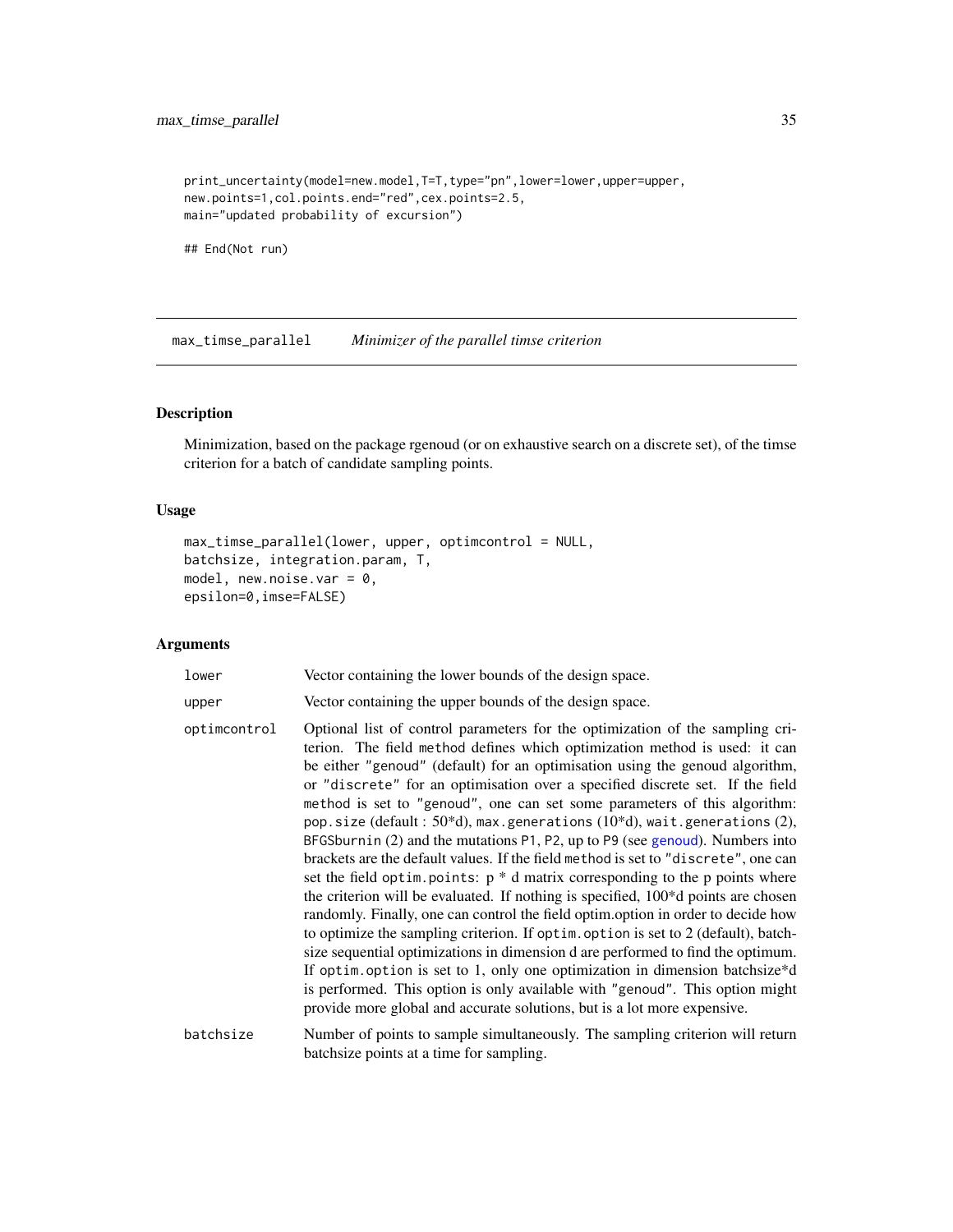```
print_uncertainty(model=new.model,T=T,type="pn",lower=lower,upper=upper,
new.points=1,col.points.end="red",cex.points=2.5,
main="updated probability of excursion")

## End(Not run)
```

## max_timse_parallel *Minimizer of the parallel timse criterion*

### Description

Minimization, based on the package rgenoud (or on exhaustive search on a discrete set), of the timse criterion for a batch of candidate sampling points.

### Usage

```
max_timse_parallel(lower, upper, optimcontrol = NULL,
batchsize, integration.param, T,
model, new.noise.var = 0,
epsilon=0,imse=FALSE)
```

### Arguments

| | |
|---|---|
| `lower` | Vector containing the lower bounds of the design space. |
| `upper` | Vector containing the upper bounds of the design space. |
| `optimcontrol` | Optional list of control parameters for the optimization of the sampling criterion. The field `method` defines which optimization method is used: it can be either `"genoud"` (default) for an optimisation using the genoud algorithm, or `"discrete"` for an optimisation over a specified discrete set. If the field `method` is set to `"genoud"`, one can set some parameters of this algorithm: `pop.size` (default : 50*d), `max.generations` (10*d), `wait.generations` (2), `BFGSburnin` (2) and the mutations `P1`, `P2`, up to `P9` (see `genoud`). Numbers into brackets are the default values. If the field `method` is set to `"discrete"`, one can set the field `optim.points`: p * d matrix corresponding to the p points where the criterion will be evaluated. If nothing is specified, 100*d points are chosen randomly. Finally, one can control the field optim.option in order to decide how to optimize the sampling criterion. If `optim.option` is set to 2 (default), batchsize sequential optimizations in dimension d are performed to find the optimum. If `optim.option` is set to 1, only one optimization in dimension batchsize*d is performed. This option is only available with `"genoud"`. This option might provide more global and accurate solutions, but is a lot more expensive. |
| `batchsize` | Number of points to sample simultaneously. The sampling criterion will return batchsize points at a time for sampling. |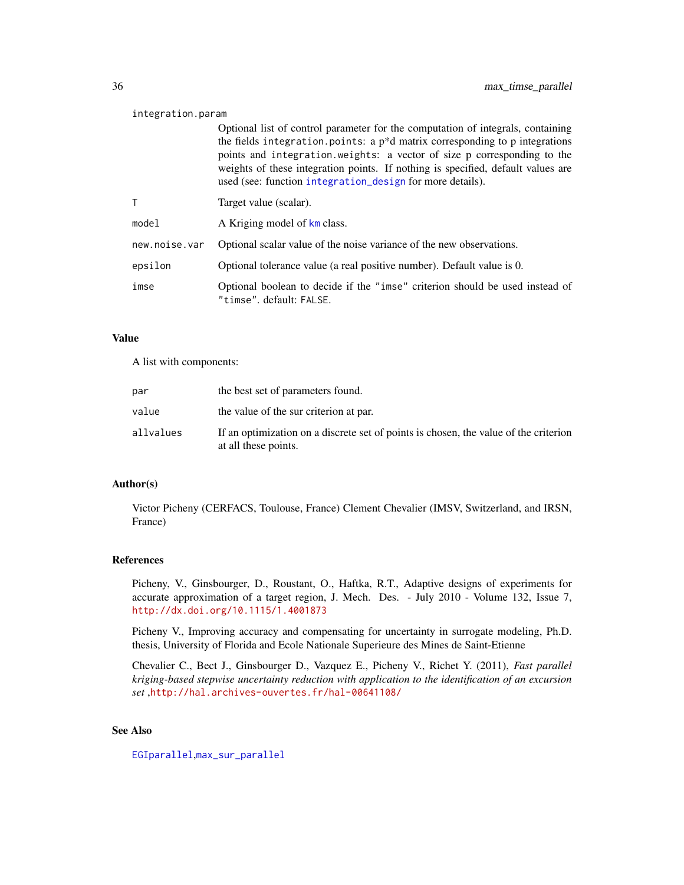| | |
|---|---|
| `integration.param` | Optional list of control parameter for the computation of integrals, containing the fields `integration.points`: a p*d matrix corresponding to p integrations points and `integration.weights`: a vector of size p corresponding to the weights of these integration points. If nothing is specified, default values are used (see: function `integration_design` for more details). |
| `T` | Target value (scalar). |
| `model` | A Kriging model of `km` class. |
| `new.noise.var` | Optional scalar value of the noise variance of the new observations. |
| `epsilon` | Optional tolerance value (a real positive number). Default value is 0. |
| `imse` | Optional boolean to decide if the `"imse"` criterion should be used instead of `"timse"`. default: `FALSE`. |

## Value

A list with components:

| | |
|---|---|
| `par` | the best set of parameters found. |
| `value` | the value of the sur criterion at par. |
| `allvalues` | If an optimization on a discrete set of points is chosen, the value of the criterion at all these points. |

## Author(s)

Victor Picheny (CERFACS, Toulouse, France) Clement Chevalier (IMSV, Switzerland, and IRSN, France)

## References

Picheny, V., Ginsbourger, D., Roustant, O., Haftka, R.T., Adaptive designs of experiments for accurate approximation of a target region, J. Mech. Des. - July 2010 - Volume 132, Issue 7, http://dx.doi.org/10.1115/1.4001873

Picheny V., Improving accuracy and compensating for uncertainty in surrogate modeling, Ph.D. thesis, University of Florida and Ecole Nationale Superieure des Mines de Saint-Etienne

Chevalier C., Bect J., Ginsbourger D., Vazquez E., Picheny V., Richet Y. (2011), *Fast parallel kriging-based stepwise uncertainty reduction with application to the identification of an excursion set* ,http://hal.archives-ouvertes.fr/hal-00641108/

## See Also

`EGIparallel`,`max_sur_parallel`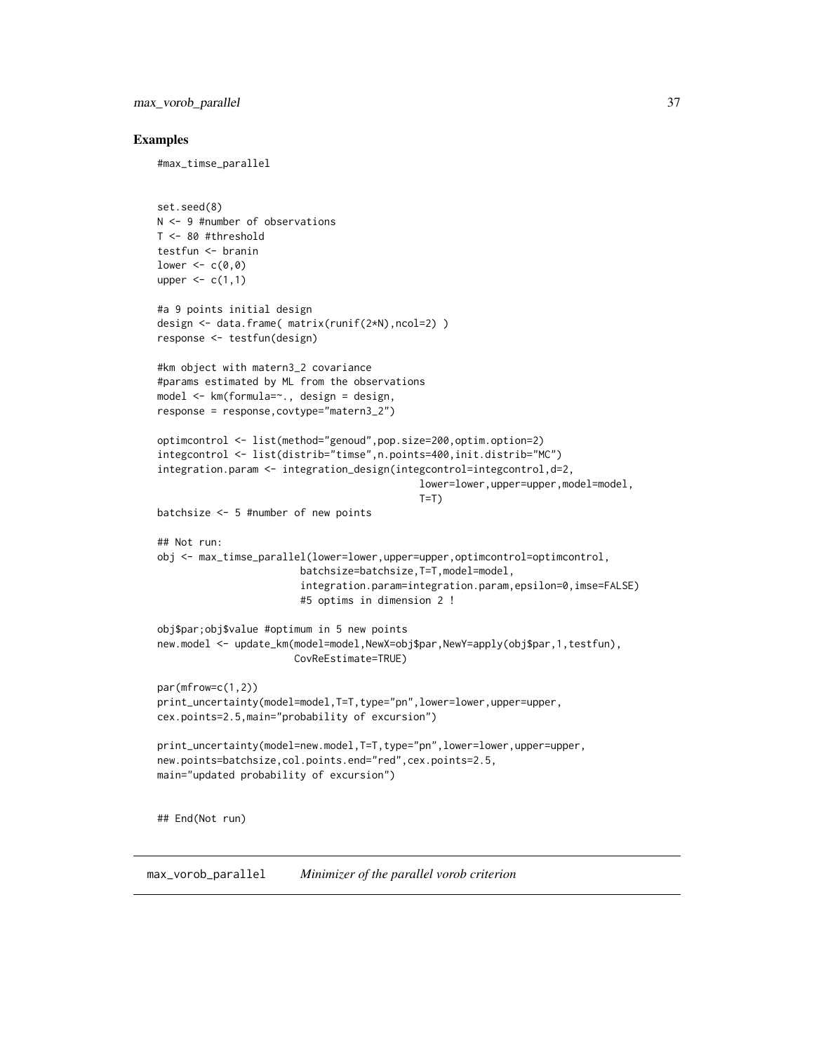## Examples

```
#max_timse_parallel


set.seed(8)
N <- 9 #number of observations
T <- 80 #threshold
testfun <- branin
lower <- c(0,0)
upper <- c(1,1)

#a 9 points initial design
design <- data.frame( matrix(runif(2*N),ncol=2) )
response <- testfun(design)

#km object with matern3_2 covariance
#params estimated by ML from the observations
model <- km(formula=~., design = design,
response = response,covtype="matern3_2")

optimcontrol <- list(method="genoud",pop.size=200,optim.option=2)
integcontrol <- list(distrib="timse",n.points=400,init.distrib="MC")
integration.param <- integration_design(integcontrol=integcontrol,d=2,
                                        lower=lower,upper=upper,model=model,
                                        T=T)
batchsize <- 5 #number of new points

## Not run:
obj <- max_timse_parallel(lower=lower,upper=upper,optimcontrol=optimcontrol,
                          batchsize=batchsize,T=T,model=model,
                          integration.param=integration.param,epsilon=0,imse=FALSE)
                          #5 optims in dimension 2 !

obj$par;obj$value #optimum in 5 new points
new.model <- update_km(model=model,NewX=obj$par,NewY=apply(obj$par,1,testfun),
                       CovReEstimate=TRUE)

par(mfrow=c(1,2))
print_uncertainty(model=model,T=T,type="pn",lower=lower,upper=upper,
cex.points=2.5,main="probability of excursion")

print_uncertainty(model=new.model,T=T,type="pn",lower=lower,upper=upper,
new.points=batchsize,col.points.end="red",cex.points=2.5,
main="updated probability of excursion")


## End(Not run)
```

---

## max_vorob_parallel    *Minimizer of the parallel vorob criterion*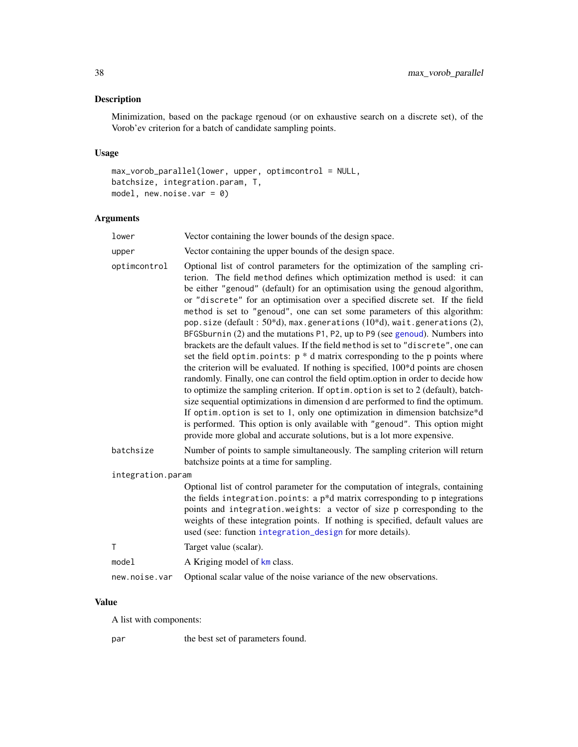## Description

Minimization, based on the package rgenoud (or on exhaustive search on a discrete set), of the Vorob'ev criterion for a batch of candidate sampling points.

## Usage

```
max_vorob_parallel(lower, upper, optimcontrol = NULL,
batchsize, integration.param, T,
model, new.noise.var = 0)
```

## Arguments

| | |
|---|---|
| `lower` | Vector containing the lower bounds of the design space. |
| `upper` | Vector containing the upper bounds of the design space. |
| `optimcontrol` | Optional list of control parameters for the optimization of the sampling criterion. The field `method` defines which optimization method is used: it can be either `"genoud"` (default) for an optimisation using the genoud algorithm, or `"discrete"` for an optimisation over a specified discrete set. If the field `method` is set to `"genoud"`, one can set some parameters of this algorithm: `pop.size` (default : 50*d), `max.generations` (10*d), `wait.generations` (2), `BFGSburnin` (2) and the mutations `P1`, `P2`, up to `P9` (see `genoud`). Numbers into brackets are the default values. If the field `method` is set to `"discrete"`, one can set the field `optim.points`: p * d matrix corresponding to the p points where the criterion will be evaluated. If nothing is specified, 100*d points are chosen randomly. Finally, one can control the field optim.option in order to decide how to optimize the sampling criterion. If `optim.option` is set to 2 (default), batchsize sequential optimizations in dimension d are performed to find the optimum. If `optim.option` is set to 1, only one optimization in dimension batchsize*d is performed. This option is only available with `"genoud"`. This option might provide more global and accurate solutions, but is a lot more expensive. |
| `batchsize` | Number of points to sample simultaneously. The sampling criterion will return batchsize points at a time for sampling. |
| `integration.param` | Optional list of control parameter for the computation of integrals, containing the fields `integration.points`: a p*d matrix corresponding to p integrations points and `integration.weights`: a vector of size p corresponding to the weights of these integration points. If nothing is specified, default values are used (see: function `integration_design` for more details). |
| `T` | Target value (scalar). |
| `model` | A Kriging model of `km` class. |
| `new.noise.var` | Optional scalar value of the noise variance of the new observations. |

## Value

A list with components:

| | |
|---|---|
| `par` | the best set of parameters found. |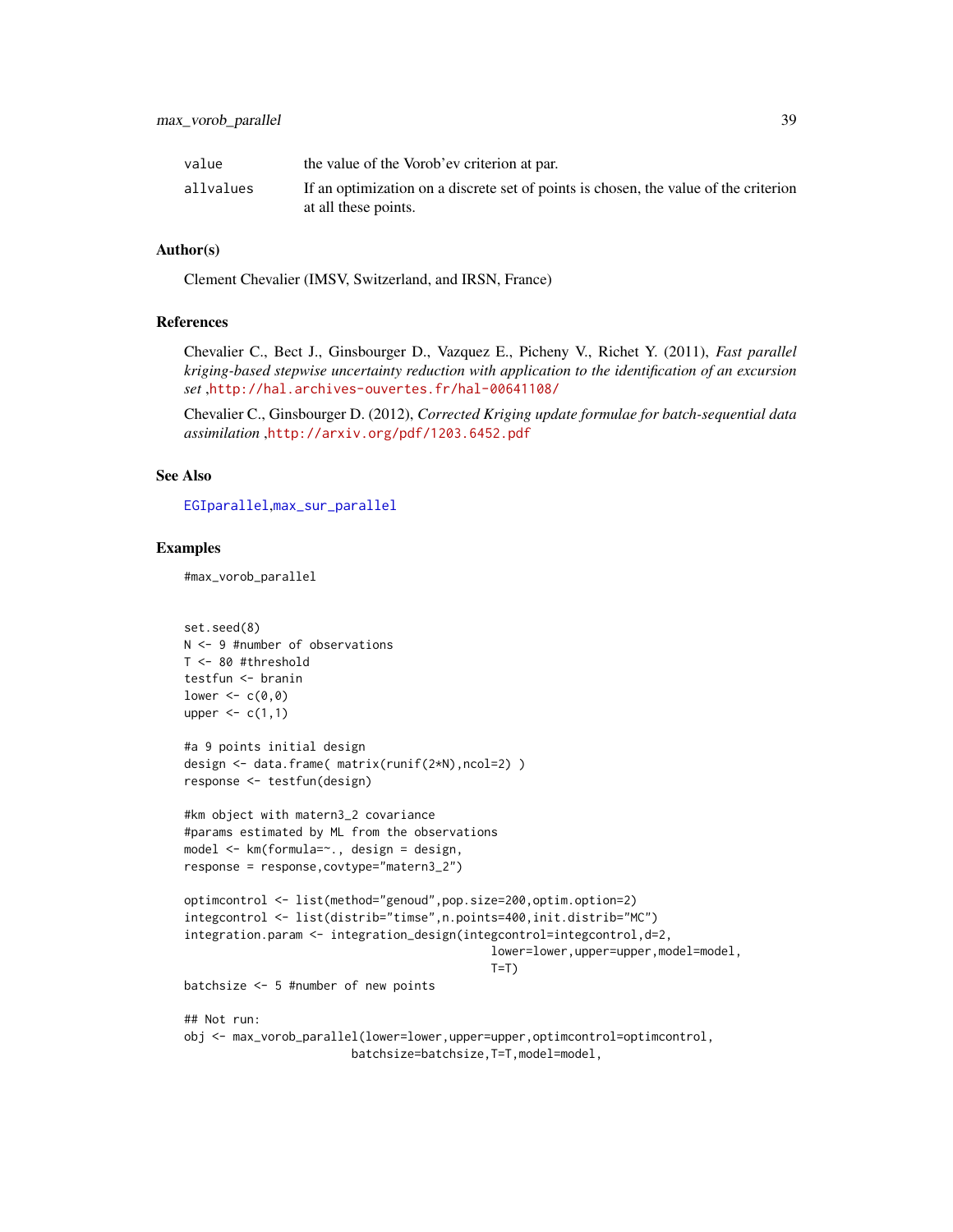| | |
|---|---|
| value | the value of the Vorob'ev criterion at par. |
| allvalues | If an optimization on a discrete set of points is chosen, the value of the criterion at all these points. |

### Author(s)

Clement Chevalier (IMSV, Switzerland, and IRSN, France)

### References

Chevalier C., Bect J., Ginsbourger D., Vazquez E., Picheny V., Richet Y. (2011), *Fast parallel kriging-based stepwise uncertainty reduction with application to the identification of an excursion set* ,http://hal.archives-ouvertes.fr/hal-00641108/

Chevalier C., Ginsbourger D. (2012), *Corrected Kriging update formulae for batch-sequential data assimilation* ,http://arxiv.org/pdf/1203.6452.pdf

### See Also

EGIparallel,max_sur_parallel

### Examples

```
#max_vorob_parallel


set.seed(8)
N <- 9 #number of observations
T <- 80 #threshold
testfun <- branin
lower <- c(0,0)
upper <- c(1,1)

#a 9 points initial design
design <- data.frame( matrix(runif(2*N),ncol=2) )
response <- testfun(design)

#km object with matern3_2 covariance
#params estimated by ML from the observations
model <- km(formula=~., design = design,
response = response,covtype="matern3_2")

optimcontrol <- list(method="genoud",pop.size=200,optim.option=2)
integcontrol <- list(distrib="timse",n.points=400,init.distrib="MC")
integration.param <- integration_design(integcontrol=integcontrol,d=2,
                                        lower=lower,upper=upper,model=model,
                                        T=T)
batchsize <- 5 #number of new points

## Not run:
obj <- max_vorob_parallel(lower=lower,upper=upper,optimcontrol=optimcontrol,
                       batchsize=batchsize,T=T,model=model,
```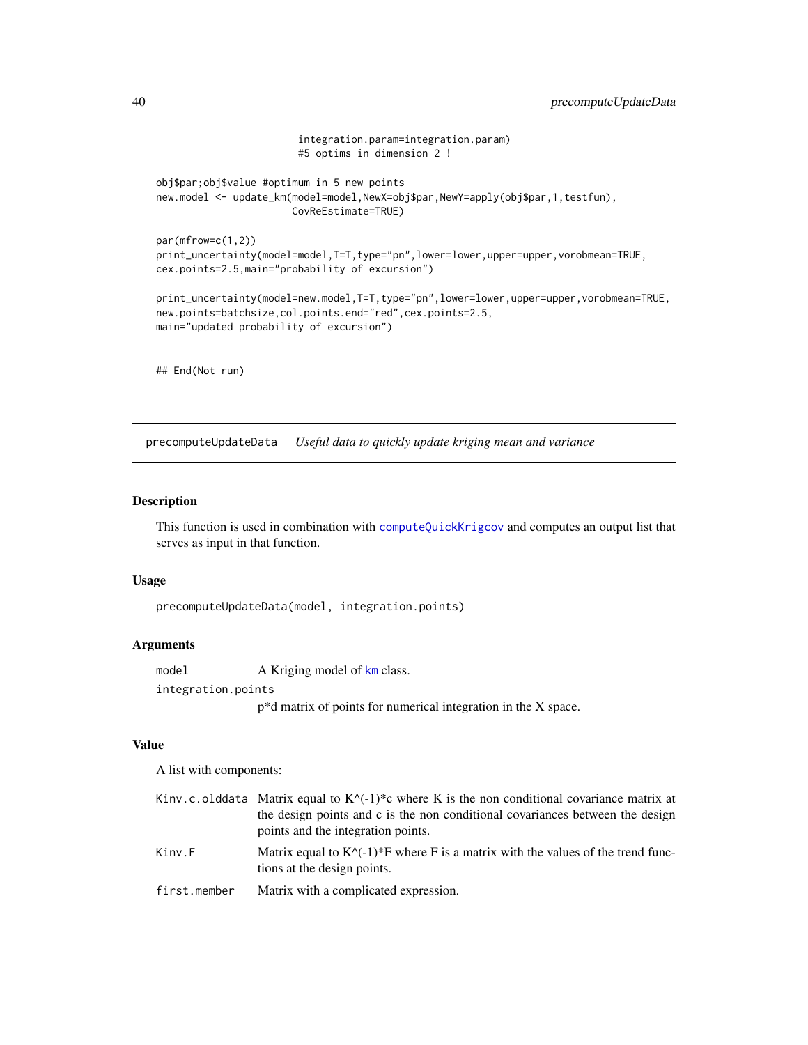```
                          integration.param=integration.param)
                          #5 optims in dimension 2 !

obj$par;obj$value #optimum in 5 new points
new.model <- update_km(model=model,NewX=obj$par,NewY=apply(obj$par,1,testfun),
                       CovReEstimate=TRUE)

par(mfrow=c(1,2))
print_uncertainty(model=model,T=T,type="pn",lower=lower,upper=upper,vorobmean=TRUE,
cex.points=2.5,main="probability of excursion")

print_uncertainty(model=new.model,T=T,type="pn",lower=lower,upper=upper,vorobmean=TRUE,
new.points=batchsize,col.points.end="red",cex.points=2.5,
main="updated probability of excursion")


## End(Not run)
```

---

## precomputeUpdateData    *Useful data to quickly update kriging mean and variance*

---

### Description

This function is used in combination with computeQuickKrigcov and computes an output list that serves as input in that function.

### Usage

```
precomputeUpdateData(model, integration.points)
```

### Arguments

| | |
|---|---|
| `model` | A Kriging model of km class. |
| `integration.points` | p*d matrix of points for numerical integration in the X space. |

### Value

A list with components:

| | |
|---|---|
| `Kinv.c.olddata` | Matrix equal to K^(-1)*c where K is the non conditional covariance matrix at the design points and c is the non conditional covariances between the design points and the integration points. |
| `Kinv.F` | Matrix equal to K^(-1)*F where F is a matrix with the values of the trend functions at the design points. |
| `first.member` | Matrix with a complicated expression. |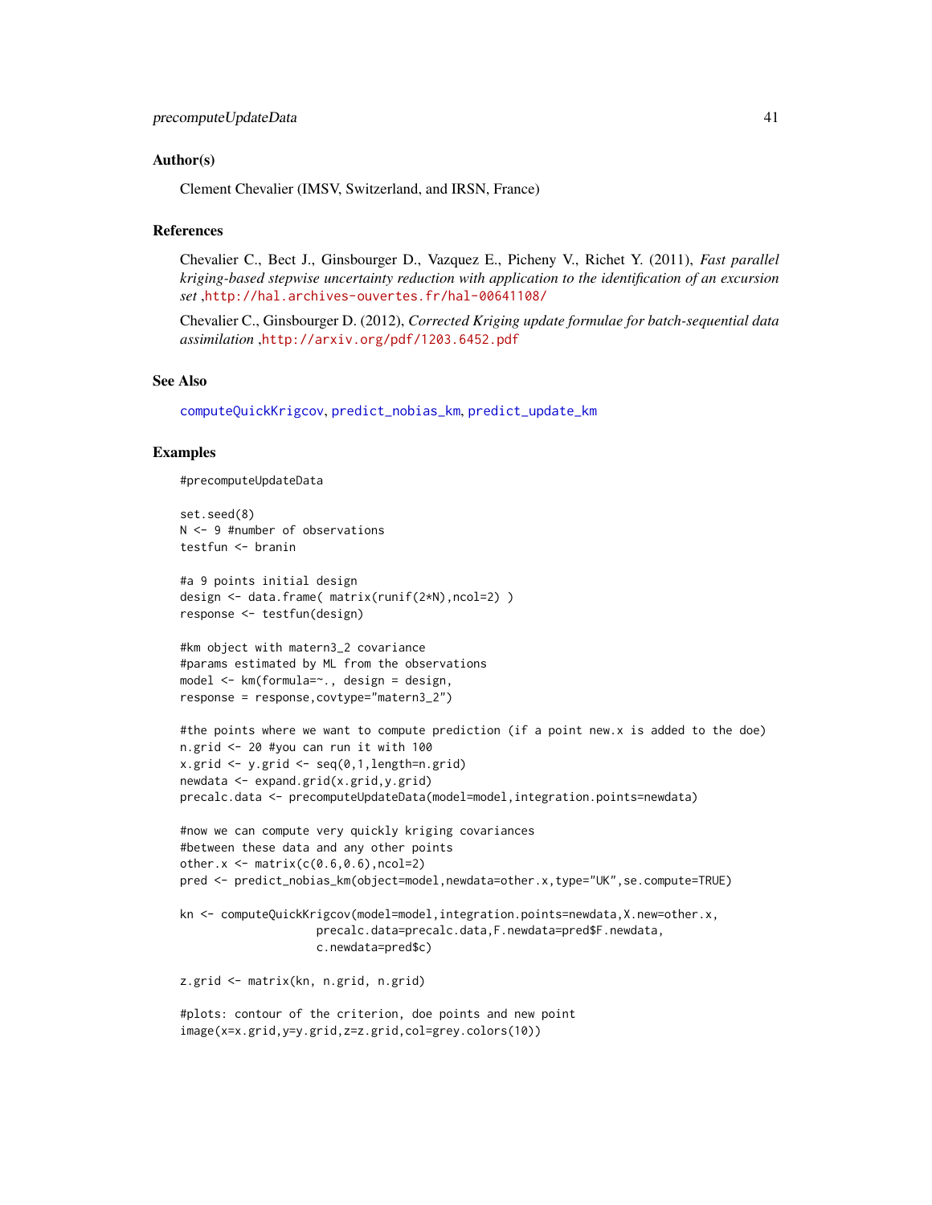## Author(s)

Clement Chevalier (IMSV, Switzerland, and IRSN, France)

## References

Chevalier C., Bect J., Ginsbourger D., Vazquez E., Picheny V., Richet Y. (2011), *Fast parallel kriging-based stepwise uncertainty reduction with application to the identification of an excursion set* ,http://hal.archives-ouvertes.fr/hal-00641108/

Chevalier C., Ginsbourger D. (2012), *Corrected Kriging update formulae for batch-sequential data assimilation* ,http://arxiv.org/pdf/1203.6452.pdf

## See Also

computeQuickKrigcov, predict_nobias_km, predict_update_km

## Examples

```
#precomputeUpdateData

set.seed(8)
N <- 9 #number of observations
testfun <- branin

#a 9 points initial design
design <- data.frame( matrix(runif(2*N),ncol=2) )
response <- testfun(design)

#km object with matern3_2 covariance
#params estimated by ML from the observations
model <- km(formula=~., design = design,
response = response,covtype="matern3_2")

#the points where we want to compute prediction (if a point new.x is added to the doe)
n.grid <- 20 #you can run it with 100
x.grid <- y.grid <- seq(0,1,length=n.grid)
newdata <- expand.grid(x.grid,y.grid)
precalc.data <- precomputeUpdateData(model=model,integration.points=newdata)

#now we can compute very quickly kriging covariances
#between these data and any other points
other.x <- matrix(c(0.6,0.6),ncol=2)
pred <- predict_nobias_km(object=model,newdata=other.x,type="UK",se.compute=TRUE)

kn <- computeQuickKrigcov(model=model,integration.points=newdata,X.new=other.x,
                    precalc.data=precalc.data,F.newdata=pred$F.newdata,
                    c.newdata=pred$c)

z.grid <- matrix(kn, n.grid, n.grid)

#plots: contour of the criterion, doe points and new point
image(x=x.grid,y=y.grid,z=z.grid,col=grey.colors(10))
```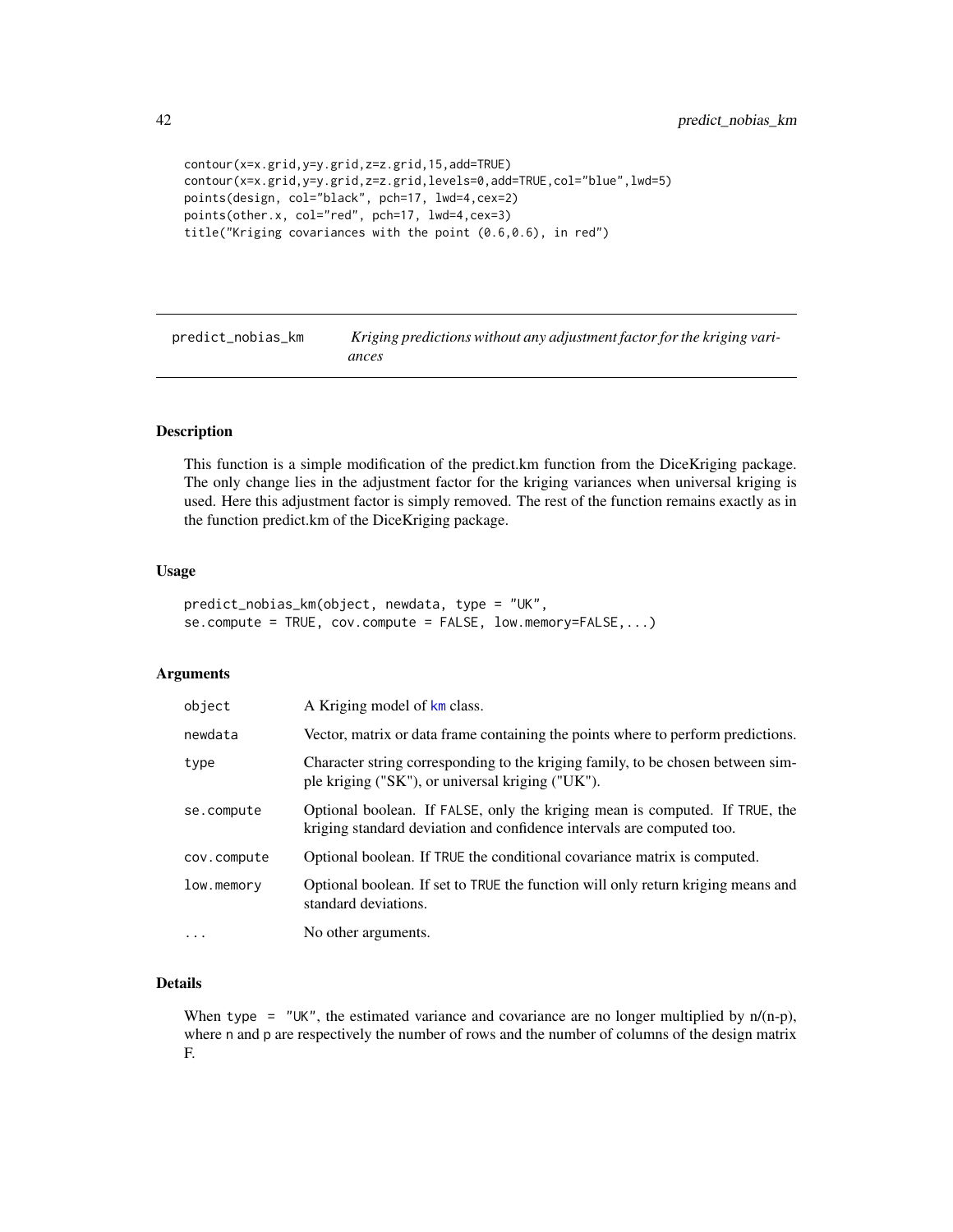```
contour(x=x.grid,y=y.grid,z=z.grid,15,add=TRUE)
contour(x=x.grid,y=y.grid,z=z.grid,levels=0,add=TRUE,col="blue",lwd=5)
points(design, col="black", pch=17, lwd=4,cex=2)
points(other.x, col="red", pch=17, lwd=4,cex=3)
title("Kriging covariances with the point (0.6,0.6), in red")
```

## predict_nobias_km — *Kriging predictions without any adjustment factor for the kriging variances*

### Description

This function is a simple modification of the predict.km function from the DiceKriging package. The only change lies in the adjustment factor for the kriging variances when universal kriging is used. Here this adjustment factor is simply removed. The rest of the function remains exactly as in the function predict.km of the DiceKriging package.

### Usage

```
predict_nobias_km(object, newdata, type = "UK",
se.compute = TRUE, cov.compute = FALSE, low.memory=FALSE,...)
```

### Arguments

| | |
|---|---|
| `object` | A Kriging model of `km` class. |
| `newdata` | Vector, matrix or data frame containing the points where to perform predictions. |
| `type` | Character string corresponding to the kriging family, to be chosen between simple kriging ("SK"), or universal kriging ("UK"). |
| `se.compute` | Optional boolean. If `FALSE`, only the kriging mean is computed. If `TRUE`, the kriging standard deviation and confidence intervals are computed too. |
| `cov.compute` | Optional boolean. If `TRUE` the conditional covariance matrix is computed. |
| `low.memory` | Optional boolean. If set to `TRUE` the function will only return kriging means and standard deviations. |
| `...` | No other arguments. |

### Details

When `type = "UK"`, the estimated variance and covariance are no longer multiplied by n/(n-p), where `n` and `p` are respectively the number of rows and the number of columns of the design matrix F.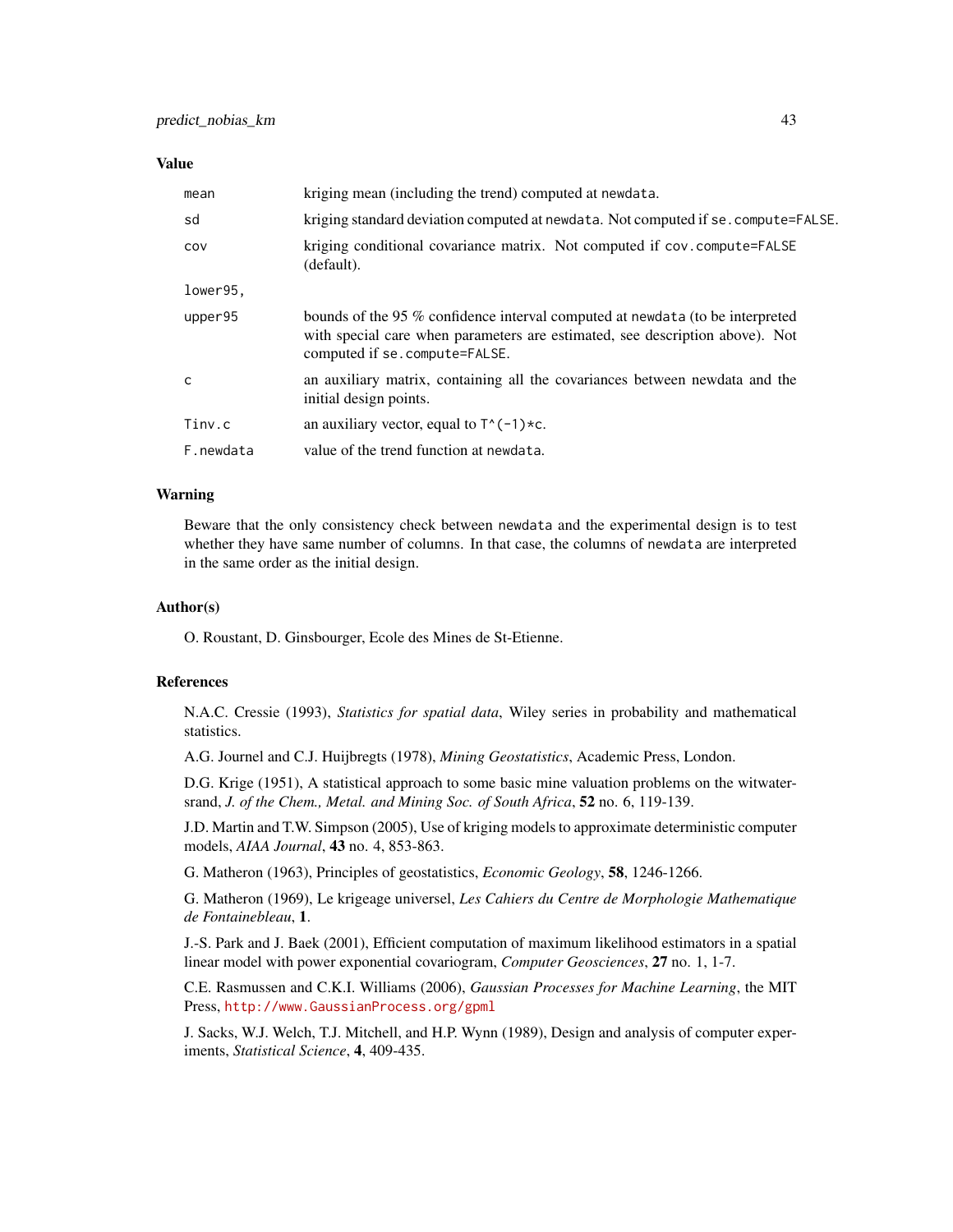### Value

| | |
|---|---|
| `mean` | kriging mean (including the trend) computed at `newdata`. |
| `sd` | kriging standard deviation computed at `newdata`. Not computed if `se.compute=FALSE`. |
| `cov` | kriging conditional covariance matrix. Not computed if `cov.compute=FALSE` (default). |
| `lower95,` | |
| `upper95` | bounds of the 95 % confidence interval computed at `newdata` (to be interpreted with special care when parameters are estimated, see description above). Not computed if `se.compute=FALSE`. |
| `c` | an auxiliary matrix, containing all the covariances between newdata and the initial design points. |
| `Tinv.c` | an auxiliary vector, equal to `T^(-1)*c`. |
| `F.newdata` | value of the trend function at `newdata`. |

### Warning

Beware that the only consistency check between `newdata` and the experimental design is to test whether they have same number of columns. In that case, the columns of `newdata` are interpreted in the same order as the initial design.

### Author(s)

O. Roustant, D. Ginsbourger, Ecole des Mines de St-Etienne.

### References

N.A.C. Cressie (1993), *Statistics for spatial data*, Wiley series in probability and mathematical statistics.

A.G. Journel and C.J. Huijbregts (1978), *Mining Geostatistics*, Academic Press, London.

D.G. Krige (1951), A statistical approach to some basic mine valuation problems on the witwatersrand, *J. of the Chem., Metal. and Mining Soc. of South Africa*, **52** no. 6, 119-139.

J.D. Martin and T.W. Simpson (2005), Use of kriging models to approximate deterministic computer models, *AIAA Journal*, **43** no. 4, 853-863.

G. Matheron (1963), Principles of geostatistics, *Economic Geology*, **58**, 1246-1266.

G. Matheron (1969), Le krigeage universel, *Les Cahiers du Centre de Morphologie Mathematique de Fontainebleau*, **1**.

J.-S. Park and J. Baek (2001), Efficient computation of maximum likelihood estimators in a spatial linear model with power exponential covariogram, *Computer Geosciences*, **27** no. 1, 1-7.

C.E. Rasmussen and C.K.I. Williams (2006), *Gaussian Processes for Machine Learning*, the MIT Press, http://www.GaussianProcess.org/gpml

J. Sacks, W.J. Welch, T.J. Mitchell, and H.P. Wynn (1989), Design and analysis of computer experiments, *Statistical Science*, **4**, 409-435.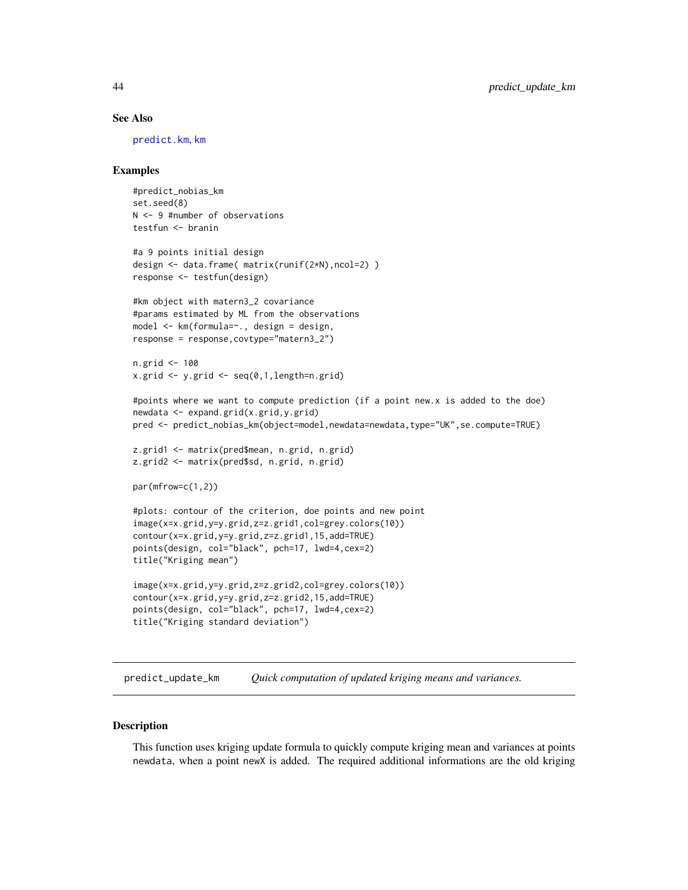## See Also

predict.km, km

## Examples

```
#predict_nobias_km
set.seed(8)
N <- 9 #number of observations
testfun <- branin

#a 9 points initial design
design <- data.frame( matrix(runif(2*N),ncol=2) )
response <- testfun(design)

#km object with matern3_2 covariance
#params estimated by ML from the observations
model <- km(formula=~., design = design,
response = response,covtype="matern3_2")

n.grid <- 100
x.grid <- y.grid <- seq(0,1,length=n.grid)

#points where we want to compute prediction (if a point new.x is added to the doe)
newdata <- expand.grid(x.grid,y.grid)
pred <- predict_nobias_km(object=model,newdata=newdata,type="UK",se.compute=TRUE)

z.grid1 <- matrix(pred$mean, n.grid, n.grid)
z.grid2 <- matrix(pred$sd, n.grid, n.grid)

par(mfrow=c(1,2))

#plots: contour of the criterion, doe points and new point
image(x=x.grid,y=y.grid,z=z.grid1,col=grey.colors(10))
contour(x=x.grid,y=y.grid,z=z.grid1,15,add=TRUE)
points(design, col="black", pch=17, lwd=4,cex=2)
title("Kriging mean")

image(x=x.grid,y=y.grid,z=z.grid2,col=grey.colors(10))
contour(x=x.grid,y=y.grid,z=z.grid2,15,add=TRUE)
points(design, col="black", pch=17, lwd=4,cex=2)
title("Kriging standard deviation")
```

---

# predict_update_km — *Quick computation of updated kriging means and variances.*

## Description

This function uses kriging update formula to quickly compute kriging mean and variances at points newdata, when a point newX is added. The required additional informations are the old kriging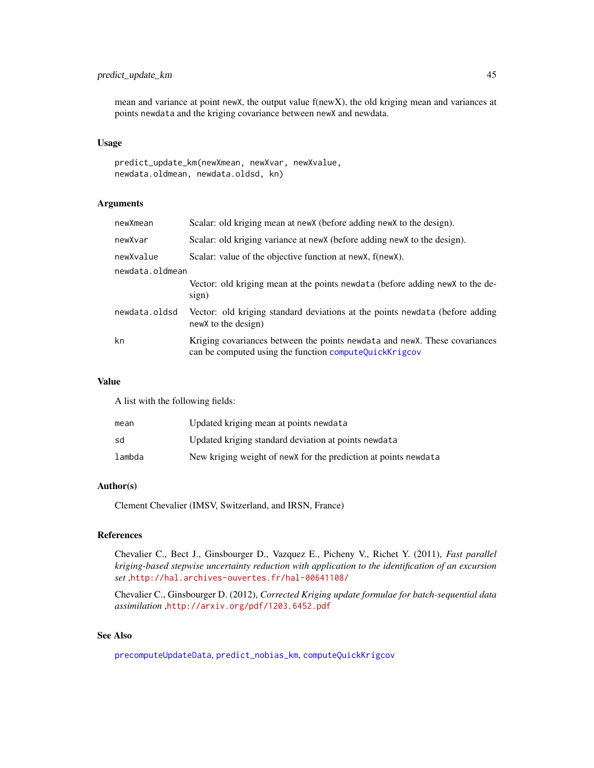mean and variance at point newX, the output value f(newX), the old kriging mean and variances at points newdata and the kriging covariance between newX and newdata.

### Usage

```
predict_update_km(newXmean, newXvar, newXvalue,
newdata.oldmean, newdata.oldsd, kn)
```

### Arguments

| | |
|---|---|
| newXmean | Scalar: old kriging mean at newX (before adding newX to the design). |
| newXvar | Scalar: old kriging variance at newX (before adding newX to the design). |
| newXvalue | Scalar: value of the objective function at newX, f(newX). |
| newdata.oldmean | Vector: old kriging mean at the points newdata (before adding newX to the design) |
| newdata.oldsd | Vector: old kriging standard deviations at the points newdata (before adding newX to the design) |
| kn | Kriging covariances between the points newdata and newX. These covariances can be computed using the function computeQuickKrigcov |

### Value

A list with the following fields:

| | |
|---|---|
| mean | Updated kriging mean at points newdata |
| sd | Updated kriging standard deviation at points newdata |
| lambda | New kriging weight of newX for the prediction at points newdata |

### Author(s)

Clement Chevalier (IMSV, Switzerland, and IRSN, France)

### References

Chevalier C., Bect J., Ginsbourger D., Vazquez E., Picheny V., Richet Y. (2011), *Fast parallel kriging-based stepwise uncertainty reduction with application to the identification of an excursion set* ,http://hal.archives-ouvertes.fr/hal-00641108/

Chevalier C., Ginsbourger D. (2012), *Corrected Kriging update formulae for batch-sequential data assimilation* ,http://arxiv.org/pdf/1203.6452.pdf

### See Also

precomputeUpdateData, predict_nobias_km, computeQuickKrigcov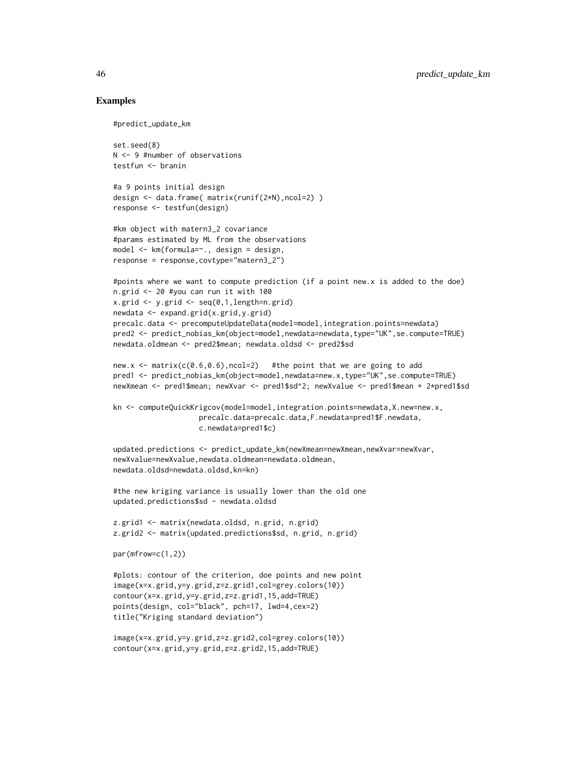## Examples

```
#predict_update_km

set.seed(8)
N <- 9 #number of observations
testfun <- branin

#a 9 points initial design
design <- data.frame( matrix(runif(2*N),ncol=2) )
response <- testfun(design)

#km object with matern3_2 covariance
#params estimated by ML from the observations
model <- km(formula=~., design = design,
response = response,covtype="matern3_2")

#points where we want to compute prediction (if a point new.x is added to the doe)
n.grid <- 20 #you can run it with 100
x.grid <- y.grid <- seq(0,1,length=n.grid)
newdata <- expand.grid(x.grid,y.grid)
precalc.data <- precomputeUpdateData(model=model,integration.points=newdata)
pred2 <- predict_nobias_km(object=model,newdata=newdata,type="UK",se.compute=TRUE)
newdata.oldmean <- pred2$mean; newdata.oldsd <- pred2$sd

new.x <- matrix(c(0.6,0.6),ncol=2)   #the point that we are going to add
pred1 <- predict_nobias_km(object=model,newdata=new.x,type="UK",se.compute=TRUE)
newXmean <- pred1$mean; newXvar <- pred1$sd^2; newXvalue <- pred1$mean + 2*pred1$sd

kn <- computeQuickKrigcov(model=model,integration.points=newdata,X.new=new.x,
                    precalc.data=precalc.data,F.newdata=pred1$F.newdata,
                    c.newdata=pred1$c)

updated.predictions <- predict_update_km(newXmean=newXmean,newXvar=newXvar,
newXvalue=newXvalue,newdata.oldmean=newdata.oldmean,
newdata.oldsd=newdata.oldsd,kn=kn)

#the new kriging variance is usually lower than the old one
updated.predictions$sd - newdata.oldsd

z.grid1 <- matrix(newdata.oldsd, n.grid, n.grid)
z.grid2 <- matrix(updated.predictions$sd, n.grid, n.grid)

par(mfrow=c(1,2))

#plots: contour of the criterion, doe points and new point
image(x=x.grid,y=y.grid,z=z.grid1,col=grey.colors(10))
contour(x=x.grid,y=y.grid,z=z.grid1,15,add=TRUE)
points(design, col="black", pch=17, lwd=4,cex=2)
title("Kriging standard deviation")

image(x=x.grid,y=y.grid,z=z.grid2,col=grey.colors(10))
contour(x=x.grid,y=y.grid,z=z.grid2,15,add=TRUE)
```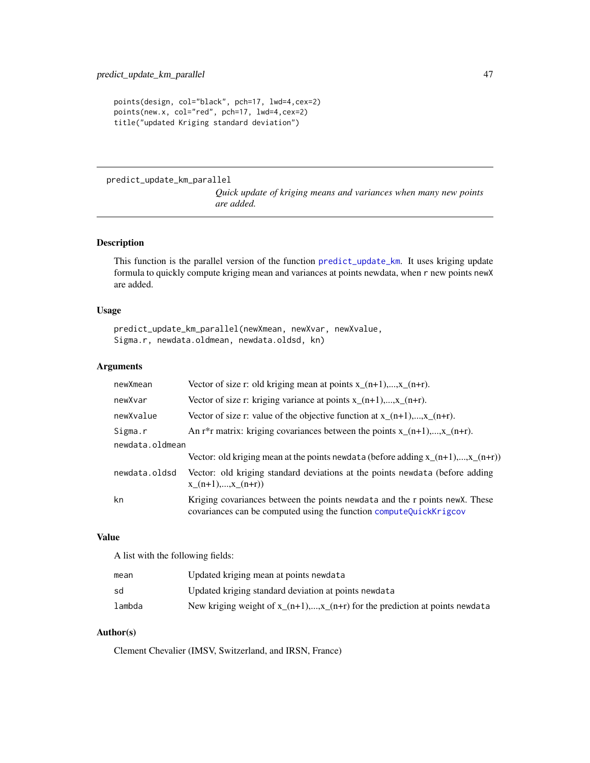```
points(design, col="black", pch=17, lwd=4,cex=2)
points(new.x, col="red", pch=17, lwd=4,cex=2)
title("updated Kriging standard deviation")
```

---

## predict_update_km_parallel

*Quick update of kriging means and variances when many new points are added.*

---

### Description

This function is the parallel version of the function `predict_update_km`. It uses kriging update formula to quickly compute kriging mean and variances at points newdata, when `r` new points `newX` are added.

### Usage

```
predict_update_km_parallel(newXmean, newXvar, newXvalue,
Sigma.r, newdata.oldmean, newdata.oldsd, kn)
```

### Arguments

| | |
|---|---|
| `newXmean` | Vector of size r: old kriging mean at points x_(n+1),...,x_(n+r). |
| `newXvar` | Vector of size r: kriging variance at points x_(n+1),...,x_(n+r). |
| `newXvalue` | Vector of size r: value of the objective function at x_(n+1),...,x_(n+r). |
| `Sigma.r` | An r*r matrix: kriging covariances between the points x_(n+1),...,x_(n+r). |
| `newdata.oldmean` | Vector: old kriging mean at the points `newdata` (before adding x_(n+1),...,x_(n+r)) |
| `newdata.oldsd` | Vector: old kriging standard deviations at the points `newdata` (before adding x_(n+1),...,x_(n+r)) |
| `kn` | Kriging covariances between the points `newdata` and the r points `newX`. These covariances can be computed using the function `computeQuickKrigcov` |

### Value

A list with the following fields:

| | |
|---|---|
| `mean` | Updated kriging mean at points `newdata` |
| `sd` | Updated kriging standard deviation at points `newdata` |
| `lambda` | New kriging weight of x_(n+1),...,x_(n+r) for the prediction at points `newdata` |

### Author(s)

Clement Chevalier (IMSV, Switzerland, and IRSN, France)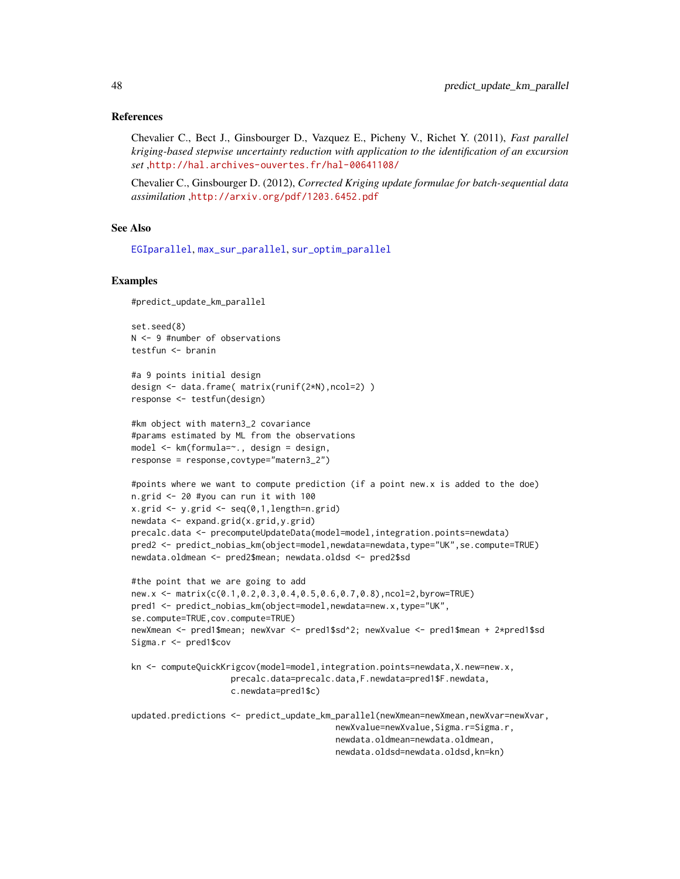### References

Chevalier C., Bect J., Ginsbourger D., Vazquez E., Picheny V., Richet Y. (2011), *Fast parallel kriging-based stepwise uncertainty reduction with application to the identification of an excursion set* ,http://hal.archives-ouvertes.fr/hal-00641108/

Chevalier C., Ginsbourger D. (2012), *Corrected Kriging update formulae for batch-sequential data assimilation* ,http://arxiv.org/pdf/1203.6452.pdf

### See Also

EGIparallel, max_sur_parallel, sur_optim_parallel

### Examples

```
#predict_update_km_parallel

set.seed(8)
N <- 9 #number of observations
testfun <- branin

#a 9 points initial design
design <- data.frame( matrix(runif(2*N),ncol=2) )
response <- testfun(design)

#km object with matern3_2 covariance
#params estimated by ML from the observations
model <- km(formula=~., design = design,
response = response,covtype="matern3_2")

#points where we want to compute prediction (if a point new.x is added to the doe)
n.grid <- 20 #you can run it with 100
x.grid <- y.grid <- seq(0,1,length=n.grid)
newdata <- expand.grid(x.grid,y.grid)
precalc.data <- precomputeUpdateData(model=model,integration.points=newdata)
pred2 <- predict_nobias_km(object=model,newdata=newdata,type="UK",se.compute=TRUE)
newdata.oldmean <- pred2$mean; newdata.oldsd <- pred2$sd

#the point that we are going to add
new.x <- matrix(c(0.1,0.2,0.3,0.4,0.5,0.6,0.7,0.8),ncol=2,byrow=TRUE)
pred1 <- predict_nobias_km(object=model,newdata=new.x,type="UK",
se.compute=TRUE,cov.compute=TRUE)
newXmean <- pred1$mean; newXvar <- pred1$sd^2; newXvalue <- pred1$mean + 2*pred1$sd
Sigma.r <- pred1$cov

kn <- computeQuickKrigcov(model=model,integration.points=newdata,X.new=new.x,
                    precalc.data=precalc.data,F.newdata=pred1$F.newdata,
                    c.newdata=pred1$c)

updated.predictions <- predict_update_km_parallel(newXmean=newXmean,newXvar=newXvar,
                                          newXvalue=newXvalue,Sigma.r=Sigma.r,
                                          newdata.oldmean=newdata.oldmean,
                                          newdata.oldsd=newdata.oldsd,kn=kn)
```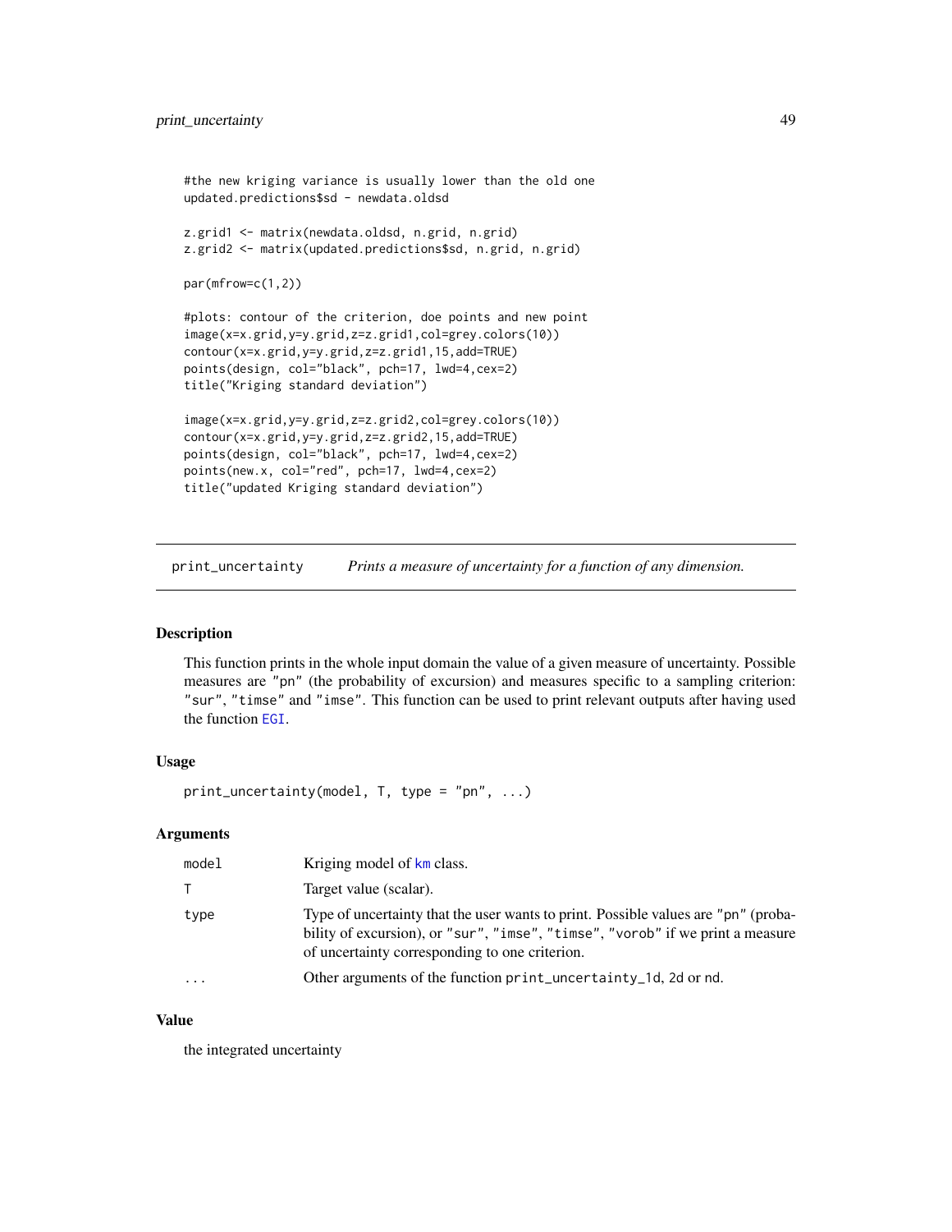```
#the new kriging variance is usually lower than the old one
updated.predictions$sd - newdata.oldsd

z.grid1 <- matrix(newdata.oldsd, n.grid, n.grid)
z.grid2 <- matrix(updated.predictions$sd, n.grid, n.grid)

par(mfrow=c(1,2))

#plots: contour of the criterion, doe points and new point
image(x=x.grid,y=y.grid,z=z.grid1,col=grey.colors(10))
contour(x=x.grid,y=y.grid,z=z.grid1,15,add=TRUE)
points(design, col="black", pch=17, lwd=4,cex=2)
title("Kriging standard deviation")

image(x=x.grid,y=y.grid,z=z.grid2,col=grey.colors(10))
contour(x=x.grid,y=y.grid,z=z.grid2,15,add=TRUE)
points(design, col="black", pch=17, lwd=4,cex=2)
points(new.x, col="red", pch=17, lwd=4,cex=2)
title("updated Kriging standard deviation")
```

## print_uncertainty — *Prints a measure of uncertainty for a function of any dimension.*

### Description

This function prints in the whole input domain the value of a given measure of uncertainty. Possible measures are "pn" (the probability of excursion) and measures specific to a sampling criterion: "sur", "timse" and "imse". This function can be used to print relevant outputs after having used the function EGI.

### Usage

```
print_uncertainty(model, T, type = "pn", ...)
```

### Arguments

| | |
|---|---|
| model | Kriging model of km class. |
| T | Target value (scalar). |
| type | Type of uncertainty that the user wants to print. Possible values are "pn" (probability of excursion), or "sur", "imse", "timse", "vorob" if we print a measure of uncertainty corresponding to one criterion. |
| ... | Other arguments of the function print_uncertainty_1d, 2d or nd. |

### Value

the integrated uncertainty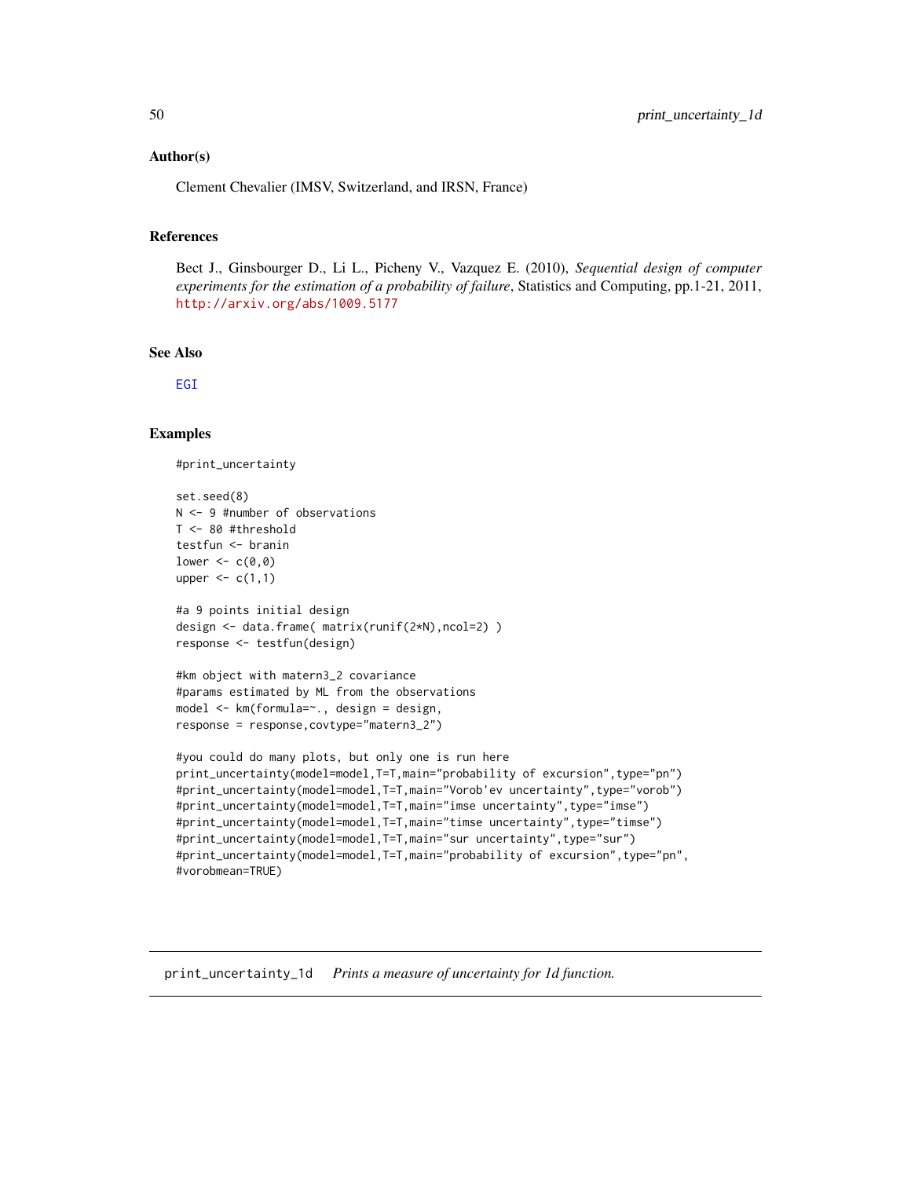## Author(s)

Clement Chevalier (IMSV, Switzerland, and IRSN, France)

## References

Bect J., Ginsbourger D., Li L., Picheny V., Vazquez E. (2010), *Sequential design of computer experiments for the estimation of a probability of failure*, Statistics and Computing, pp.1-21, 2011, http://arxiv.org/abs/1009.5177

## See Also

EGI

## Examples

```
#print_uncertainty

set.seed(8)
N <- 9 #number of observations
T <- 80 #threshold
testfun <- branin
lower <- c(0,0)
upper <- c(1,1)

#a 9 points initial design
design <- data.frame( matrix(runif(2*N),ncol=2) )
response <- testfun(design)

#km object with matern3_2 covariance
#params estimated by ML from the observations
model <- km(formula=~., design = design,
response = response,covtype="matern3_2")

#you could do many plots, but only one is run here
print_uncertainty(model=model,T=T,main="probability of excursion",type="pn")
#print_uncertainty(model=model,T=T,main="Vorob'ev uncertainty",type="vorob")
#print_uncertainty(model=model,T=T,main="imse uncertainty",type="imse")
#print_uncertainty(model=model,T=T,main="timse uncertainty",type="timse")
#print_uncertainty(model=model,T=T,main="sur uncertainty",type="sur")
#print_uncertainty(model=model,T=T,main="probability of excursion",type="pn",
#vorobmean=TRUE)
```

# print_uncertainty_1d *Prints a measure of uncertainty for 1d function.*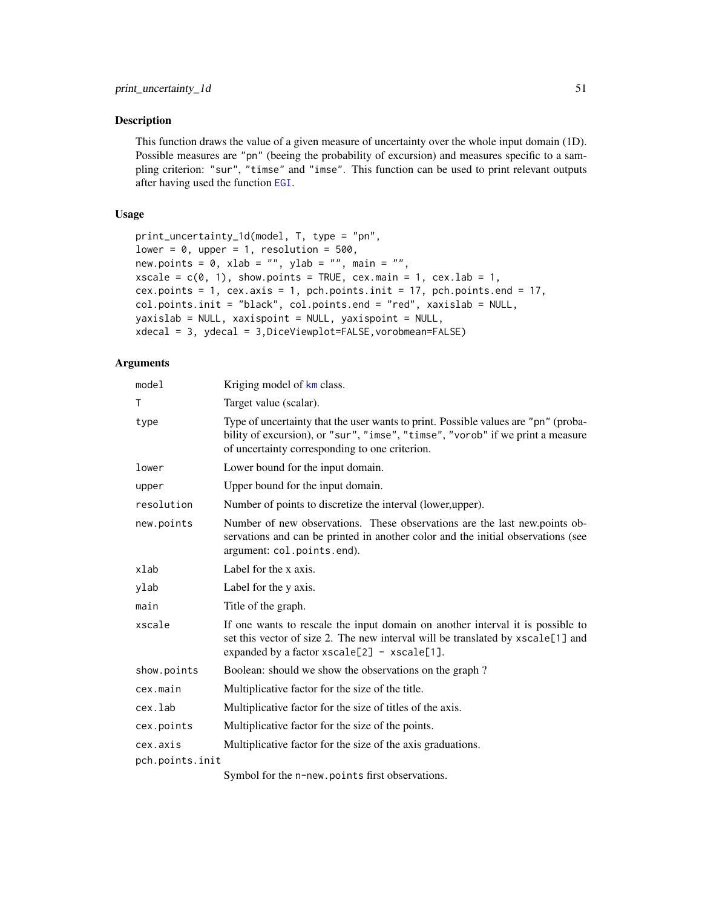## Description

This function draws the value of a given measure of uncertainty over the whole input domain (1D). Possible measures are "pn" (beeing the probability of excursion) and measures specific to a sampling criterion: "sur", "timse" and "imse". This function can be used to print relevant outputs after having used the function EGI.

## Usage

```
print_uncertainty_1d(model, T, type = "pn",
lower = 0, upper = 1, resolution = 500,
new.points = 0, xlab = "", ylab = "", main = "",
xscale = c(0, 1), show.points = TRUE, cex.main = 1, cex.lab = 1,
cex.points = 1, cex.axis = 1, pch.points.init = 17, pch.points.end = 17,
col.points.init = "black", col.points.end = "red", xaxislab = NULL,
yaxislab = NULL, xaxispoint = NULL, yaxispoint = NULL,
xdecal = 3, ydecal = 3,DiceViewplot=FALSE,vorobmean=FALSE)
```

## Arguments

| | |
|---|---|
| model | Kriging model of km class. |
| T | Target value (scalar). |
| type | Type of uncertainty that the user wants to print. Possible values are "pn" (probability of excursion), or "sur", "imse", "timse", "vorob" if we print a measure of uncertainty corresponding to one criterion. |
| lower | Lower bound for the input domain. |
| upper | Upper bound for the input domain. |
| resolution | Number of points to discretize the interval (lower,upper). |
| new.points | Number of new observations. These observations are the last new.points observations and can be printed in another color and the initial observations (see argument: col.points.end). |
| xlab | Label for the x axis. |
| ylab | Label for the y axis. |
| main | Title of the graph. |
| xscale | If one wants to rescale the input domain on another interval it is possible to set this vector of size 2. The new interval will be translated by xscale[1] and expanded by a factor xscale[2] - xscale[1]. |
| show.points | Boolean: should we show the observations on the graph ? |
| cex.main | Multiplicative factor for the size of the title. |
| cex.lab | Multiplicative factor for the size of titles of the axis. |
| cex.points | Multiplicative factor for the size of the points. |
| cex.axis | Multiplicative factor for the size of the axis graduations. |
| pch.points.init | Symbol for the n-new.points first observations. |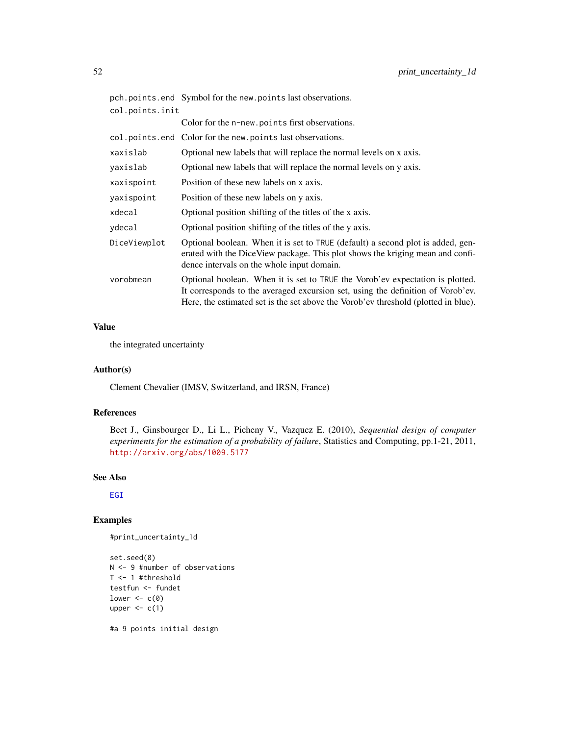| | |
|---|---|
| `pch.points.end` | Symbol for the `new.points` last observations. |
| `col.points.init` | Color for the `n-new.points` first observations. |
| `col.points.end` | Color for the `new.points` last observations. |
| `xaxislab` | Optional new labels that will replace the normal levels on x axis. |
| `yaxislab` | Optional new labels that will replace the normal levels on y axis. |
| `xaxispoint` | Position of these new labels on x axis. |
| `yaxispoint` | Position of these new labels on y axis. |
| `xdecal` | Optional position shifting of the titles of the x axis. |
| `ydecal` | Optional position shifting of the titles of the y axis. |
| `DiceViewplot` | Optional boolean. When it is set to `TRUE` (default) a second plot is added, generated with the DiceView package. This plot shows the kriging mean and confidence intervals on the whole input domain. |
| `vorobmean` | Optional boolean. When it is set to `TRUE` the Vorob'ev expectation is plotted. It corresponds to the averaged excursion set, using the definition of Vorob'ev. Here, the estimated set is the set above the Vorob'ev threshold (plotted in blue). |

## Value

the integrated uncertainty

## Author(s)

Clement Chevalier (IMSV, Switzerland, and IRSN, France)

## References

Bect J., Ginsbourger D., Li L., Picheny V., Vazquez E. (2010), *Sequential design of computer experiments for the estimation of a probability of failure*, Statistics and Computing, pp.1-21, 2011, http://arxiv.org/abs/1009.5177

## See Also

EGI

## Examples

```
#print_uncertainty_1d

set.seed(8)
N <- 9 #number of observations
T <- 1 #threshold
testfun <- fundet
lower <- c(0)
upper <- c(1)

#a 9 points initial design
```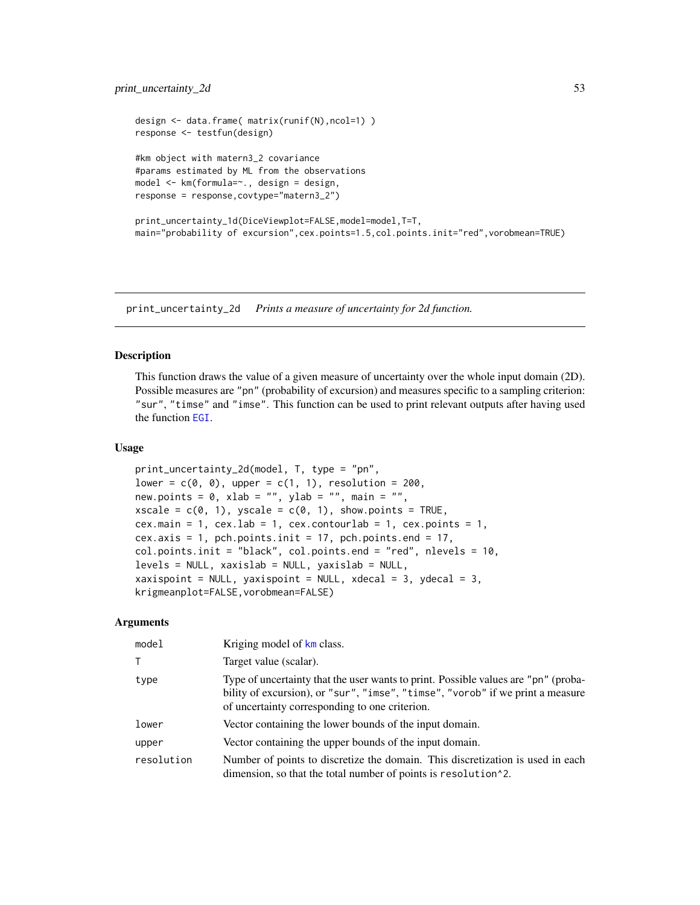```
design <- data.frame( matrix(runif(N),ncol=1) )
response <- testfun(design)

#km object with matern3_2 covariance
#params estimated by ML from the observations
model <- km(formula=~., design = design,
response = response,covtype="matern3_2")

print_uncertainty_1d(DiceViewplot=FALSE,model=model,T=T,
main="probability of excursion",cex.points=1.5,col.points.init="red",vorobmean=TRUE)
```

---

## print_uncertainty_2d    *Prints a measure of uncertainty for 2d function.*

---

### Description

This function draws the value of a given measure of uncertainty over the whole input domain (2D). Possible measures are "pn" (probability of excursion) and measures specific to a sampling criterion: "sur", "timse" and "imse". This function can be used to print relevant outputs after having used the function EGI.

### Usage

```
print_uncertainty_2d(model, T, type = "pn",
lower = c(0, 0), upper = c(1, 1), resolution = 200,
new.points = 0, xlab = "", ylab = "", main = "",
xscale = c(0, 1), yscale = c(0, 1), show.points = TRUE,
cex.main = 1, cex.lab = 1, cex.contourlab = 1, cex.points = 1,
cex.axis = 1, pch.points.init = 17, pch.points.end = 17,
col.points.init = "black", col.points.end = "red", nlevels = 10,
levels = NULL, xaxislab = NULL, yaxislab = NULL,
xaxispoint = NULL, yaxispoint = NULL, xdecal = 3, ydecal = 3,
krigmeanplot=FALSE,vorobmean=FALSE)
```

### Arguments

| | |
|---|---|
| model | Kriging model of km class. |
| T | Target value (scalar). |
| type | Type of uncertainty that the user wants to print. Possible values are "pn" (probability of excursion), or "sur", "imse", "timse", "vorob" if we print a measure of uncertainty corresponding to one criterion. |
| lower | Vector containing the lower bounds of the input domain. |
| upper | Vector containing the upper bounds of the input domain. |
| resolution | Number of points to discretize the domain. This discretization is used in each dimension, so that the total number of points is resolution^2. |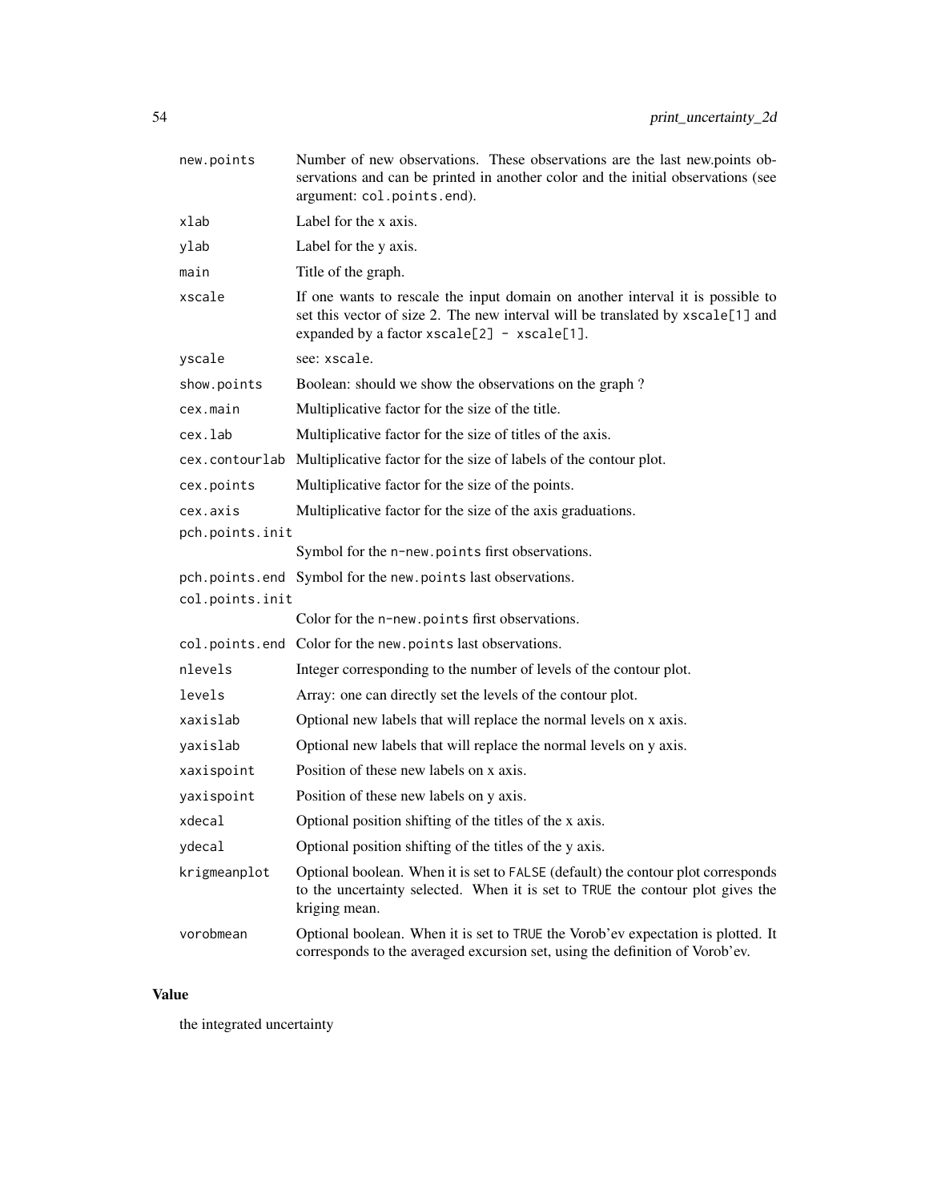| | |
|---|---|
| `new.points` | Number of new observations. These observations are the last new.points observations and can be printed in another color and the initial observations (see argument: `col.points.end`). |
| `xlab` | Label for the x axis. |
| `ylab` | Label for the y axis. |
| `main` | Title of the graph. |
| `xscale` | If one wants to rescale the input domain on another interval it is possible to set this vector of size 2. The new interval will be translated by `xscale[1]` and expanded by a factor `xscale[2] - xscale[1]`. |
| `yscale` | see: `xscale`. |
| `show.points` | Boolean: should we show the observations on the graph ? |
| `cex.main` | Multiplicative factor for the size of the title. |
| `cex.lab` | Multiplicative factor for the size of titles of the axis. |
| `cex.contourlab` | Multiplicative factor for the size of labels of the contour plot. |
| `cex.points` | Multiplicative factor for the size of the points. |
| `cex.axis` | Multiplicative factor for the size of the axis graduations. |
| `pch.points.init` | Symbol for the `n-new.points` first observations. |
| `pch.points.end` | Symbol for the `new.points` last observations. |
| `col.points.init` | Color for the `n-new.points` first observations. |
| `col.points.end` | Color for the `new.points` last observations. |
| `nlevels` | Integer corresponding to the number of levels of the contour plot. |
| `levels` | Array: one can directly set the levels of the contour plot. |
| `xaxislab` | Optional new labels that will replace the normal levels on x axis. |
| `yaxislab` | Optional new labels that will replace the normal levels on y axis. |
| `xaxispoint` | Position of these new labels on x axis. |
| `yaxispoint` | Position of these new labels on y axis. |
| `xdecal` | Optional position shifting of the titles of the x axis. |
| `ydecal` | Optional position shifting of the titles of the y axis. |
| `krigmeanplot` | Optional boolean. When it is set to `FALSE` (default) the contour plot corresponds to the uncertainty selected. When it is set to `TRUE` the contour plot gives the kriging mean. |
| `vorobmean` | Optional boolean. When it is set to `TRUE` the Vorob'ev expectation is plotted. It corresponds to the averaged excursion set, using the definition of Vorob'ev. |

## Value

the integrated uncertainty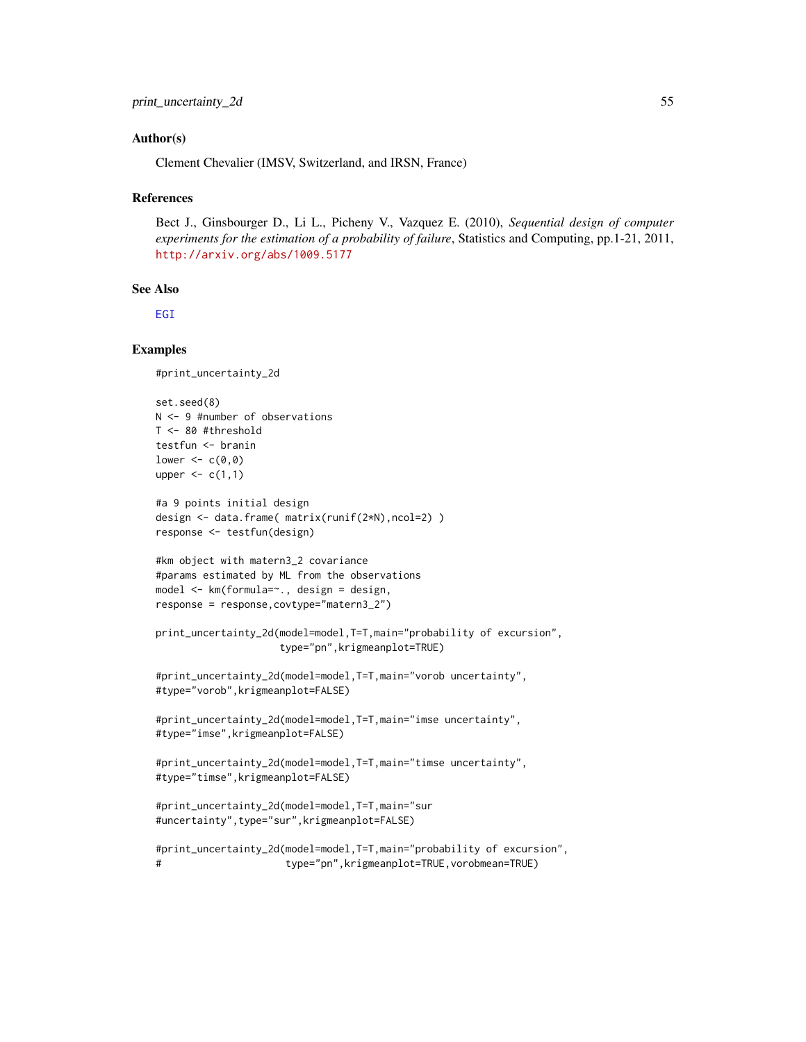## Author(s)

Clement Chevalier (IMSV, Switzerland, and IRSN, France)

## References

Bect J., Ginsbourger D., Li L., Picheny V., Vazquez E. (2010), *Sequential design of computer experiments for the estimation of a probability of failure*, Statistics and Computing, pp.1-21, 2011, http://arxiv.org/abs/1009.5177

## See Also

EGI

## Examples

```
#print_uncertainty_2d

set.seed(8)
N <- 9 #number of observations
T <- 80 #threshold
testfun <- branin
lower <- c(0,0)
upper <- c(1,1)

#a 9 points initial design
design <- data.frame( matrix(runif(2*N),ncol=2) )
response <- testfun(design)

#km object with matern3_2 covariance
#params estimated by ML from the observations
model <- km(formula=~., design = design,
response = response,covtype="matern3_2")

print_uncertainty_2d(model=model,T=T,main="probability of excursion",
                     type="pn",krigmeanplot=TRUE)

#print_uncertainty_2d(model=model,T=T,main="vorob uncertainty",
#type="vorob",krigmeanplot=FALSE)

#print_uncertainty_2d(model=model,T=T,main="imse uncertainty",
#type="imse",krigmeanplot=FALSE)

#print_uncertainty_2d(model=model,T=T,main="timse uncertainty",
#type="timse",krigmeanplot=FALSE)

#print_uncertainty_2d(model=model,T=T,main="sur
#uncertainty",type="sur",krigmeanplot=FALSE)

#print_uncertainty_2d(model=model,T=T,main="probability of excursion",
#                     type="pn",krigmeanplot=TRUE,vorobmean=TRUE)
```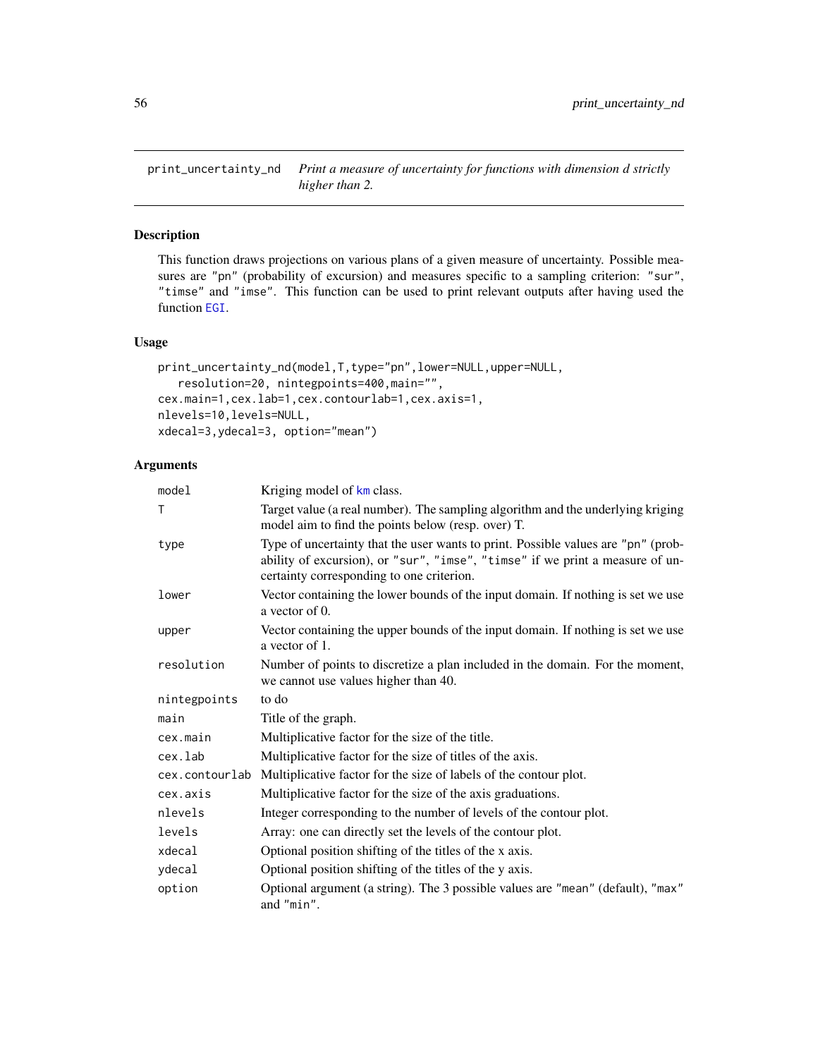# print_uncertainty_nd

*Print a measure of uncertainty for functions with dimension d strictly higher than 2.*

## Description

This function draws projections on various plans of a given measure of uncertainty. Possible measures are "pn" (probability of excursion) and measures specific to a sampling criterion: "sur", "timse" and "imse". This function can be used to print relevant outputs after having used the function EGI.

## Usage

```
print_uncertainty_nd(model,T,type="pn",lower=NULL,upper=NULL,
   resolution=20, nintegpoints=400,main="",
cex.main=1,cex.lab=1,cex.contourlab=1,cex.axis=1,
nlevels=10,levels=NULL,
xdecal=3,ydecal=3, option="mean")
```

## Arguments

| | |
|---|---|
| model | Kriging model of km class. |
| T | Target value (a real number). The sampling algorithm and the underlying kriging model aim to find the points below (resp. over) T. |
| type | Type of uncertainty that the user wants to print. Possible values are "pn" (probability of excursion), or "sur", "imse", "timse" if we print a measure of uncertainty corresponding to one criterion. |
| lower | Vector containing the lower bounds of the input domain. If nothing is set we use a vector of 0. |
| upper | Vector containing the upper bounds of the input domain. If nothing is set we use a vector of 1. |
| resolution | Number of points to discretize a plan included in the domain. For the moment, we cannot use values higher than 40. |
| nintegpoints | to do |
| main | Title of the graph. |
| cex.main | Multiplicative factor for the size of the title. |
| cex.lab | Multiplicative factor for the size of titles of the axis. |
| cex.contourlab | Multiplicative factor for the size of labels of the contour plot. |
| cex.axis | Multiplicative factor for the size of the axis graduations. |
| nlevels | Integer corresponding to the number of levels of the contour plot. |
| levels | Array: one can directly set the levels of the contour plot. |
| xdecal | Optional position shifting of the titles of the x axis. |
| ydecal | Optional position shifting of the titles of the y axis. |
| option | Optional argument (a string). The 3 possible values are "mean" (default), "max" and "min". |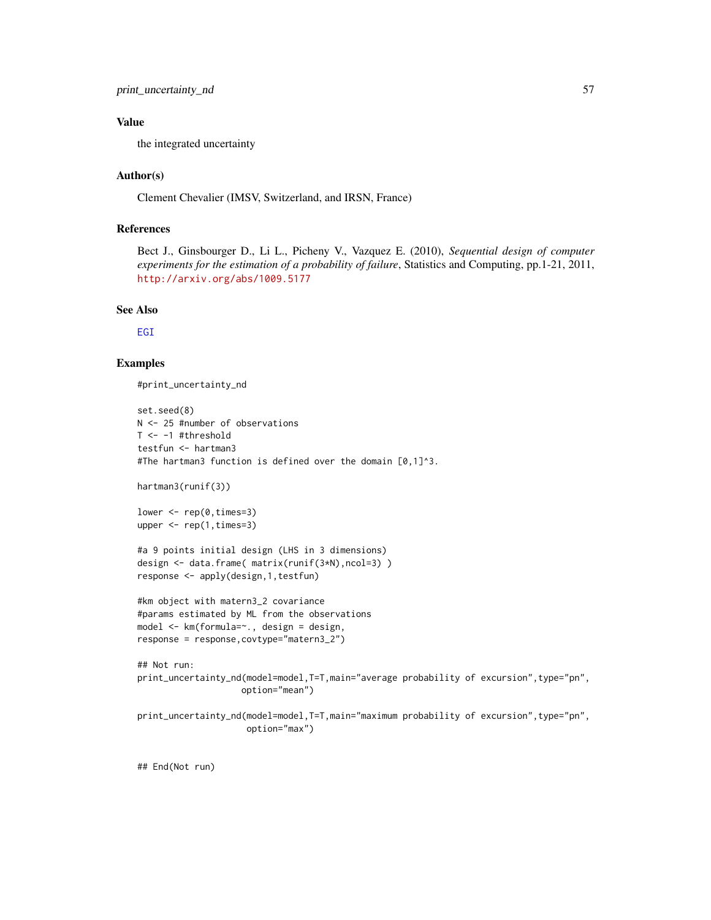### Value

the integrated uncertainty

### Author(s)

Clement Chevalier (IMSV, Switzerland, and IRSN, France)

### References

Bect J., Ginsbourger D., Li L., Picheny V., Vazquez E. (2010), *Sequential design of computer experiments for the estimation of a probability of failure*, Statistics and Computing, pp.1-21, 2011, http://arxiv.org/abs/1009.5177

### See Also

EGI

### Examples

```
#print_uncertainty_nd

set.seed(8)
N <- 25 #number of observations
T <- -1 #threshold
testfun <- hartman3
#The hartman3 function is defined over the domain [0,1]^3.

hartman3(runif(3))

lower <- rep(0,times=3)
upper <- rep(1,times=3)

#a 9 points initial design (LHS in 3 dimensions)
design <- data.frame( matrix(runif(3*N),ncol=3) )
response <- apply(design,1,testfun)

#km object with matern3_2 covariance
#params estimated by ML from the observations
model <- km(formula=~., design = design,
response = response,covtype="matern3_2")

## Not run:
print_uncertainty_nd(model=model,T=T,main="average probability of excursion",type="pn",
                    option="mean")

print_uncertainty_nd(model=model,T=T,main="maximum probability of excursion",type="pn",
                     option="max")


## End(Not run)
```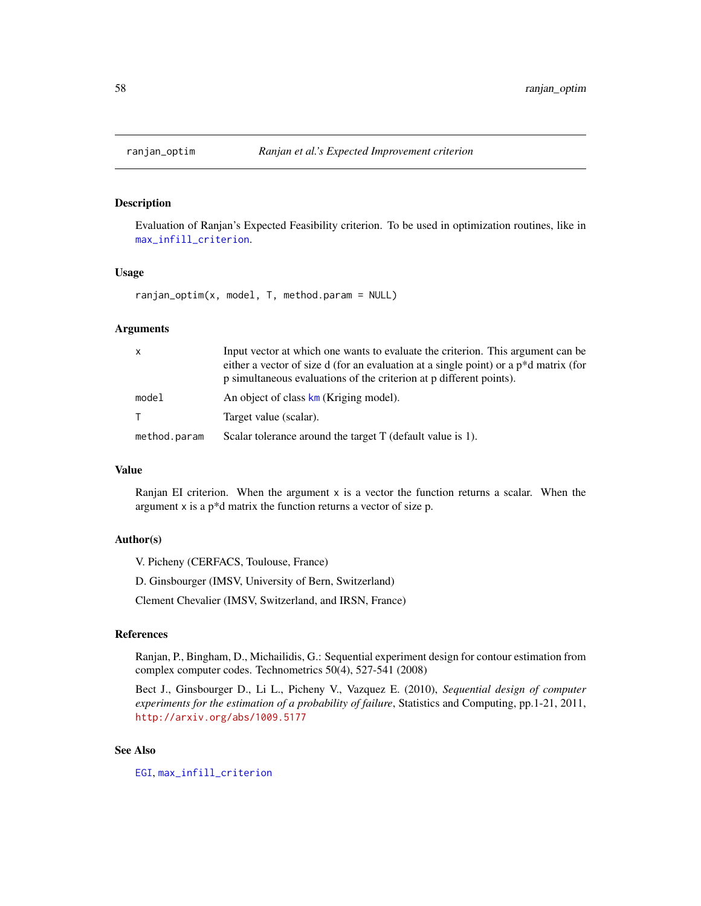# ranjan_optim — *Ranjan et al.'s Expected Improvement criterion*

## Description

Evaluation of Ranjan's Expected Feasibility criterion. To be used in optimization routines, like in `max_infill_criterion`.

## Usage

```
ranjan_optim(x, model, T, method.param = NULL)
```

## Arguments

| | |
|---|---|
| `x` | Input vector at which one wants to evaluate the criterion. This argument can be either a vector of size d (for an evaluation at a single point) or a p*d matrix (for p simultaneous evaluations of the criterion at p different points). |
| `model` | An object of class `km` (Kriging model). |
| `T` | Target value (scalar). |
| `method.param` | Scalar tolerance around the target T (default value is 1). |

## Value

Ranjan EI criterion. When the argument `x` is a vector the function returns a scalar. When the argument `x` is a p*d matrix the function returns a vector of size p.

## Author(s)

V. Picheny (CERFACS, Toulouse, France)

D. Ginsbourger (IMSV, University of Bern, Switzerland)

Clement Chevalier (IMSV, Switzerland, and IRSN, France)

## References

Ranjan, P., Bingham, D., Michailidis, G.: Sequential experiment design for contour estimation from complex computer codes. Technometrics 50(4), 527-541 (2008)

Bect J., Ginsbourger D., Li L., Picheny V., Vazquez E. (2010), *Sequential design of computer experiments for the estimation of a probability of failure*, Statistics and Computing, pp.1-21, 2011, http://arxiv.org/abs/1009.5177

## See Also

`EGI`, `max_infill_criterion`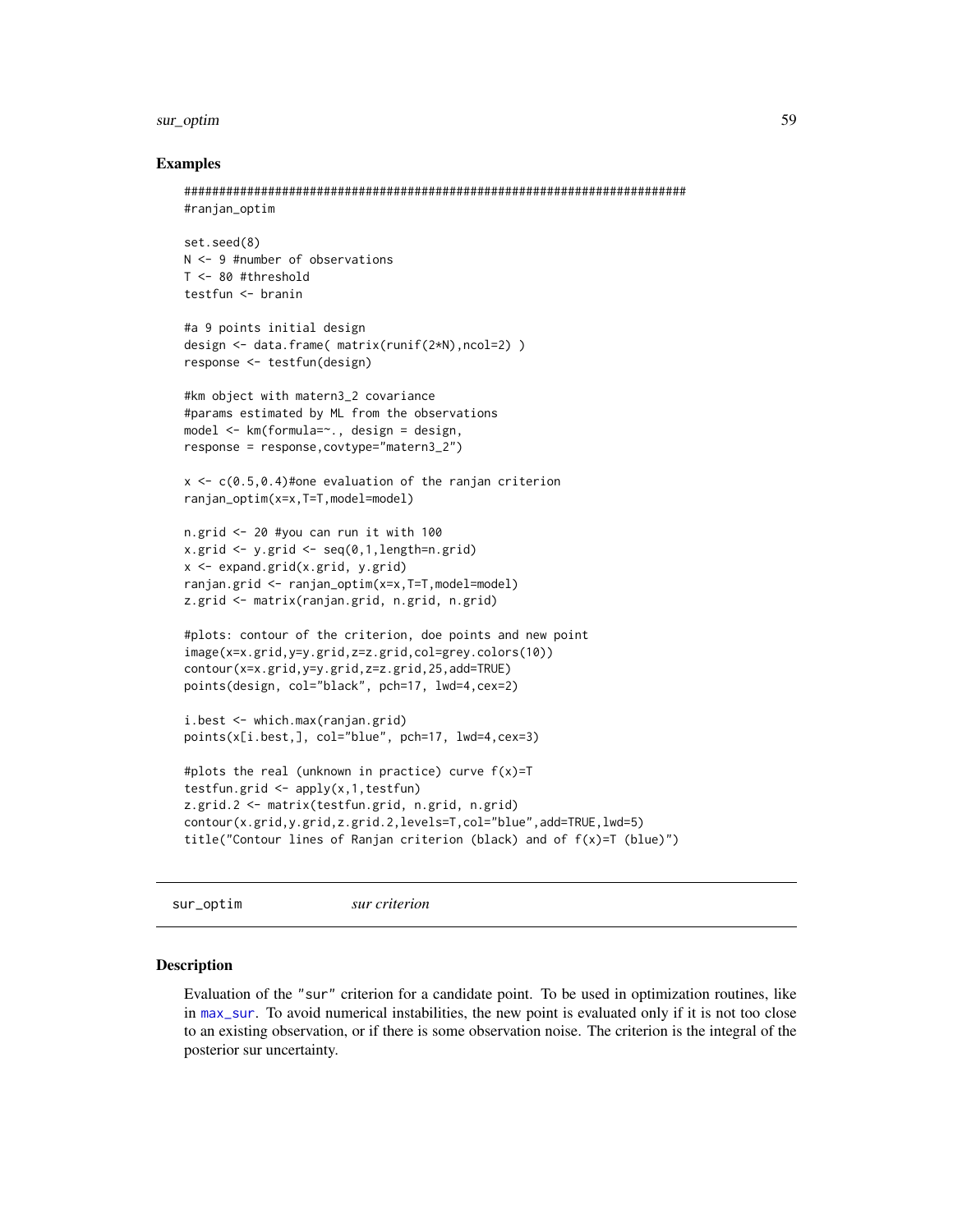## Examples

```
#########################################################################
#ranjan_optim

set.seed(8)
N <- 9 #number of observations
T <- 80 #threshold
testfun <- branin

#a 9 points initial design
design <- data.frame( matrix(runif(2*N),ncol=2) )
response <- testfun(design)

#km object with matern3_2 covariance
#params estimated by ML from the observations
model <- km(formula=~., design = design,
response = response,covtype="matern3_2")

x <- c(0.5,0.4)#one evaluation of the ranjan criterion
ranjan_optim(x=x,T=T,model=model)

n.grid <- 20 #you can run it with 100
x.grid <- y.grid <- seq(0,1,length=n.grid)
x <- expand.grid(x.grid, y.grid)
ranjan.grid <- ranjan_optim(x=x,T=T,model=model)
z.grid <- matrix(ranjan.grid, n.grid, n.grid)

#plots: contour of the criterion, doe points and new point
image(x=x.grid,y=y.grid,z=z.grid,col=grey.colors(10))
contour(x=x.grid,y=y.grid,z=z.grid,25,add=TRUE)
points(design, col="black", pch=17, lwd=4,cex=2)

i.best <- which.max(ranjan.grid)
points(x[i.best,], col="blue", pch=17, lwd=4,cex=3)

#plots the real (unknown in practice) curve f(x)=T
testfun.grid <- apply(x,1,testfun)
z.grid.2 <- matrix(testfun.grid, n.grid, n.grid)
contour(x.grid,y.grid,z.grid.2,levels=T,col="blue",add=TRUE,lwd=5)
title("Contour lines of Ranjan criterion (black) and of f(x)=T (blue)")
```

---

## sur_optim *sur criterion*

### Description

Evaluation of the "sur" criterion for a candidate point. To be used in optimization routines, like in max_sur. To avoid numerical instabilities, the new point is evaluated only if it is not too close to an existing observation, or if there is some observation noise. The criterion is the integral of the posterior sur uncertainty.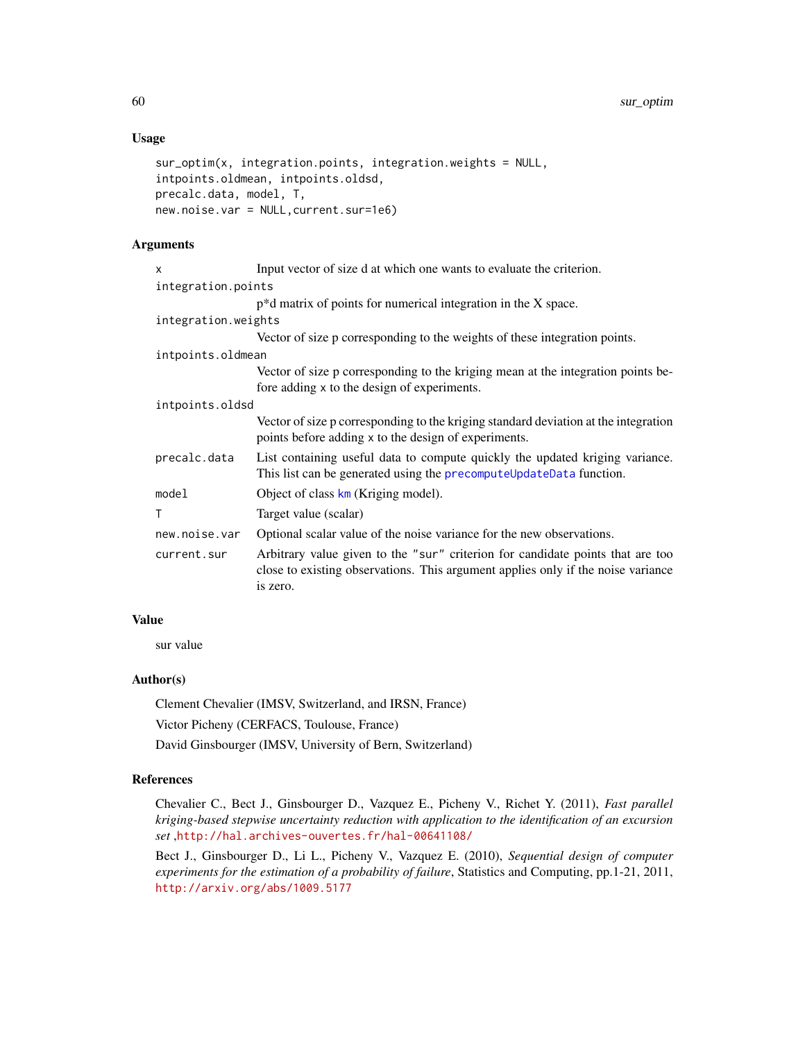### Usage

```
sur_optim(x, integration.points, integration.weights = NULL,
intpoints.oldmean, intpoints.oldsd,
precalc.data, model, T,
new.noise.var = NULL,current.sur=1e6)
```

### Arguments

| | |
|---|---|
| `x` | Input vector of size d at which one wants to evaluate the criterion. |
| `integration.points` | p*d matrix of points for numerical integration in the X space. |
| `integration.weights` | Vector of size p corresponding to the weights of these integration points. |
| `intpoints.oldmean` | Vector of size p corresponding to the kriging mean at the integration points before adding `x` to the design of experiments. |
| `intpoints.oldsd` | Vector of size p corresponding to the kriging standard deviation at the integration points before adding `x` to the design of experiments. |
| `precalc.data` | List containing useful data to compute quickly the updated kriging variance. This list can be generated using the `precomputeUpdateData` function. |
| `model` | Object of class `km` (Kriging model). |
| `T` | Target value (scalar) |
| `new.noise.var` | Optional scalar value of the noise variance for the new observations. |
| `current.sur` | Arbitrary value given to the "sur" criterion for candidate points that are too close to existing observations. This argument applies only if the noise variance is zero. |

### Value

sur value

### Author(s)

Clement Chevalier (IMSV, Switzerland, and IRSN, France)

Victor Picheny (CERFACS, Toulouse, France)

David Ginsbourger (IMSV, University of Bern, Switzerland)

### References

Chevalier C., Bect J., Ginsbourger D., Vazquez E., Picheny V., Richet Y. (2011), *Fast parallel kriging-based stepwise uncertainty reduction with application to the identification of an excursion set* ,http://hal.archives-ouvertes.fr/hal-00641108/

Bect J., Ginsbourger D., Li L., Picheny V., Vazquez E. (2010), *Sequential design of computer experiments for the estimation of a probability of failure*, Statistics and Computing, pp.1-21, 2011, http://arxiv.org/abs/1009.5177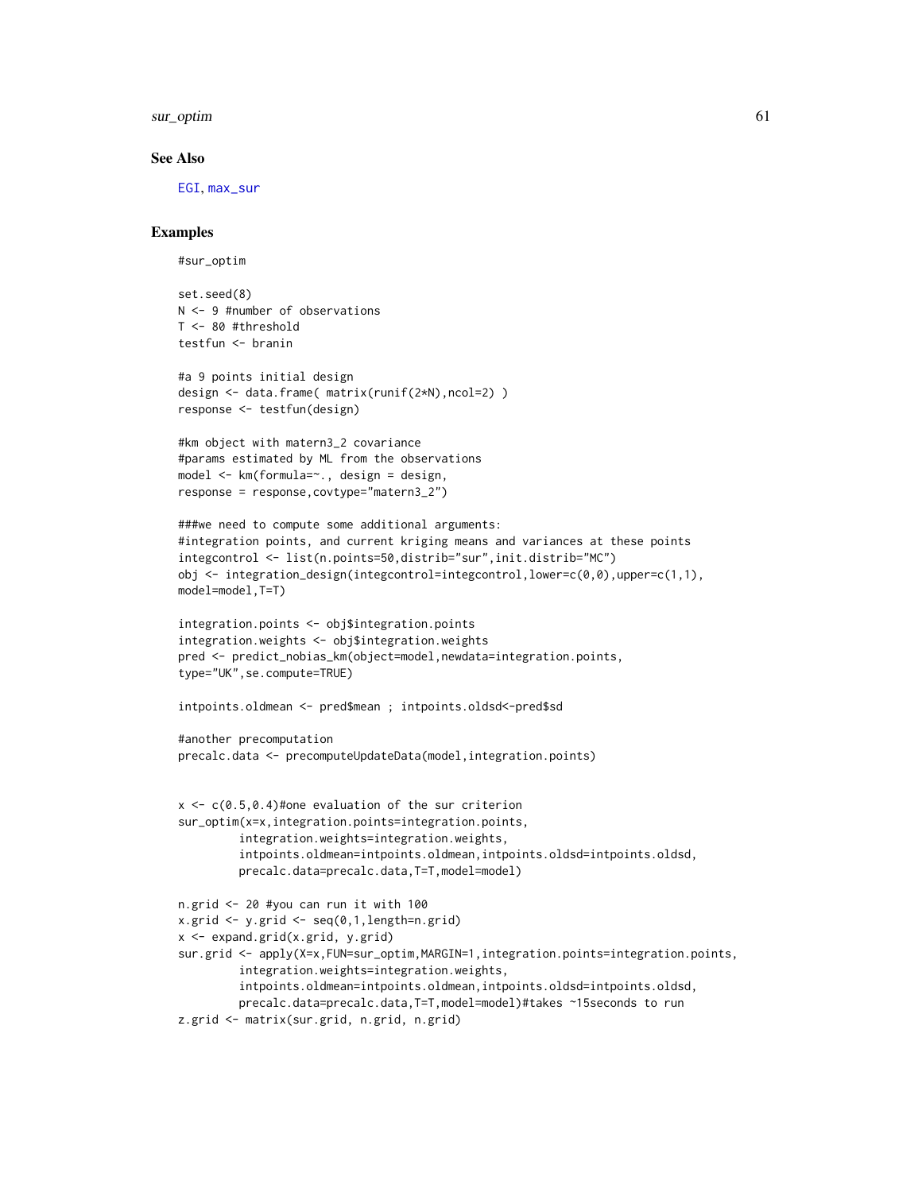### See Also

EGI, max_sur

### Examples

```
#sur_optim

set.seed(8)
N <- 9 #number of observations
T <- 80 #threshold
testfun <- branin

#a 9 points initial design
design <- data.frame( matrix(runif(2*N),ncol=2) )
response <- testfun(design)

#km object with matern3_2 covariance
#params estimated by ML from the observations
model <- km(formula=~., design = design,
response = response,covtype="matern3_2")

###we need to compute some additional arguments:
#integration points, and current kriging means and variances at these points
integcontrol <- list(n.points=50,distrib="sur",init.distrib="MC")
obj <- integration_design(integcontrol=integcontrol,lower=c(0,0),upper=c(1,1),
model=model,T=T)

integration.points <- obj$integration.points
integration.weights <- obj$integration.weights
pred <- predict_nobias_km(object=model,newdata=integration.points,
type="UK",se.compute=TRUE)

intpoints.oldmean <- pred$mean ; intpoints.oldsd<-pred$sd

#another precomputation
precalc.data <- precomputeUpdateData(model,integration.points)


x <- c(0.5,0.4)#one evaluation of the sur criterion
sur_optim(x=x,integration.points=integration.points,
         integration.weights=integration.weights,
         intpoints.oldmean=intpoints.oldmean,intpoints.oldsd=intpoints.oldsd,
         precalc.data=precalc.data,T=T,model=model)

n.grid <- 20 #you can run it with 100
x.grid <- y.grid <- seq(0,1,length=n.grid)
x <- expand.grid(x.grid, y.grid)
sur.grid <- apply(X=x,FUN=sur_optim,MARGIN=1,integration.points=integration.points,
         integration.weights=integration.weights,
         intpoints.oldmean=intpoints.oldmean,intpoints.oldsd=intpoints.oldsd,
         precalc.data=precalc.data,T=T,model=model)#takes ~15seconds to run
z.grid <- matrix(sur.grid, n.grid, n.grid)
```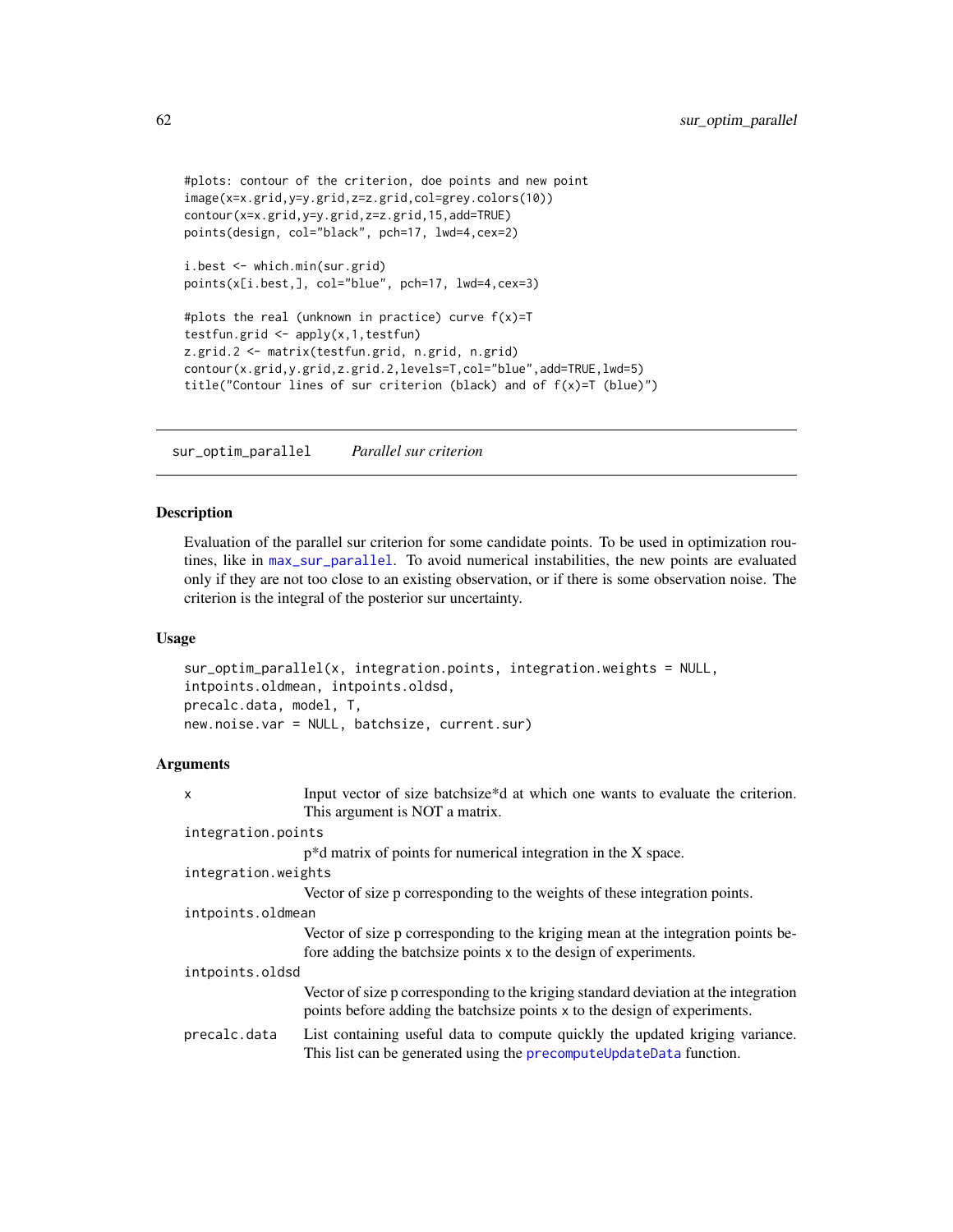```
#plots: contour of the criterion, doe points and new point
image(x=x.grid,y=y.grid,z=z.grid,col=grey.colors(10))
contour(x=x.grid,y=y.grid,z=z.grid,15,add=TRUE)
points(design, col="black", pch=17, lwd=4,cex=2)

i.best <- which.min(sur.grid)
points(x[i.best,], col="blue", pch=17, lwd=4,cex=3)

#plots the real (unknown in practice) curve f(x)=T
testfun.grid <- apply(x,1,testfun)
z.grid.2 <- matrix(testfun.grid, n.grid, n.grid)
contour(x.grid,y.grid,z.grid.2,levels=T,col="blue",add=TRUE,lwd=5)
title("Contour lines of sur criterion (black) and of f(x)=T (blue)")
```

---

## sur_optim_parallel *Parallel sur criterion*

### Description

Evaluation of the parallel sur criterion for some candidate points. To be used in optimization routines, like in `max_sur_parallel`. To avoid numerical instabilities, the new points are evaluated only if they are not too close to an existing observation, or if there is some observation noise. The criterion is the integral of the posterior sur uncertainty.

### Usage

```
sur_optim_parallel(x, integration.points, integration.weights = NULL,
intpoints.oldmean, intpoints.oldsd,
precalc.data, model, T,
new.noise.var = NULL, batchsize, current.sur)
```

### Arguments

| | |
|---|---|
| `x` | Input vector of size batchsize*d at which one wants to evaluate the criterion. This argument is NOT a matrix. |
| `integration.points` | p*d matrix of points for numerical integration in the X space. |
| `integration.weights` | Vector of size p corresponding to the weights of these integration points. |
| `intpoints.oldmean` | Vector of size p corresponding to the kriging mean at the integration points before adding the batchsize points x to the design of experiments. |
| `intpoints.oldsd` | Vector of size p corresponding to the kriging standard deviation at the integration points before adding the batchsize points x to the design of experiments. |
| `precalc.data` | List containing useful data to compute quickly the updated kriging variance. This list can be generated using the `precomputeUpdateData` function. |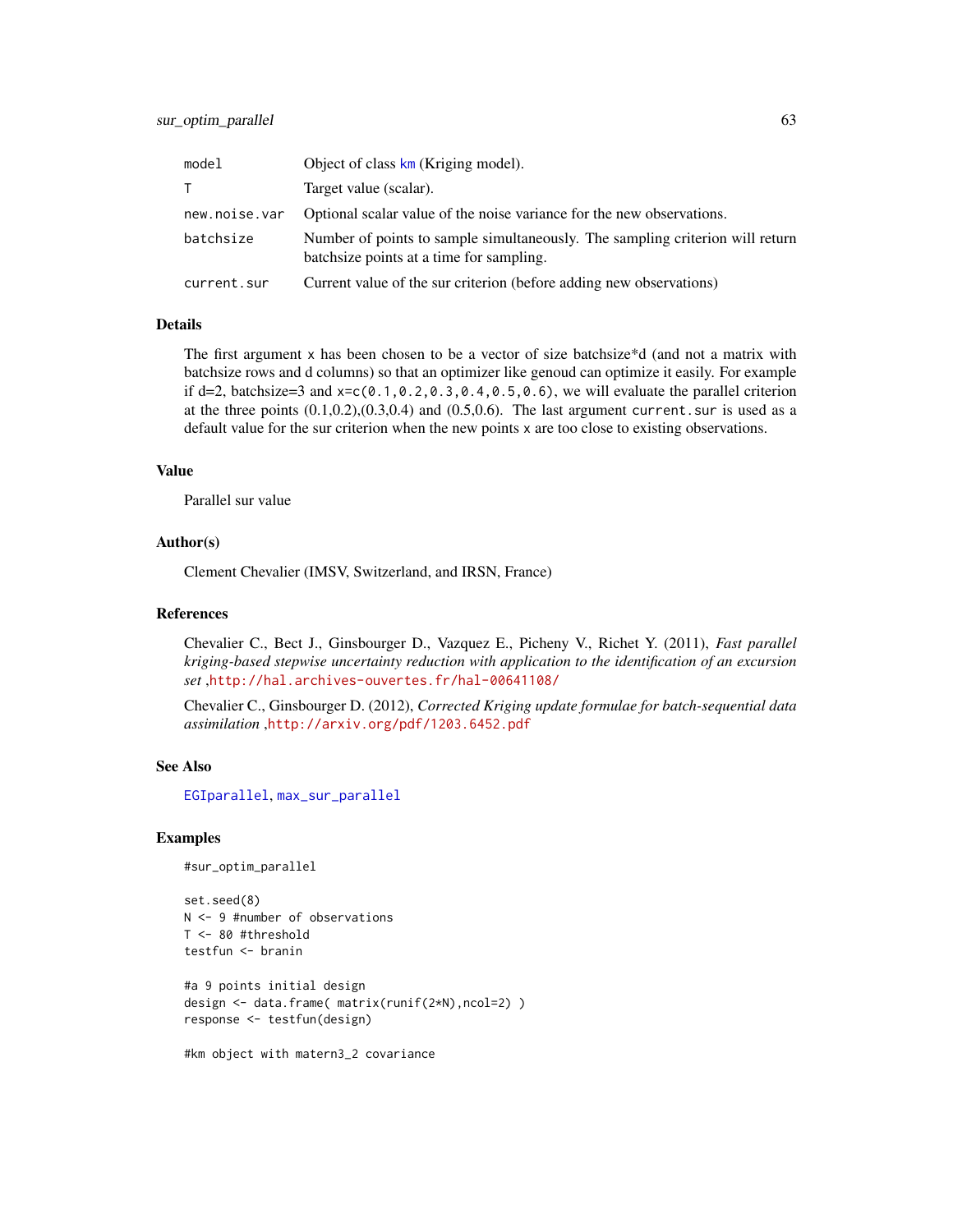| | |
|---|---|
| model | Object of class km (Kriging model). |
| T | Target value (scalar). |
| new.noise.var | Optional scalar value of the noise variance for the new observations. |
| batchsize | Number of points to sample simultaneously. The sampling criterion will return batchsize points at a time for sampling. |
| current.sur | Current value of the sur criterion (before adding new observations) |

## Details

The first argument x has been chosen to be a vector of size batchsize*d (and not a matrix with batchsize rows and d columns) so that an optimizer like genoud can optimize it easily. For example if d=2, batchsize=3 and x=c(0.1,0.2,0.3,0.4,0.5,0.6), we will evaluate the parallel criterion at the three points (0.1,0.2),(0.3,0.4) and (0.5,0.6). The last argument current.sur is used as a default value for the sur criterion when the new points x are too close to existing observations.

## Value

Parallel sur value

## Author(s)

Clement Chevalier (IMSV, Switzerland, and IRSN, France)

## References

Chevalier C., Bect J., Ginsbourger D., Vazquez E., Picheny V., Richet Y. (2011), *Fast parallel kriging-based stepwise uncertainty reduction with application to the identification of an excursion set* ,http://hal.archives-ouvertes.fr/hal-00641108/

Chevalier C., Ginsbourger D. (2012), *Corrected Kriging update formulae for batch-sequential data assimilation* ,http://arxiv.org/pdf/1203.6452.pdf

## See Also

EGIparallel, max_sur_parallel

## Examples

```
#sur_optim_parallel

set.seed(8)
N <- 9 #number of observations
T <- 80 #threshold
testfun <- branin

#a 9 points initial design
design <- data.frame( matrix(runif(2*N),ncol=2) )
response <- testfun(design)

#km object with matern3_2 covariance
```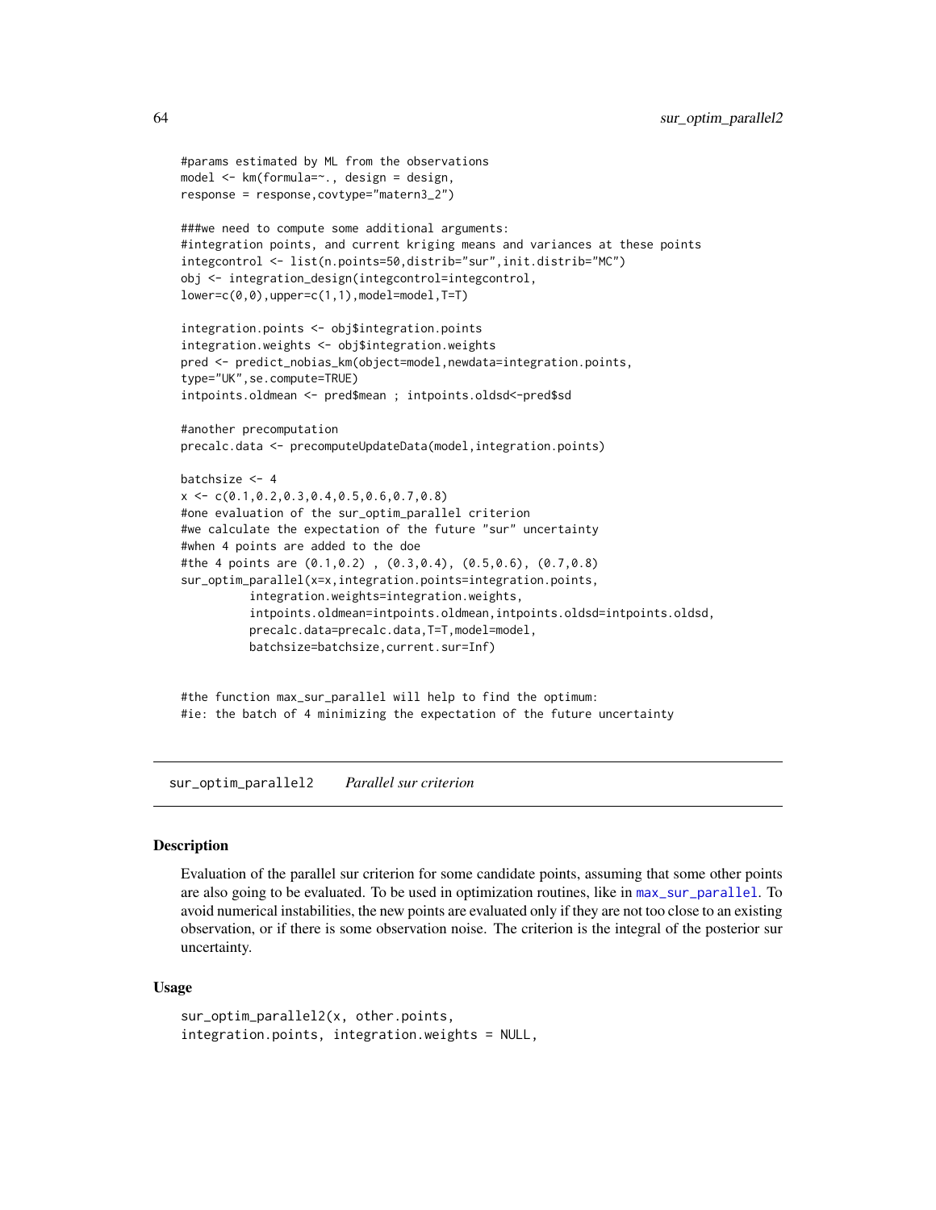```
#params estimated by ML from the observations
model <- km(formula=~., design = design,
response = response,covtype="matern3_2")

###we need to compute some additional arguments:
#integration points, and current kriging means and variances at these points
integcontrol <- list(n.points=50,distrib="sur",init.distrib="MC")
obj <- integration_design(integcontrol=integcontrol,
lower=c(0,0),upper=c(1,1),model=model,T=T)

integration.points <- obj$integration.points
integration.weights <- obj$integration.weights
pred <- predict_nobias_km(object=model,newdata=integration.points,
type="UK",se.compute=TRUE)
intpoints.oldmean <- pred$mean ; intpoints.oldsd<-pred$sd

#another precomputation
precalc.data <- precomputeUpdateData(model,integration.points)

batchsize <- 4
x <- c(0.1,0.2,0.3,0.4,0.5,0.6,0.7,0.8)
#one evaluation of the sur_optim_parallel criterion
#we calculate the expectation of the future "sur" uncertainty
#when 4 points are added to the doe
#the 4 points are (0.1,0.2) , (0.3,0.4), (0.5,0.6), (0.7,0.8)
sur_optim_parallel(x=x,integration.points=integration.points,
          integration.weights=integration.weights,
          intpoints.oldmean=intpoints.oldmean,intpoints.oldsd=intpoints.oldsd,
          precalc.data=precalc.data,T=T,model=model,
          batchsize=batchsize,current.sur=Inf)


#the function max_sur_parallel will help to find the optimum:
#ie: the batch of 4 minimizing the expectation of the future uncertainty
```

## sur_optim_parallel2 *Parallel sur criterion*

### Description

Evaluation of the parallel sur criterion for some candidate points, assuming that some other points are also going to be evaluated. To be used in optimization routines, like in max_sur_parallel. To avoid numerical instabilities, the new points are evaluated only if they are not too close to an existing observation, or if there is some observation noise. The criterion is the integral of the posterior sur uncertainty.

### Usage

```
sur_optim_parallel2(x, other.points,
integration.points, integration.weights = NULL,
```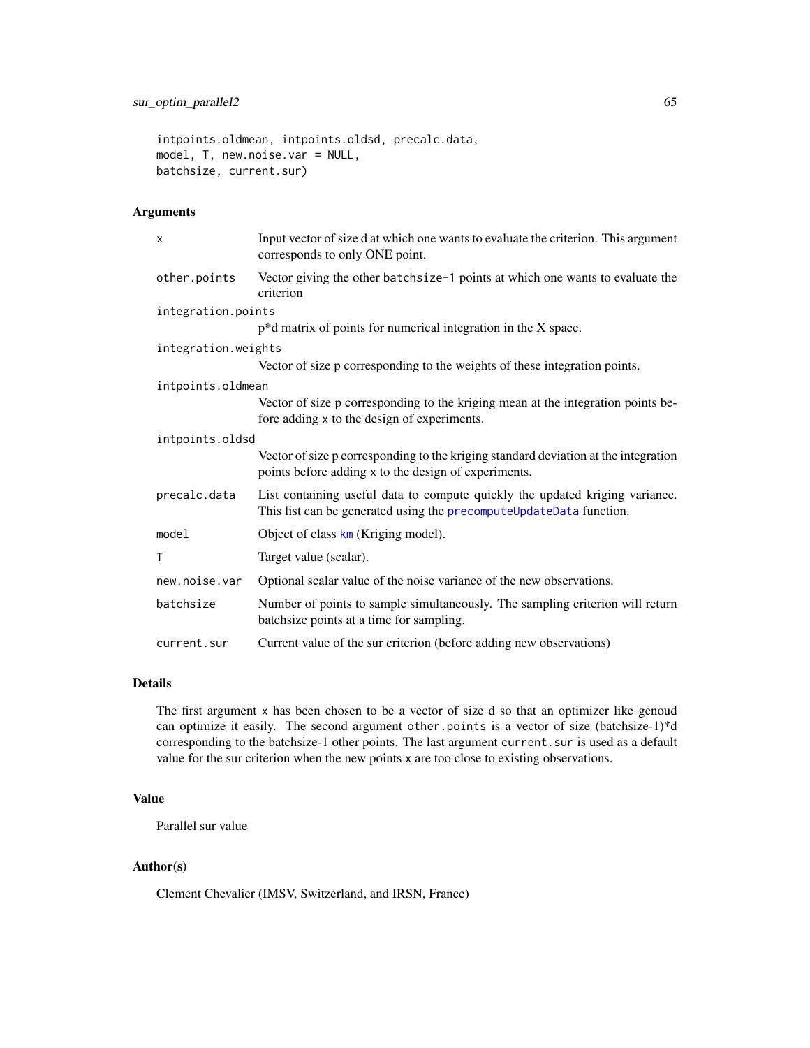```
intpoints.oldmean, intpoints.oldsd, precalc.data,
model, T, new.noise.var = NULL,
batchsize, current.sur)
```

## Arguments

| | |
|---|---|
| x | Input vector of size d at which one wants to evaluate the criterion. This argument corresponds to only ONE point. |
| other.points | Vector giving the other batchsize-1 points at which one wants to evaluate the criterion |
| integration.points | p*d matrix of points for numerical integration in the X space. |
| integration.weights | Vector of size p corresponding to the weights of these integration points. |
| intpoints.oldmean | Vector of size p corresponding to the kriging mean at the integration points before adding x to the design of experiments. |
| intpoints.oldsd | Vector of size p corresponding to the kriging standard deviation at the integration points before adding x to the design of experiments. |
| precalc.data | List containing useful data to compute quickly the updated kriging variance. This list can be generated using the precomputeUpdateData function. |
| model | Object of class km (Kriging model). |
| T | Target value (scalar). |
| new.noise.var | Optional scalar value of the noise variance of the new observations. |
| batchsize | Number of points to sample simultaneously. The sampling criterion will return batchsize points at a time for sampling. |
| current.sur | Current value of the sur criterion (before adding new observations) |

## Details

The first argument x has been chosen to be a vector of size d so that an optimizer like genoud can optimize it easily. The second argument other.points is a vector of size (batchsize-1)*d corresponding to the batchsize-1 other points. The last argument current.sur is used as a default value for the sur criterion when the new points x are too close to existing observations.

## Value

Parallel sur value

## Author(s)

Clement Chevalier (IMSV, Switzerland, and IRSN, France)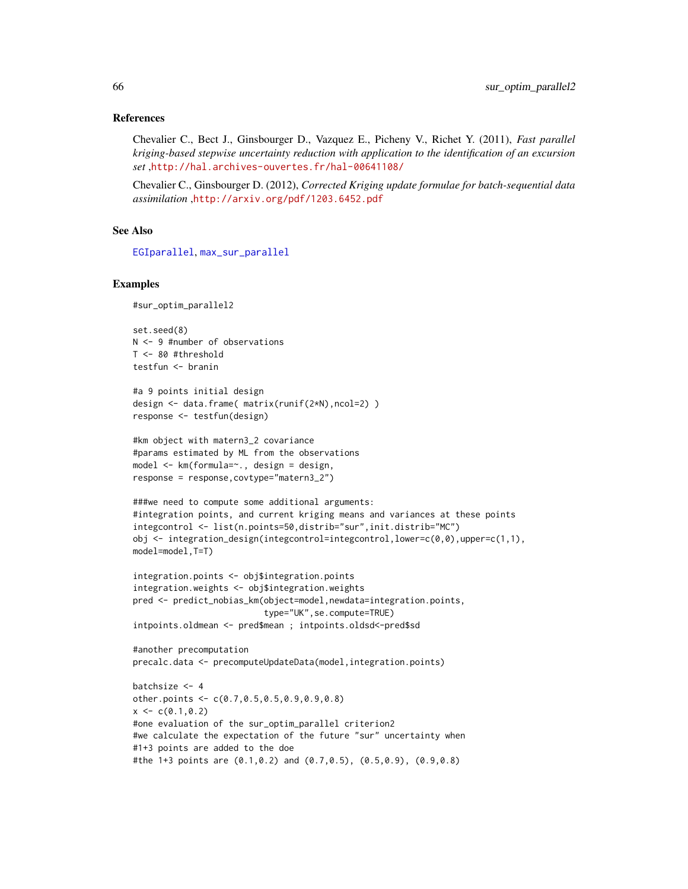### References

Chevalier C., Bect J., Ginsbourger D., Vazquez E., Picheny V., Richet Y. (2011), *Fast parallel kriging-based stepwise uncertainty reduction with application to the identification of an excursion set* ,http://hal.archives-ouvertes.fr/hal-00641108/

Chevalier C., Ginsbourger D. (2012), *Corrected Kriging update formulae for batch-sequential data assimilation* ,http://arxiv.org/pdf/1203.6452.pdf

### See Also

EGIparallel, max_sur_parallel

### Examples

```
#sur_optim_parallel2

set.seed(8)
N <- 9 #number of observations
T <- 80 #threshold
testfun <- branin

#a 9 points initial design
design <- data.frame( matrix(runif(2*N),ncol=2) )
response <- testfun(design)

#km object with matern3_2 covariance
#params estimated by ML from the observations
model <- km(formula=~., design = design,
response = response,covtype="matern3_2")

###we need to compute some additional arguments:
#integration points, and current kriging means and variances at these points
integcontrol <- list(n.points=50,distrib="sur",init.distrib="MC")
obj <- integration_design(integcontrol=integcontrol,lower=c(0,0),upper=c(1,1),
model=model,T=T)

integration.points <- obj$integration.points
integration.weights <- obj$integration.weights
pred <- predict_nobias_km(object=model,newdata=integration.points,
                          type="UK",se.compute=TRUE)
intpoints.oldmean <- pred$mean ; intpoints.oldsd<-pred$sd

#another precomputation
precalc.data <- precomputeUpdateData(model,integration.points)

batchsize <- 4
other.points <- c(0.7,0.5,0.5,0.9,0.9,0.8)
x <- c(0.1,0.2)
#one evaluation of the sur_optim_parallel criterion2
#we calculate the expectation of the future "sur" uncertainty when
#1+3 points are added to the doe
#the 1+3 points are (0.1,0.2) and (0.7,0.5), (0.5,0.9), (0.9,0.8)
```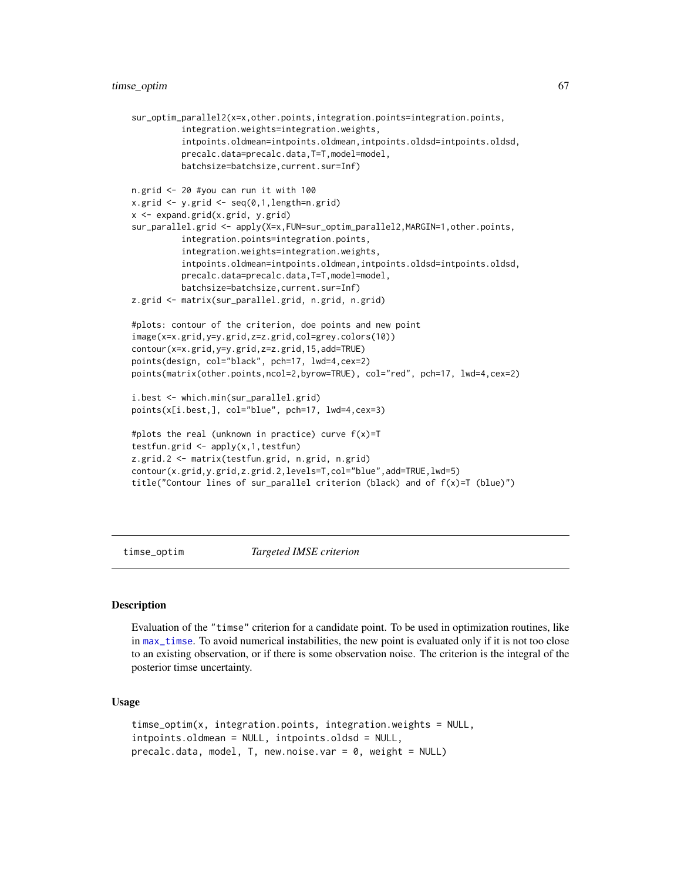```
sur_optim_parallel2(x=x,other.points,integration.points=integration.points,
          integration.weights=integration.weights,
          intpoints.oldmean=intpoints.oldmean,intpoints.oldsd=intpoints.oldsd,
          precalc.data=precalc.data,T=T,model=model,
          batchsize=batchsize,current.sur=Inf)

n.grid <- 20 #you can run it with 100
x.grid <- y.grid <- seq(0,1,length=n.grid)
x <- expand.grid(x.grid, y.grid)
sur_parallel.grid <- apply(X=x,FUN=sur_optim_parallel2,MARGIN=1,other.points,
          integration.points=integration.points,
          integration.weights=integration.weights,
          intpoints.oldmean=intpoints.oldmean,intpoints.oldsd=intpoints.oldsd,
          precalc.data=precalc.data,T=T,model=model,
          batchsize=batchsize,current.sur=Inf)
z.grid <- matrix(sur_parallel.grid, n.grid, n.grid)

#plots: contour of the criterion, doe points and new point
image(x=x.grid,y=y.grid,z=z.grid,col=grey.colors(10))
contour(x=x.grid,y=y.grid,z=z.grid,15,add=TRUE)
points(design, col="black", pch=17, lwd=4,cex=2)
points(matrix(other.points,ncol=2,byrow=TRUE), col="red", pch=17, lwd=4,cex=2)

i.best <- which.min(sur_parallel.grid)
points(x[i.best,], col="blue", pch=17, lwd=4,cex=3)

#plots the real (unknown in practice) curve f(x)=T
testfun.grid <- apply(x,1,testfun)
z.grid.2 <- matrix(testfun.grid, n.grid, n.grid)
contour(x.grid,y.grid,z.grid.2,levels=T,col="blue",add=TRUE,lwd=5)
title("Contour lines of sur_parallel criterion (black) and of f(x)=T (blue)")
```

## timse_optim *Targeted IMSE criterion*

### Description

Evaluation of the "timse" criterion for a candidate point. To be used in optimization routines, like in max_timse. To avoid numerical instabilities, the new point is evaluated only if it is not too close to an existing observation, or if there is some observation noise. The criterion is the integral of the posterior timse uncertainty.

### Usage

```
timse_optim(x, integration.points, integration.weights = NULL,
intpoints.oldmean = NULL, intpoints.oldsd = NULL,
precalc.data, model, T, new.noise.var = 0, weight = NULL)
```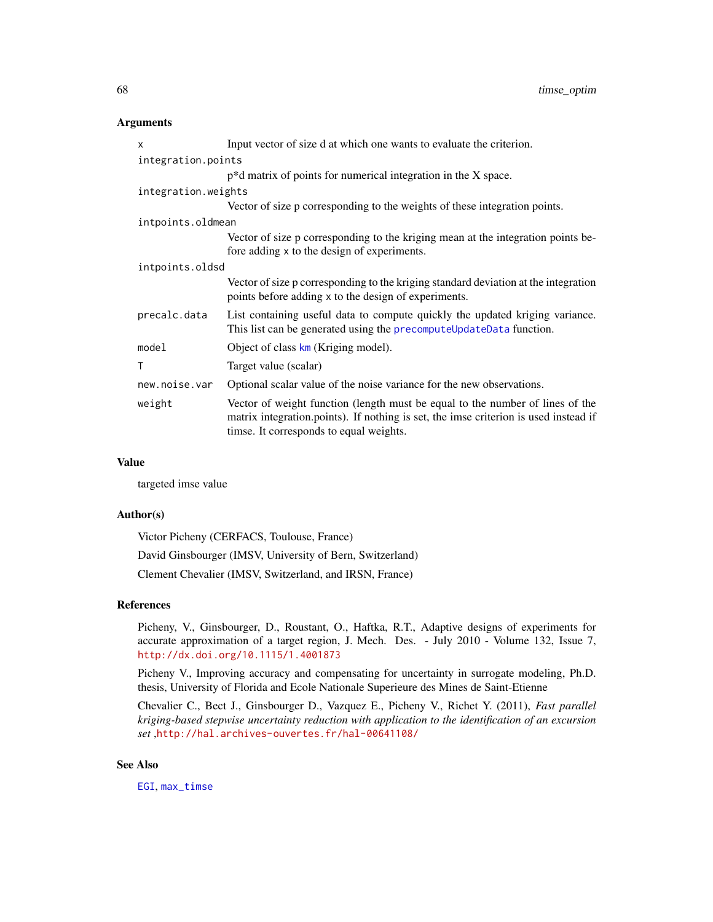### Arguments

| | |
|---|---|
| `x` | Input vector of size d at which one wants to evaluate the criterion. |
| `integration.points` | p*d matrix of points for numerical integration in the X space. |
| `integration.weights` | Vector of size p corresponding to the weights of these integration points. |
| `intpoints.oldmean` | Vector of size p corresponding to the kriging mean at the integration points before adding `x` to the design of experiments. |
| `intpoints.oldsd` | Vector of size p corresponding to the kriging standard deviation at the integration points before adding `x` to the design of experiments. |
| `precalc.data` | List containing useful data to compute quickly the updated kriging variance. This list can be generated using the `precomputeUpdateData` function. |
| `model` | Object of class `km` (Kriging model). |
| `T` | Target value (scalar) |
| `new.noise.var` | Optional scalar value of the noise variance for the new observations. |
| `weight` | Vector of weight function (length must be equal to the number of lines of the matrix integration.points). If nothing is set, the imse criterion is used instead if timse. It corresponds to equal weights. |

### Value

targeted imse value

### Author(s)

Victor Picheny (CERFACS, Toulouse, France)

David Ginsbourger (IMSV, University of Bern, Switzerland)

Clement Chevalier (IMSV, Switzerland, and IRSN, France)

### References

Picheny, V., Ginsbourger, D., Roustant, O., Haftka, R.T., Adaptive designs of experiments for accurate approximation of a target region, J. Mech. Des. - July 2010 - Volume 132, Issue 7, http://dx.doi.org/10.1115/1.4001873

Picheny V., Improving accuracy and compensating for uncertainty in surrogate modeling, Ph.D. thesis, University of Florida and Ecole Nationale Superieure des Mines de Saint-Etienne

Chevalier C., Bect J., Ginsbourger D., Vazquez E., Picheny V., Richet Y. (2011), *Fast parallel kriging-based stepwise uncertainty reduction with application to the identification of an excursion set* ,http://hal.archives-ouvertes.fr/hal-00641108/

### See Also

`EGI`, `max_timse`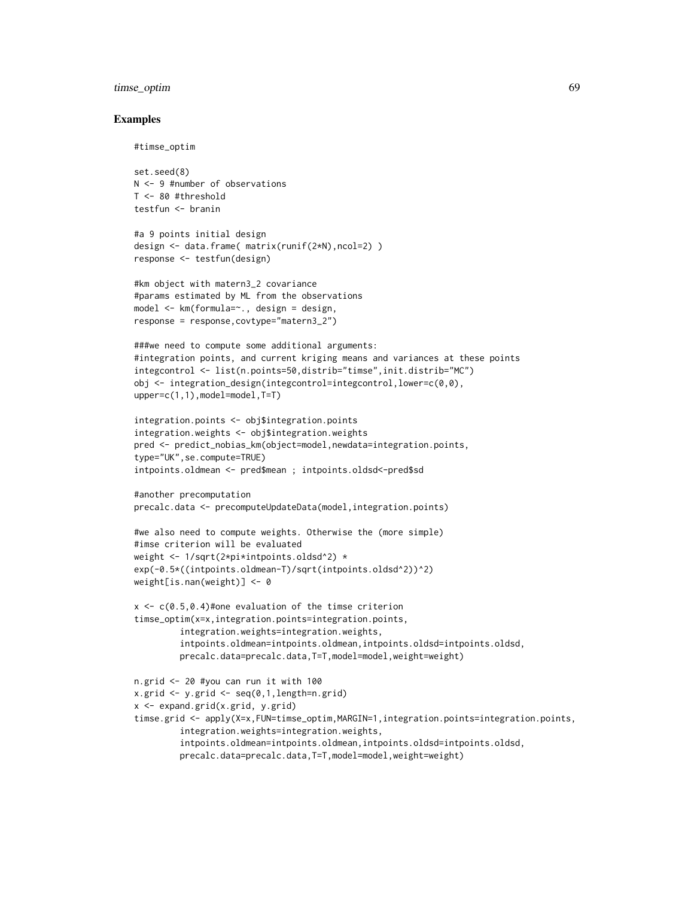## Examples

```
#timse_optim

set.seed(8)
N <- 9 #number of observations
T <- 80 #threshold
testfun <- branin

#a 9 points initial design
design <- data.frame( matrix(runif(2*N),ncol=2) )
response <- testfun(design)

#km object with matern3_2 covariance
#params estimated by ML from the observations
model <- km(formula=~., design = design,
response = response,covtype="matern3_2")

###we need to compute some additional arguments:
#integration points, and current kriging means and variances at these points
integcontrol <- list(n.points=50,distrib="timse",init.distrib="MC")
obj <- integration_design(integcontrol=integcontrol,lower=c(0,0),
upper=c(1,1),model=model,T=T)

integration.points <- obj$integration.points
integration.weights <- obj$integration.weights
pred <- predict_nobias_km(object=model,newdata=integration.points,
type="UK",se.compute=TRUE)
intpoints.oldmean <- pred$mean ; intpoints.oldsd<-pred$sd

#another precomputation
precalc.data <- precomputeUpdateData(model,integration.points)

#we also need to compute weights. Otherwise the (more simple)
#imse criterion will be evaluated
weight <- 1/sqrt(2*pi*intpoints.oldsd^2) *
exp(-0.5*((intpoints.oldmean-T)/sqrt(intpoints.oldsd^2))^2)
weight[is.nan(weight)] <- 0

x <- c(0.5,0.4)#one evaluation of the timse criterion
timse_optim(x=x,integration.points=integration.points,
         integration.weights=integration.weights,
         intpoints.oldmean=intpoints.oldmean,intpoints.oldsd=intpoints.oldsd,
         precalc.data=precalc.data,T=T,model=model,weight=weight)

n.grid <- 20 #you can run it with 100
x.grid <- y.grid <- seq(0,1,length=n.grid)
x <- expand.grid(x.grid, y.grid)
timse.grid <- apply(X=x,FUN=timse_optim,MARGIN=1,integration.points=integration.points,
         integration.weights=integration.weights,
         intpoints.oldmean=intpoints.oldmean,intpoints.oldsd=intpoints.oldsd,
         precalc.data=precalc.data,T=T,model=model,weight=weight)
```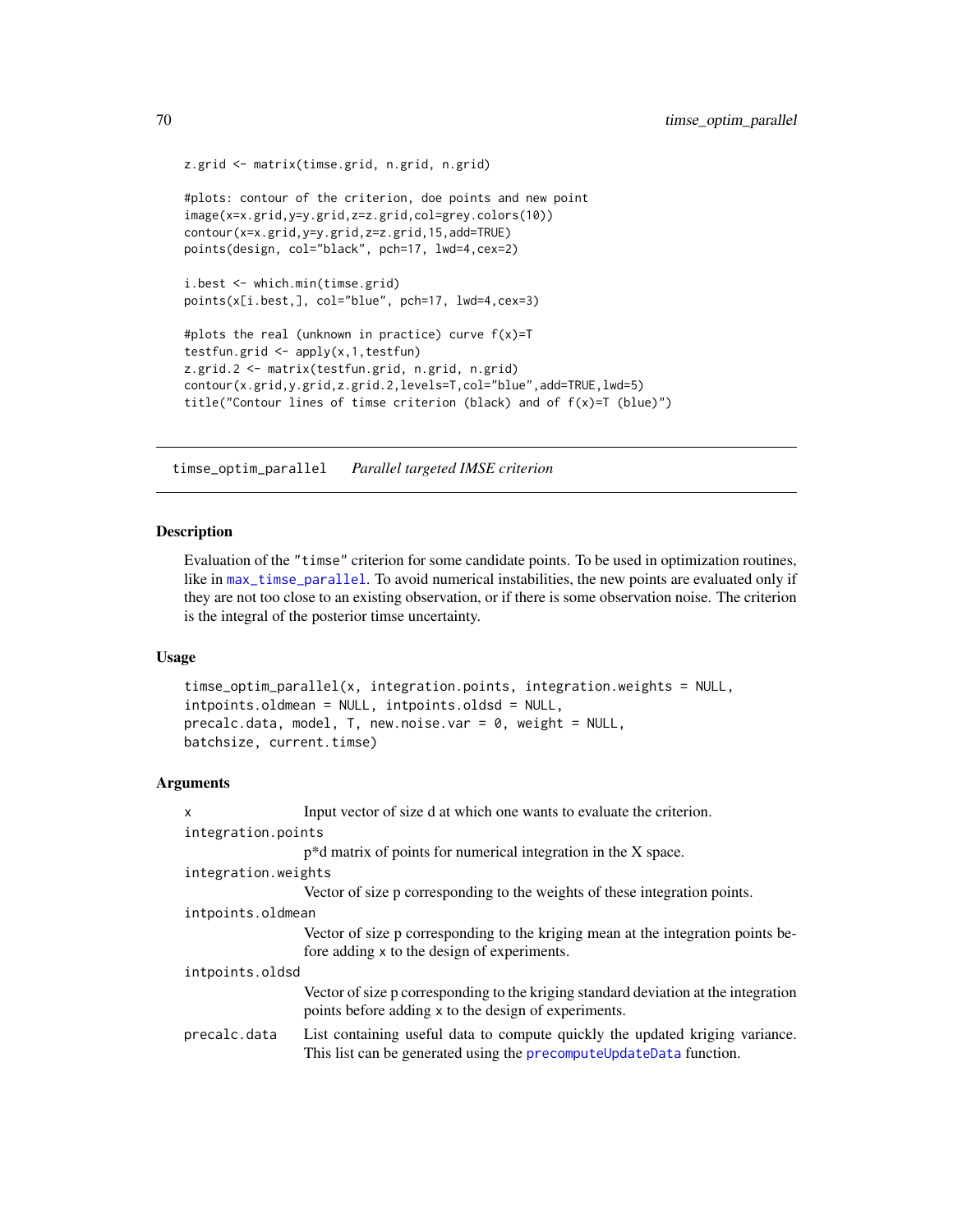```
z.grid <- matrix(timse.grid, n.grid, n.grid)

#plots: contour of the criterion, doe points and new point
image(x=x.grid,y=y.grid,z=z.grid,col=grey.colors(10))
contour(x=x.grid,y=y.grid,z=z.grid,15,add=TRUE)
points(design, col="black", pch=17, lwd=4,cex=2)

i.best <- which.min(timse.grid)
points(x[i.best,], col="blue", pch=17, lwd=4,cex=3)

#plots the real (unknown in practice) curve f(x)=T
testfun.grid <- apply(x,1,testfun)
z.grid.2 <- matrix(testfun.grid, n.grid, n.grid)
contour(x.grid,y.grid,z.grid.2,levels=T,col="blue",add=TRUE,lwd=5)
title("Contour lines of timse criterion (black) and of f(x)=T (blue)")
```

## timse_optim_parallel *Parallel targeted IMSE criterion*

### Description

Evaluation of the "timse" criterion for some candidate points. To be used in optimization routines, like in max_timse_parallel. To avoid numerical instabilities, the new points are evaluated only if they are not too close to an existing observation, or if there is some observation noise. The criterion is the integral of the posterior timse uncertainty.

### Usage

```
timse_optim_parallel(x, integration.points, integration.weights = NULL,
intpoints.oldmean = NULL, intpoints.oldsd = NULL,
precalc.data, model, T, new.noise.var = 0, weight = NULL,
batchsize, current.timse)
```

### Arguments

| | |
|---|---|
| x | Input vector of size d at which one wants to evaluate the criterion. |
| integration.points | p*d matrix of points for numerical integration in the X space. |
| integration.weights | Vector of size p corresponding to the weights of these integration points. |
| intpoints.oldmean | Vector of size p corresponding to the kriging mean at the integration points before adding x to the design of experiments. |
| intpoints.oldsd | Vector of size p corresponding to the kriging standard deviation at the integration points before adding x to the design of experiments. |
| precalc.data | List containing useful data to compute quickly the updated kriging variance. This list can be generated using the precomputeUpdateData function. |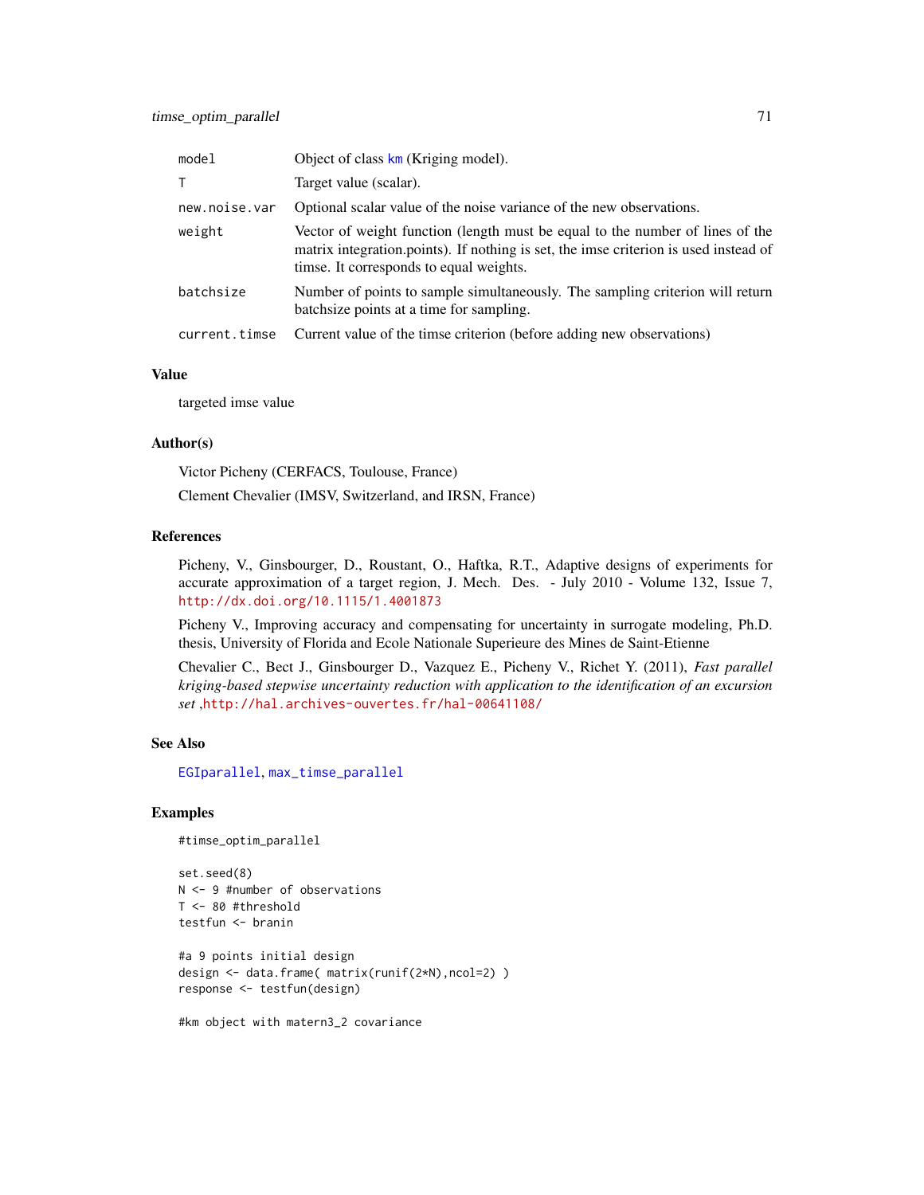| | |
|---|---|
| model | Object of class km (Kriging model). |
| T | Target value (scalar). |
| new.noise.var | Optional scalar value of the noise variance of the new observations. |
| weight | Vector of weight function (length must be equal to the number of lines of the matrix integration.points). If nothing is set, the imse criterion is used instead of timse. It corresponds to equal weights. |
| batchsize | Number of points to sample simultaneously. The sampling criterion will return batchsize points at a time for sampling. |
| current.timse | Current value of the timse criterion (before adding new observations) |

## Value

targeted imse value

## Author(s)

Victor Picheny (CERFACS, Toulouse, France)

Clement Chevalier (IMSV, Switzerland, and IRSN, France)

## References

Picheny, V., Ginsbourger, D., Roustant, O., Haftka, R.T., Adaptive designs of experiments for accurate approximation of a target region, J. Mech. Des. - July 2010 - Volume 132, Issue 7, http://dx.doi.org/10.1115/1.4001873

Picheny V., Improving accuracy and compensating for uncertainty in surrogate modeling, Ph.D. thesis, University of Florida and Ecole Nationale Superieure des Mines de Saint-Etienne

Chevalier C., Bect J., Ginsbourger D., Vazquez E., Picheny V., Richet Y. (2011), *Fast parallel kriging-based stepwise uncertainty reduction with application to the identification of an excursion set* ,http://hal.archives-ouvertes.fr/hal-00641108/

## See Also

EGIparallel, max_timse_parallel

## Examples

```
#timse_optim_parallel

set.seed(8)
N <- 9 #number of observations
T <- 80 #threshold
testfun <- branin

#a 9 points initial design
design <- data.frame( matrix(runif(2*N),ncol=2) )
response <- testfun(design)

#km object with matern3_2 covariance
```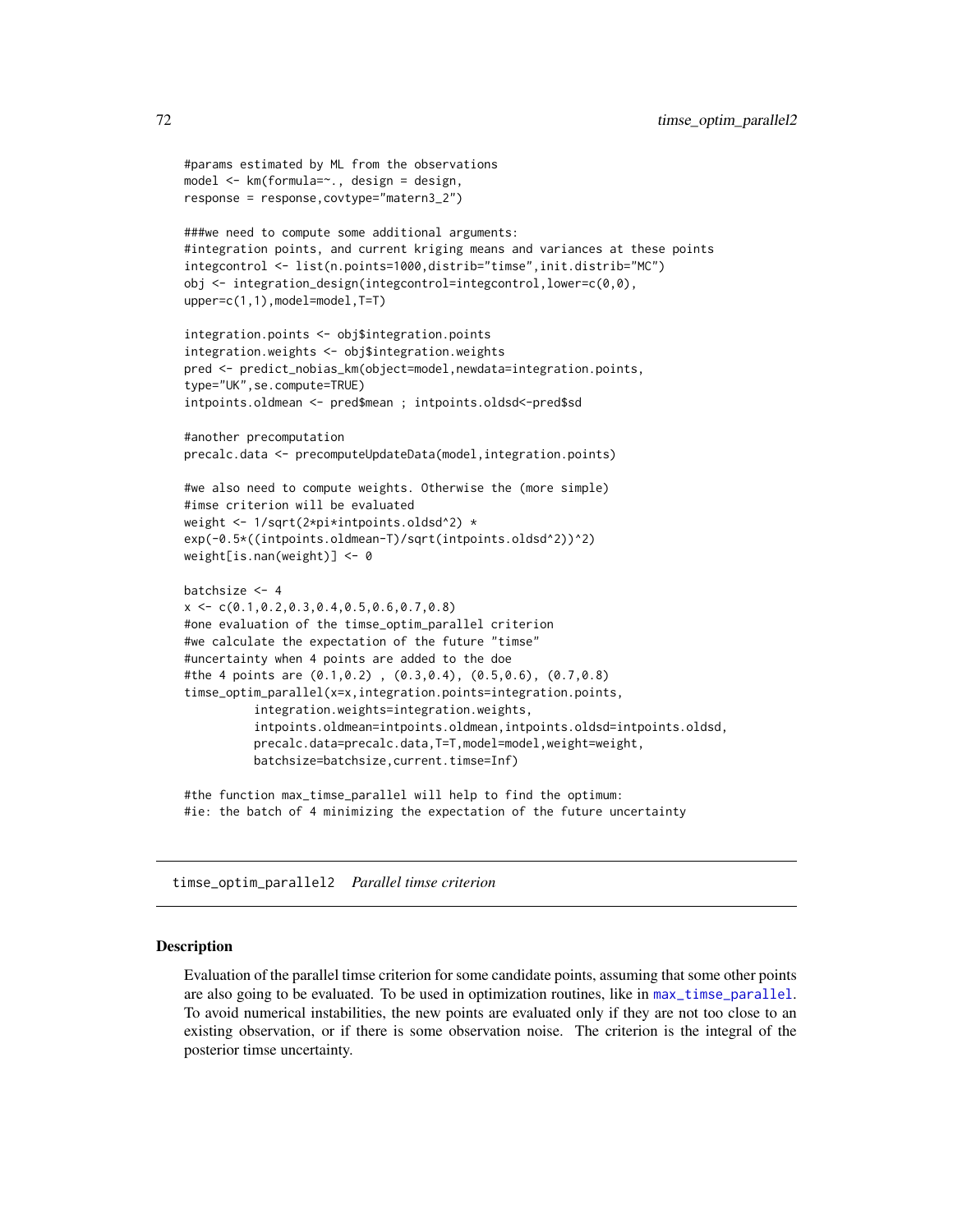```
#params estimated by ML from the observations
model <- km(formula=~., design = design,
response = response,covtype="matern3_2")

###we need to compute some additional arguments:
#integration points, and current kriging means and variances at these points
integcontrol <- list(n.points=1000,distrib="timse",init.distrib="MC")
obj <- integration_design(integcontrol=integcontrol,lower=c(0,0),
upper=c(1,1),model=model,T=T)

integration.points <- obj$integration.points
integration.weights <- obj$integration.weights
pred <- predict_nobias_km(object=model,newdata=integration.points,
type="UK",se.compute=TRUE)
intpoints.oldmean <- pred$mean ; intpoints.oldsd<-pred$sd

#another precomputation
precalc.data <- precomputeUpdateData(model,integration.points)

#we also need to compute weights. Otherwise the (more simple)
#imse criterion will be evaluated
weight <- 1/sqrt(2*pi*intpoints.oldsd^2) *
exp(-0.5*((intpoints.oldmean-T)/sqrt(intpoints.oldsd^2))^2)
weight[is.nan(weight)] <- 0

batchsize <- 4
x <- c(0.1,0.2,0.3,0.4,0.5,0.6,0.7,0.8)
#one evaluation of the timse_optim_parallel criterion
#we calculate the expectation of the future "timse"
#uncertainty when 4 points are added to the doe
#the 4 points are (0.1,0.2) , (0.3,0.4), (0.5,0.6), (0.7,0.8)
timse_optim_parallel(x=x,integration.points=integration.points,
          integration.weights=integration.weights,
          intpoints.oldmean=intpoints.oldmean,intpoints.oldsd=intpoints.oldsd,
          precalc.data=precalc.data,T=T,model=model,weight=weight,
          batchsize=batchsize,current.timse=Inf)

#the function max_timse_parallel will help to find the optimum:
#ie: the batch of 4 minimizing the expectation of the future uncertainty
```

## timse_optim_parallel2 *Parallel timse criterion*

### Description

Evaluation of the parallel timse criterion for some candidate points, assuming that some other points are also going to be evaluated. To be used in optimization routines, like in `max_timse_parallel`. To avoid numerical instabilities, the new points are evaluated only if they are not too close to an existing observation, or if there is some observation noise. The criterion is the integral of the posterior timse uncertainty.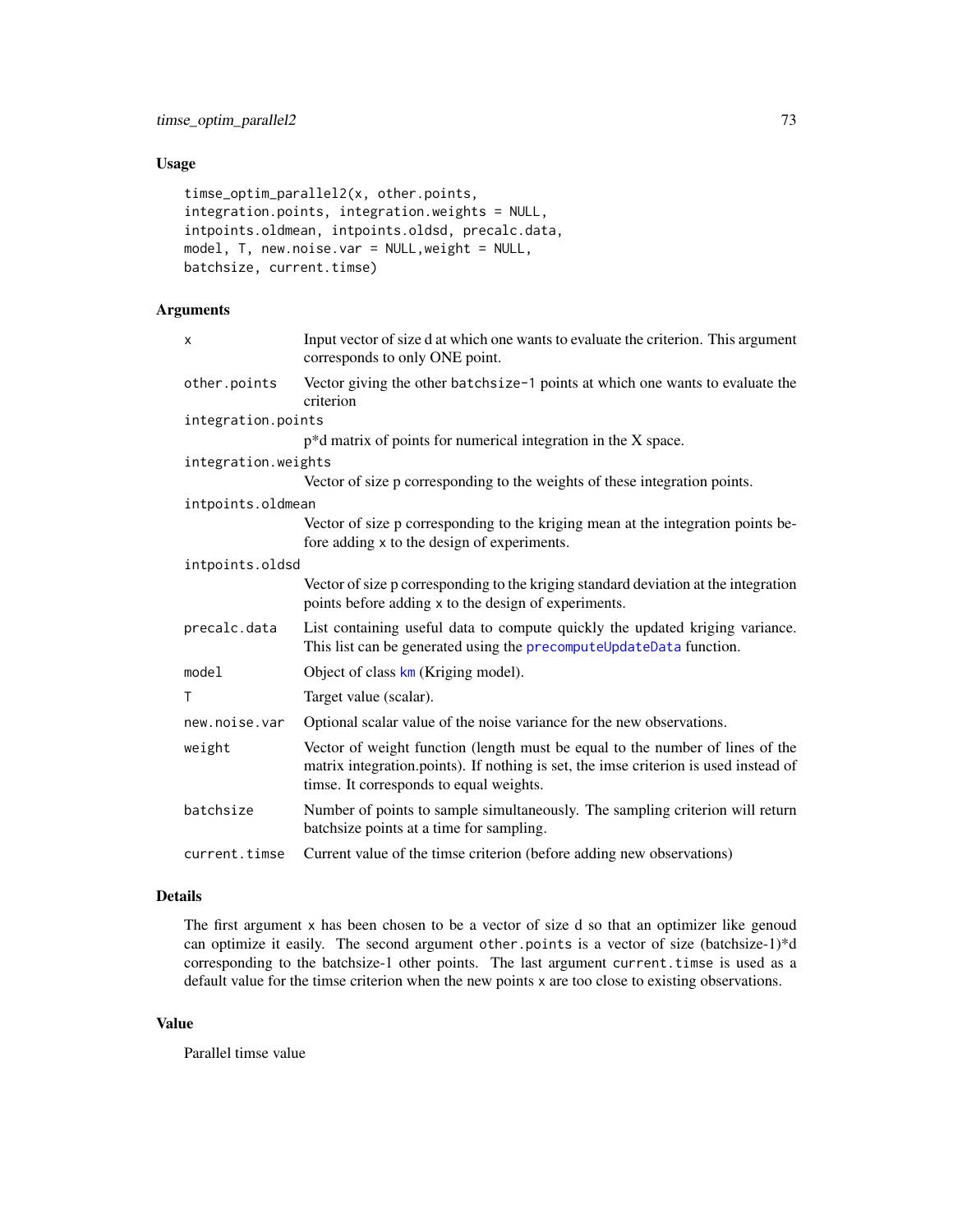## Usage

```
timse_optim_parallel2(x, other.points,
integration.points, integration.weights = NULL,
intpoints.oldmean, intpoints.oldsd, precalc.data,
model, T, new.noise.var = NULL,weight = NULL,
batchsize, current.timse)
```

## Arguments

| | |
|---|---|
| x | Input vector of size d at which one wants to evaluate the criterion. This argument corresponds to only ONE point. |
| other.points | Vector giving the other batchsize-1 points at which one wants to evaluate the criterion |
| integration.points | p*d matrix of points for numerical integration in the X space. |
| integration.weights | Vector of size p corresponding to the weights of these integration points. |
| intpoints.oldmean | Vector of size p corresponding to the kriging mean at the integration points before adding x to the design of experiments. |
| intpoints.oldsd | Vector of size p corresponding to the kriging standard deviation at the integration points before adding x to the design of experiments. |
| precalc.data | List containing useful data to compute quickly the updated kriging variance. This list can be generated using the precomputeUpdateData function. |
| model | Object of class km (Kriging model). |
| T | Target value (scalar). |
| new.noise.var | Optional scalar value of the noise variance for the new observations. |
| weight | Vector of weight function (length must be equal to the number of lines of the matrix integration.points). If nothing is set, the imse criterion is used instead of timse. It corresponds to equal weights. |
| batchsize | Number of points to sample simultaneously. The sampling criterion will return batchsize points at a time for sampling. |
| current.timse | Current value of the timse criterion (before adding new observations) |

## Details

The first argument x has been chosen to be a vector of size d so that an optimizer like genoud can optimize it easily. The second argument other.points is a vector of size (batchsize-1)*d corresponding to the batchsize-1 other points. The last argument current.timse is used as a default value for the timse criterion when the new points x are too close to existing observations.

## Value

Parallel timse value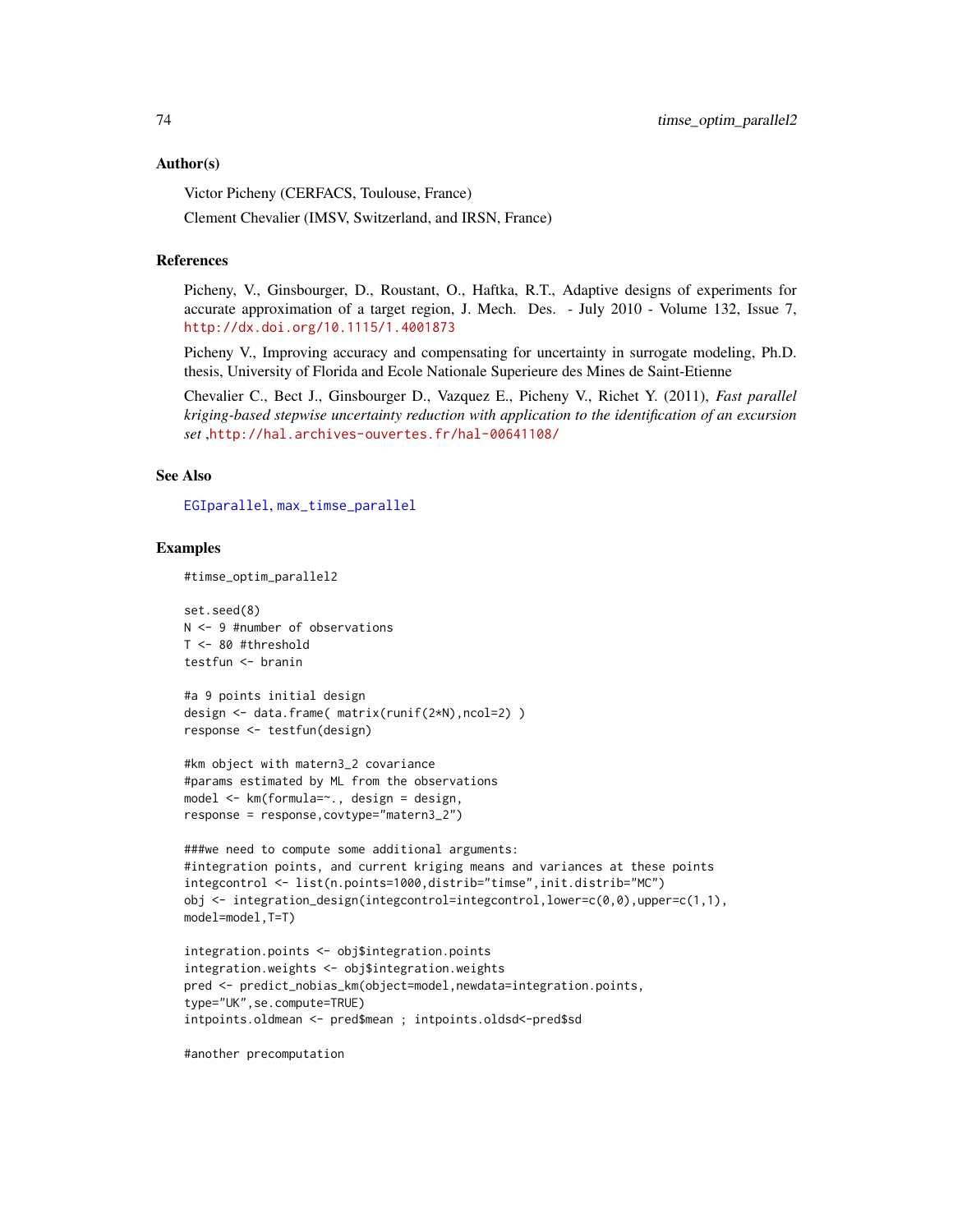### Author(s)

Victor Picheny (CERFACS, Toulouse, France)

Clement Chevalier (IMSV, Switzerland, and IRSN, France)

### References

Picheny, V., Ginsbourger, D., Roustant, O., Haftka, R.T., Adaptive designs of experiments for accurate approximation of a target region, J. Mech. Des. - July 2010 - Volume 132, Issue 7, http://dx.doi.org/10.1115/1.4001873

Picheny V., Improving accuracy and compensating for uncertainty in surrogate modeling, Ph.D. thesis, University of Florida and Ecole Nationale Superieure des Mines de Saint-Etienne

Chevalier C., Bect J., Ginsbourger D., Vazquez E., Picheny V., Richet Y. (2011), *Fast parallel kriging-based stepwise uncertainty reduction with application to the identification of an excursion set* ,http://hal.archives-ouvertes.fr/hal-00641108/

### See Also

EGIparallel, max_timse_parallel

### Examples

```
#timse_optim_parallel2

set.seed(8)
N <- 9 #number of observations
T <- 80 #threshold
testfun <- branin

#a 9 points initial design
design <- data.frame( matrix(runif(2*N),ncol=2) )
response <- testfun(design)

#km object with matern3_2 covariance
#params estimated by ML from the observations
model <- km(formula=~., design = design,
response = response,covtype="matern3_2")

###we need to compute some additional arguments:
#integration points, and current kriging means and variances at these points
integcontrol <- list(n.points=1000,distrib="timse",init.distrib="MC")
obj <- integration_design(integcontrol=integcontrol,lower=c(0,0),upper=c(1,1),
model=model,T=T)

integration.points <- obj$integration.points
integration.weights <- obj$integration.weights
pred <- predict_nobias_km(object=model,newdata=integration.points,
type="UK",se.compute=TRUE)
intpoints.oldmean <- pred$mean ; intpoints.oldsd<-pred$sd

#another precomputation
```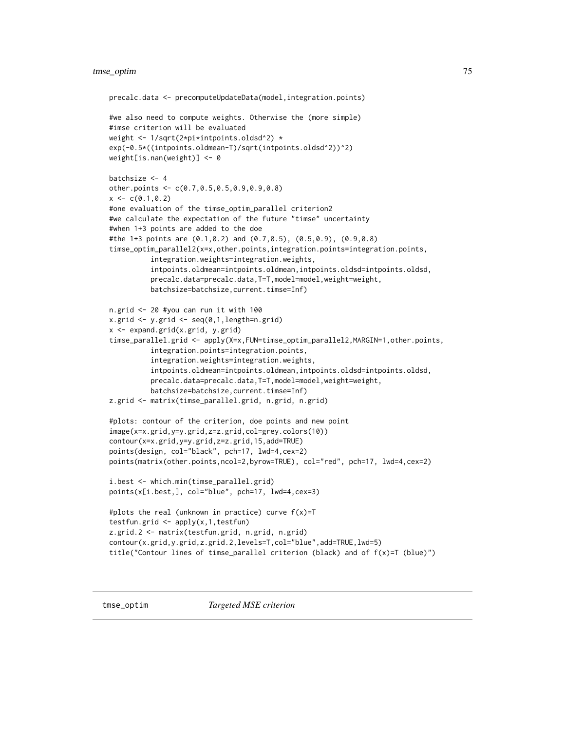```
precalc.data <- precomputeUpdateData(model,integration.points)

#we also need to compute weights. Otherwise the (more simple)
#imse criterion will be evaluated
weight <- 1/sqrt(2*pi*intpoints.oldsd^2) *
exp(-0.5*((intpoints.oldmean-T)/sqrt(intpoints.oldsd^2))^2)
weight[is.nan(weight)] <- 0

batchsize <- 4
other.points <- c(0.7,0.5,0.5,0.9,0.9,0.8)
x <- c(0.1,0.2)
#one evaluation of the timse_optim_parallel criterion2
#we calculate the expectation of the future "timse" uncertainty
#when 1+3 points are added to the doe
#the 1+3 points are (0.1,0.2) and (0.7,0.5), (0.5,0.9), (0.9,0.8)
timse_optim_parallel2(x=x,other.points,integration.points=integration.points,
          integration.weights=integration.weights,
          intpoints.oldmean=intpoints.oldmean,intpoints.oldsd=intpoints.oldsd,
          precalc.data=precalc.data,T=T,model=model,weight=weight,
          batchsize=batchsize,current.timse=Inf)

n.grid <- 20 #you can run it with 100
x.grid <- y.grid <- seq(0,1,length=n.grid)
x <- expand.grid(x.grid, y.grid)
timse_parallel.grid <- apply(X=x,FUN=timse_optim_parallel2,MARGIN=1,other.points,
          integration.points=integration.points,
          integration.weights=integration.weights,
          intpoints.oldmean=intpoints.oldmean,intpoints.oldsd=intpoints.oldsd,
          precalc.data=precalc.data,T=T,model=model,weight=weight,
          batchsize=batchsize,current.timse=Inf)
z.grid <- matrix(timse_parallel.grid, n.grid, n.grid)

#plots: contour of the criterion, doe points and new point
image(x=x.grid,y=y.grid,z=z.grid,col=grey.colors(10))
contour(x=x.grid,y=y.grid,z=z.grid,15,add=TRUE)
points(design, col="black", pch=17, lwd=4,cex=2)
points(matrix(other.points,ncol=2,byrow=TRUE), col="red", pch=17, lwd=4,cex=2)

i.best <- which.min(timse_parallel.grid)
points(x[i.best,], col="blue", pch=17, lwd=4,cex=3)

#plots the real (unknown in practice) curve f(x)=T
testfun.grid <- apply(x,1,testfun)
z.grid.2 <- matrix(testfun.grid, n.grid, n.grid)
contour(x.grid,y.grid,z.grid.2,levels=T,col="blue",add=TRUE,lwd=5)
title("Contour lines of timse_parallel criterion (black) and of f(x)=T (blue)")
```

## tmse_optim    *Targeted MSE criterion*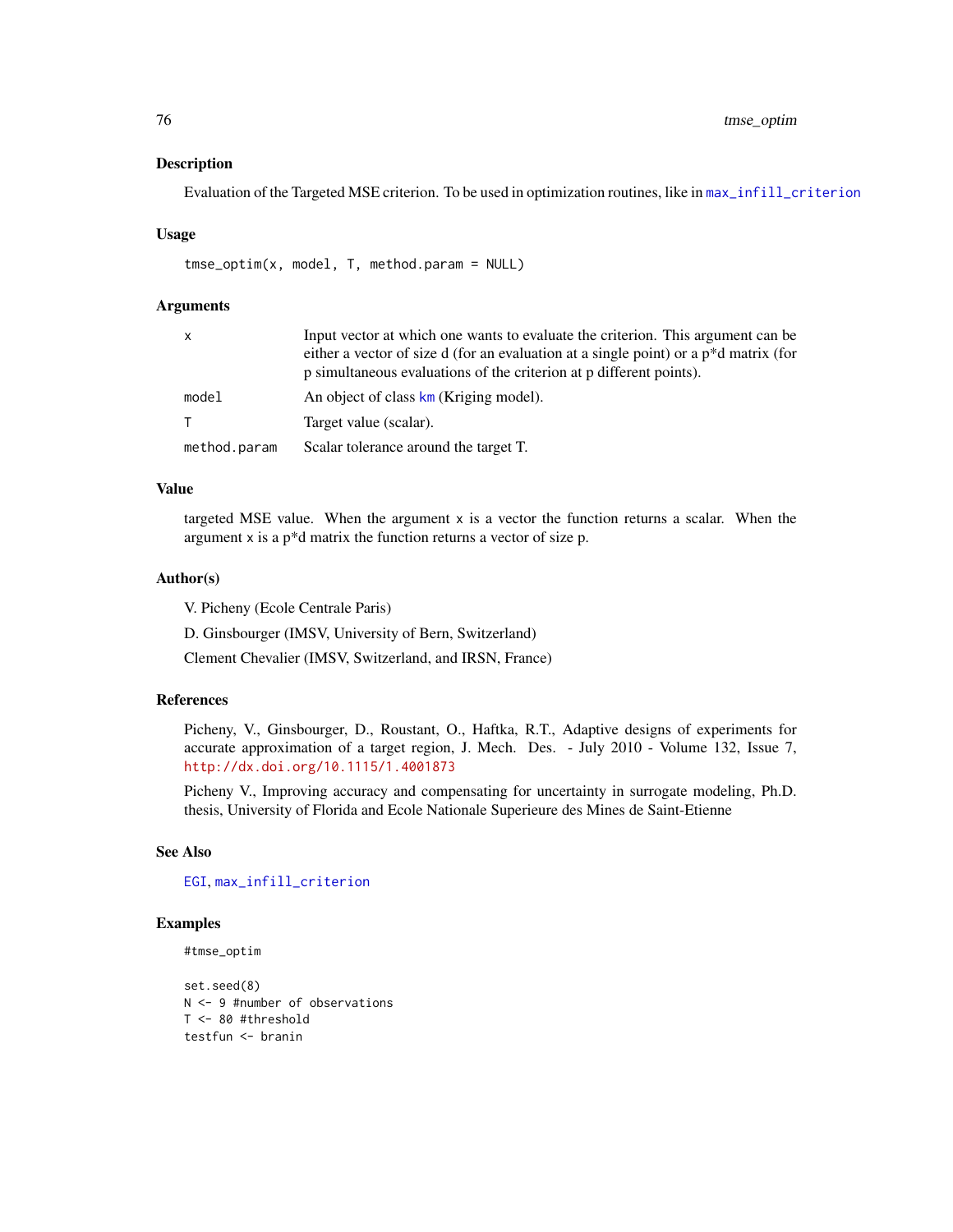## Description

Evaluation of the Targeted MSE criterion. To be used in optimization routines, like in `max_infill_criterion`

## Usage

```
tmse_optim(x, model, T, method.param = NULL)
```

## Arguments

| | |
|---|---|
| `x` | Input vector at which one wants to evaluate the criterion. This argument can be either a vector of size d (for an evaluation at a single point) or a p*d matrix (for p simultaneous evaluations of the criterion at p different points). |
| `model` | An object of class `km` (Kriging model). |
| `T` | Target value (scalar). |
| `method.param` | Scalar tolerance around the target T. |

## Value

targeted MSE value. When the argument `x` is a vector the function returns a scalar. When the argument `x` is a p*d matrix the function returns a vector of size p.

## Author(s)

V. Picheny (Ecole Centrale Paris)

D. Ginsbourger (IMSV, University of Bern, Switzerland)

Clement Chevalier (IMSV, Switzerland, and IRSN, France)

## References

Picheny, V., Ginsbourger, D., Roustant, O., Haftka, R.T., Adaptive designs of experiments for accurate approximation of a target region, J. Mech. Des. - July 2010 - Volume 132, Issue 7, http://dx.doi.org/10.1115/1.4001873

Picheny V., Improving accuracy and compensating for uncertainty in surrogate modeling, Ph.D. thesis, University of Florida and Ecole Nationale Superieure des Mines de Saint-Etienne

## See Also

`EGI`, `max_infill_criterion`

## Examples

```
#tmse_optim

set.seed(8)
N <- 9 #number of observations
T <- 80 #threshold
testfun <- branin
```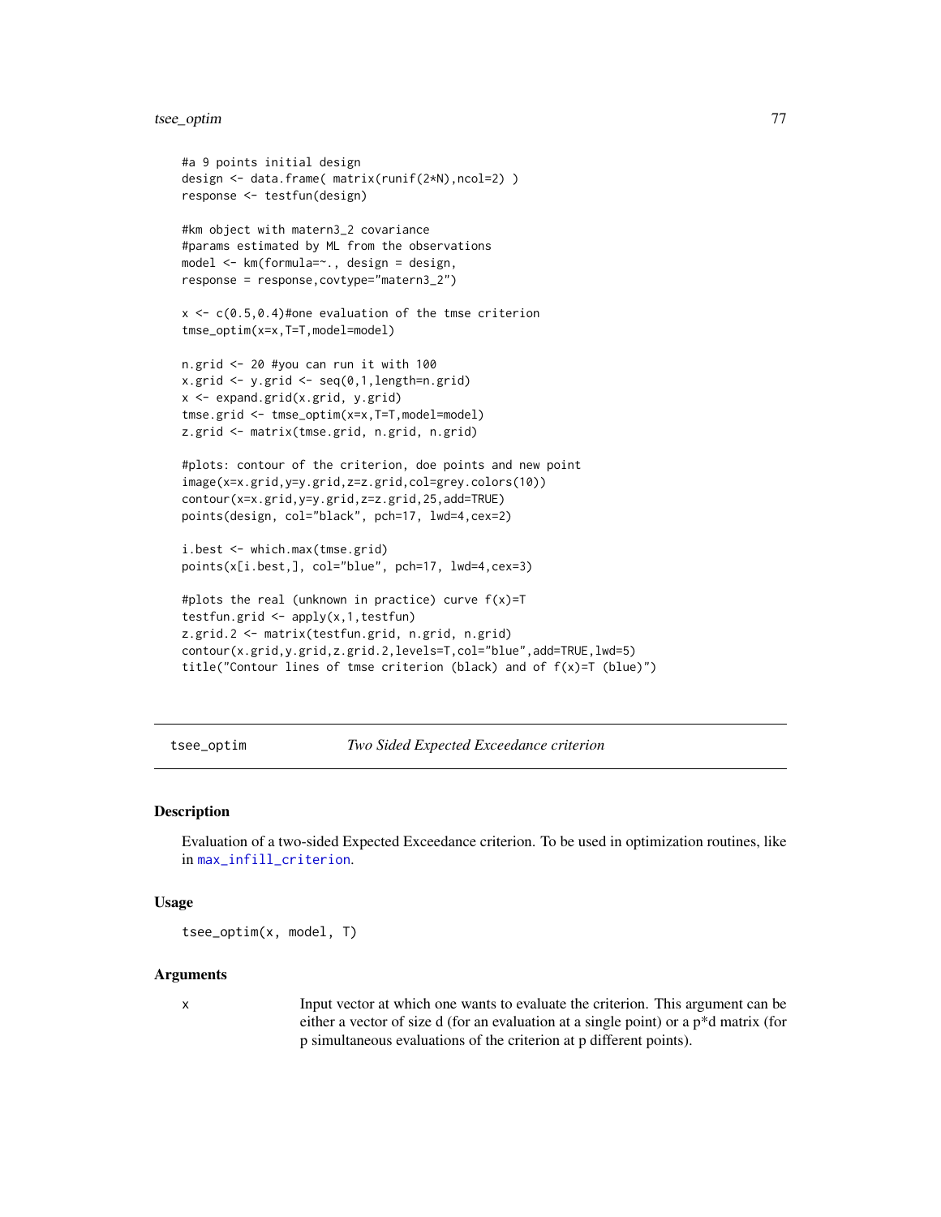```
#a 9 points initial design
design <- data.frame( matrix(runif(2*N),ncol=2) )
response <- testfun(design)

#km object with matern3_2 covariance
#params estimated by ML from the observations
model <- km(formula=~., design = design,
response = response,covtype="matern3_2")

x <- c(0.5,0.4)#one evaluation of the tmse criterion
tmse_optim(x=x,T=T,model=model)

n.grid <- 20 #you can run it with 100
x.grid <- y.grid <- seq(0,1,length=n.grid)
x <- expand.grid(x.grid, y.grid)
tmse.grid <- tmse_optim(x=x,T=T,model=model)
z.grid <- matrix(tmse.grid, n.grid, n.grid)

#plots: contour of the criterion, doe points and new point
image(x=x.grid,y=y.grid,z=z.grid,col=grey.colors(10))
contour(x=x.grid,y=y.grid,z=z.grid,25,add=TRUE)
points(design, col="black", pch=17, lwd=4,cex=2)

i.best <- which.max(tmse.grid)
points(x[i.best,], col="blue", pch=17, lwd=4,cex=3)

#plots the real (unknown in practice) curve f(x)=T
testfun.grid <- apply(x,1,testfun)
z.grid.2 <- matrix(testfun.grid, n.grid, n.grid)
contour(x.grid,y.grid,z.grid.2,levels=T,col="blue",add=TRUE,lwd=5)
title("Contour lines of tmse criterion (black) and of f(x)=T (blue)")
```

---

## tsee_optim — *Two Sided Expected Exceedance criterion*

### Description

Evaluation of a two-sided Expected Exceedance criterion. To be used in optimization routines, like in max_infill_criterion.

### Usage

```
tsee_optim(x, model, T)
```

### Arguments

| | |
|---|---|
| x | Input vector at which one wants to evaluate the criterion. This argument can be either a vector of size d (for an evaluation at a single point) or a p*d matrix (for p simultaneous evaluations of the criterion at p different points). |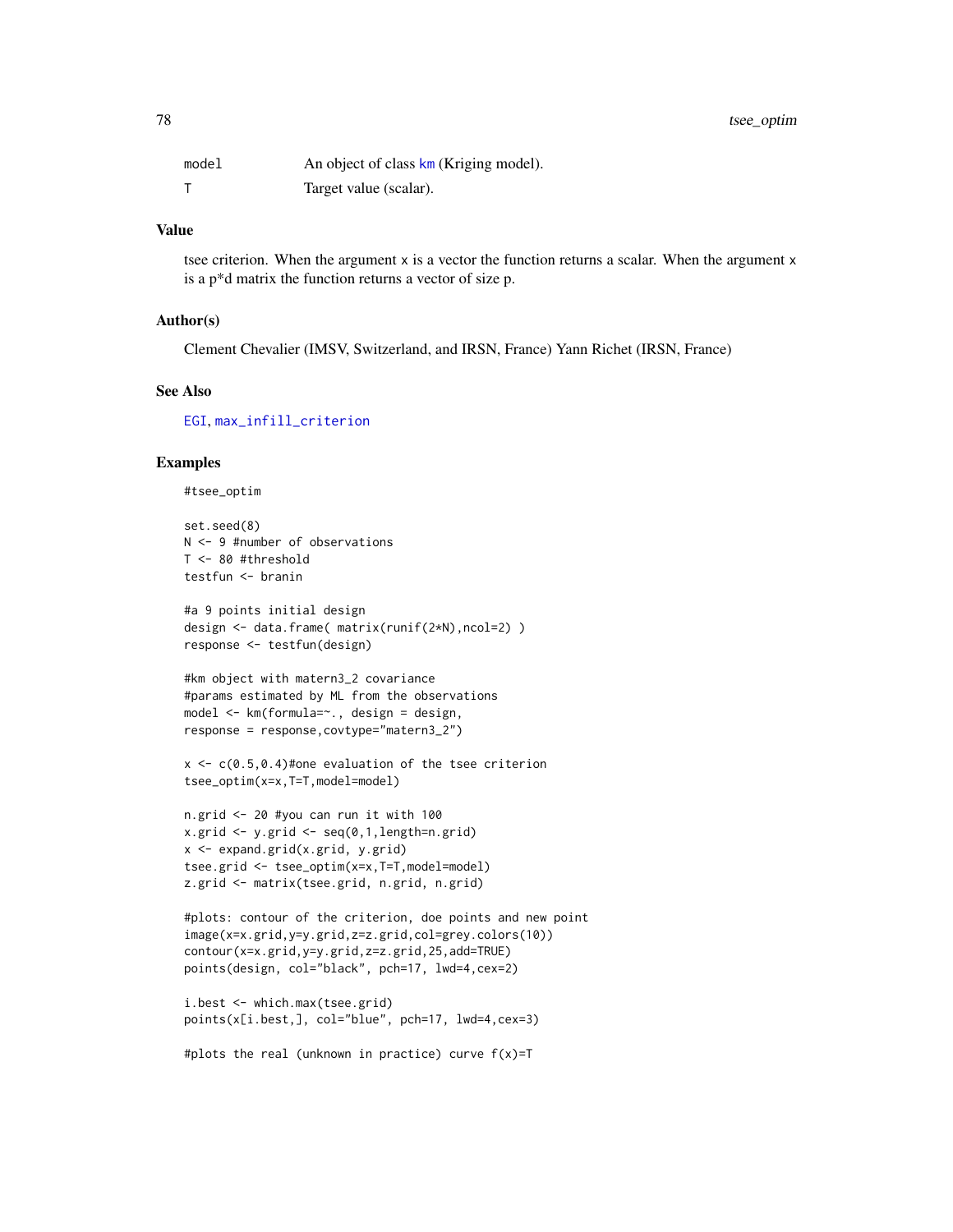| | |
|---|---|
| model | An object of class km (Kriging model). |
| T | Target value (scalar). |

## Value

tsee criterion. When the argument x is a vector the function returns a scalar. When the argument x is a p*d matrix the function returns a vector of size p.

## Author(s)

Clement Chevalier (IMSV, Switzerland, and IRSN, France) Yann Richet (IRSN, France)

## See Also

EGI, max_infill_criterion

## Examples

```
#tsee_optim

set.seed(8)
N <- 9 #number of observations
T <- 80 #threshold
testfun <- branin

#a 9 points initial design
design <- data.frame( matrix(runif(2*N),ncol=2) )
response <- testfun(design)

#km object with matern3_2 covariance
#params estimated by ML from the observations
model <- km(formula=~., design = design,
response = response,covtype="matern3_2")

x <- c(0.5,0.4)#one evaluation of the tsee criterion
tsee_optim(x=x,T=T,model=model)

n.grid <- 20 #you can run it with 100
x.grid <- y.grid <- seq(0,1,length=n.grid)
x <- expand.grid(x.grid, y.grid)
tsee.grid <- tsee_optim(x=x,T=T,model=model)
z.grid <- matrix(tsee.grid, n.grid, n.grid)

#plots: contour of the criterion, doe points and new point
image(x=x.grid,y=y.grid,z=z.grid,col=grey.colors(10))
contour(x=x.grid,y=y.grid,z=z.grid,25,add=TRUE)
points(design, col="black", pch=17, lwd=4,cex=2)

i.best <- which.max(tsee.grid)
points(x[i.best,], col="blue", pch=17, lwd=4,cex=3)

#plots the real (unknown in practice) curve f(x)=T
```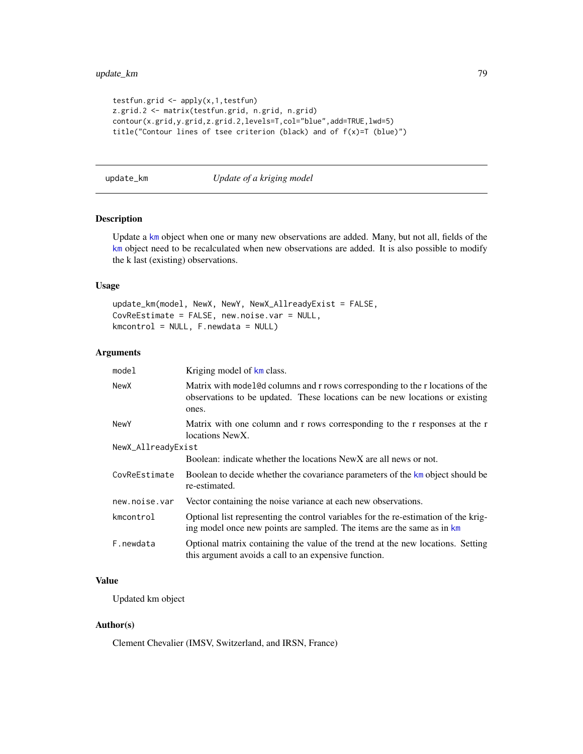```
testfun.grid <- apply(x,1,testfun)
z.grid.2 <- matrix(testfun.grid, n.grid, n.grid)
contour(x.grid,y.grid,z.grid.2,levels=T,col="blue",add=TRUE,lwd=5)
title("Contour lines of tsee criterion (black) and of f(x)=T (blue)")
```

---

## update_km *Update of a kriging model*

---

### Description

Update a km object when one or many new observations are added. Many, but not all, fields of the km object need to be recalculated when new observations are added. It is also possible to modify the k last (existing) observations.

### Usage

```
update_km(model, NewX, NewY, NewX_AllreadyExist = FALSE,
CovReEstimate = FALSE, new.noise.var = NULL,
kmcontrol = NULL, F.newdata = NULL)
```

### Arguments

| | |
|---|---|
| model | Kriging model of km class. |
| NewX | Matrix with model@d columns and r rows corresponding to the r locations of the observations to be updated. These locations can be new locations or existing ones. |
| NewY | Matrix with one column and r rows corresponding to the r responses at the r locations NewX. |
| NewX_AllreadyExist | Boolean: indicate whether the locations NewX are all news or not. |
| CovReEstimate | Boolean to decide whether the covariance parameters of the km object should be re-estimated. |
| new.noise.var | Vector containing the noise variance at each new observations. |
| kmcontrol | Optional list representing the control variables for the re-estimation of the kriging model once new points are sampled. The items are the same as in km |
| F.newdata | Optional matrix containing the value of the trend at the new locations. Setting this argument avoids a call to an expensive function. |

### Value

Updated km object

### Author(s)

Clement Chevalier (IMSV, Switzerland, and IRSN, France)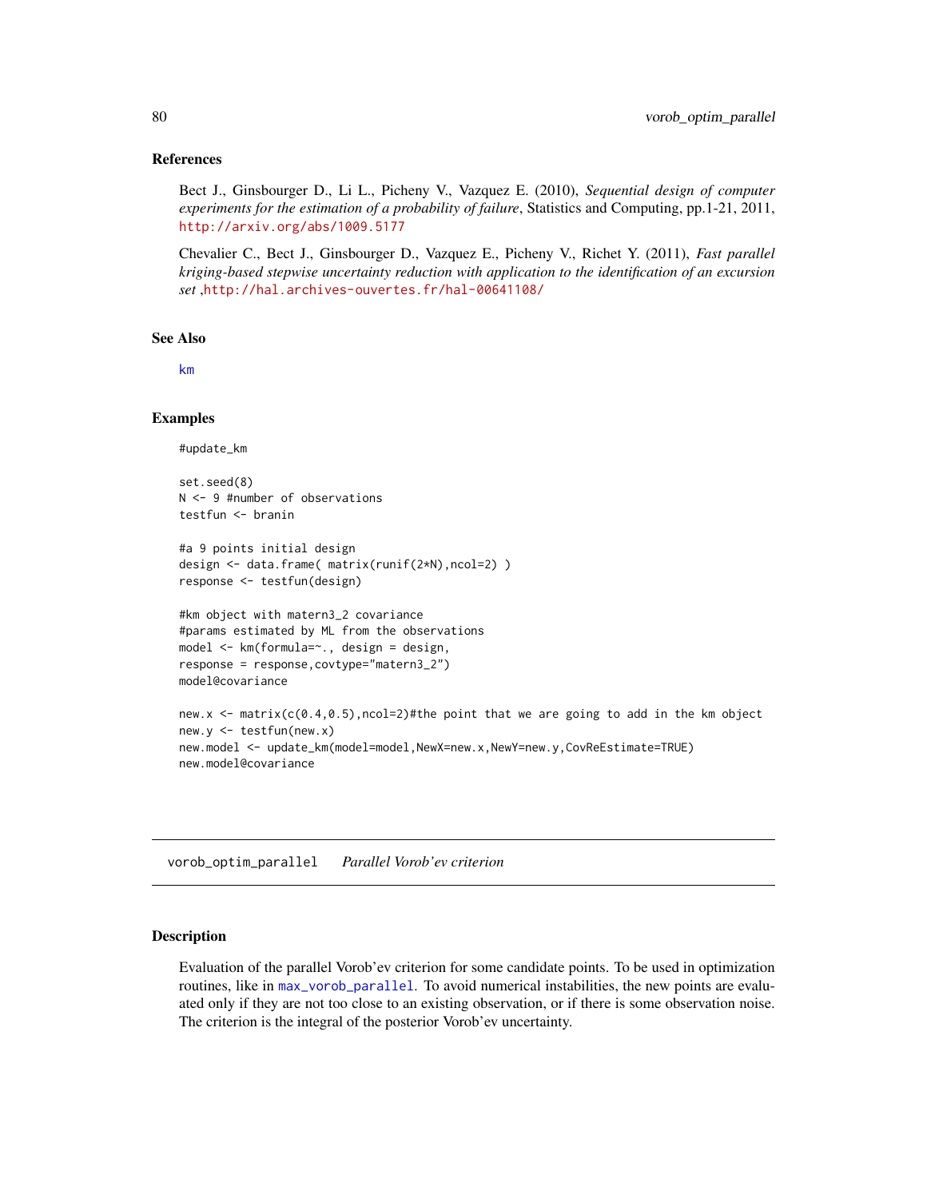### References

Bect J., Ginsbourger D., Li L., Picheny V., Vazquez E. (2010), *Sequential design of computer experiments for the estimation of a probability of failure*, Statistics and Computing, pp.1-21, 2011, http://arxiv.org/abs/1009.5177

Chevalier C., Bect J., Ginsbourger D., Vazquez E., Picheny V., Richet Y. (2011), *Fast parallel kriging-based stepwise uncertainty reduction with application to the identification of an excursion set* ,http://hal.archives-ouvertes.fr/hal-00641108/

### See Also

km

### Examples

```
#update_km

set.seed(8)
N <- 9 #number of observations
testfun <- branin

#a 9 points initial design
design <- data.frame( matrix(runif(2*N),ncol=2) )
response <- testfun(design)

#km object with matern3_2 covariance
#params estimated by ML from the observations
model <- km(formula=~., design = design,
response = response,covtype="matern3_2")
model@covariance

new.x <- matrix(c(0.4,0.5),ncol=2)#the point that we are going to add in the km object
new.y <- testfun(new.x)
new.model <- update_km(model=model,NewX=new.x,NewY=new.y,CovReEstimate=TRUE)
new.model@covariance
```

---

## vorob_optim_parallel    *Parallel Vorob'ev criterion*

### Description

Evaluation of the parallel Vorob'ev criterion for some candidate points. To be used in optimization routines, like in max_vorob_parallel. To avoid numerical instabilities, the new points are evaluated only if they are not too close to an existing observation, or if there is some observation noise. The criterion is the integral of the posterior Vorob'ev uncertainty.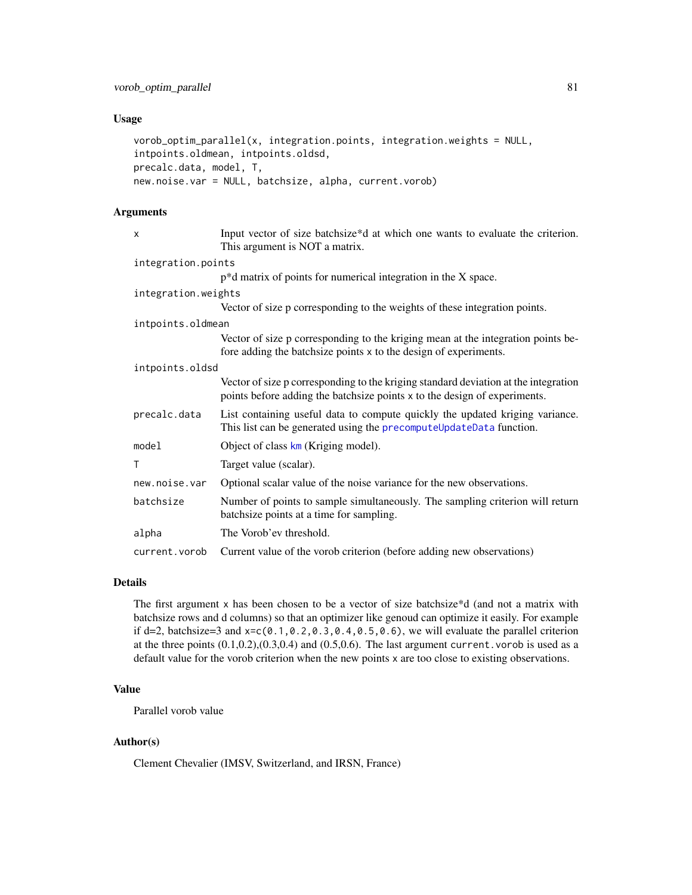## Usage

```
vorob_optim_parallel(x, integration.points, integration.weights = NULL,
intpoints.oldmean, intpoints.oldsd,
precalc.data, model, T,
new.noise.var = NULL, batchsize, alpha, current.vorob)
```

## Arguments

| | |
|---|---|
| x | Input vector of size batchsize*d at which one wants to evaluate the criterion. This argument is NOT a matrix. |
| integration.points | p*d matrix of points for numerical integration in the X space. |
| integration.weights | Vector of size p corresponding to the weights of these integration points. |
| intpoints.oldmean | Vector of size p corresponding to the kriging mean at the integration points before adding the batchsize points x to the design of experiments. |
| intpoints.oldsd | Vector of size p corresponding to the kriging standard deviation at the integration points before adding the batchsize points x to the design of experiments. |
| precalc.data | List containing useful data to compute quickly the updated kriging variance. This list can be generated using the precomputeUpdateData function. |
| model | Object of class km (Kriging model). |
| T | Target value (scalar). |
| new.noise.var | Optional scalar value of the noise variance for the new observations. |
| batchsize | Number of points to sample simultaneously. The sampling criterion will return batchsize points at a time for sampling. |
| alpha | The Vorob'ev threshold. |
| current.vorob | Current value of the vorob criterion (before adding new observations) |

## Details

The first argument x has been chosen to be a vector of size batchsize*d (and not a matrix with batchsize rows and d columns) so that an optimizer like genoud can optimize it easily. For example if d=2, batchsize=3 and x=c(0.1,0.2,0.3,0.4,0.5,0.6), we will evaluate the parallel criterion at the three points (0.1,0.2),(0.3,0.4) and (0.5,0.6). The last argument current.vorob is used as a default value for the vorob criterion when the new points x are too close to existing observations.

## Value

Parallel vorob value

## Author(s)

Clement Chevalier (IMSV, Switzerland, and IRSN, France)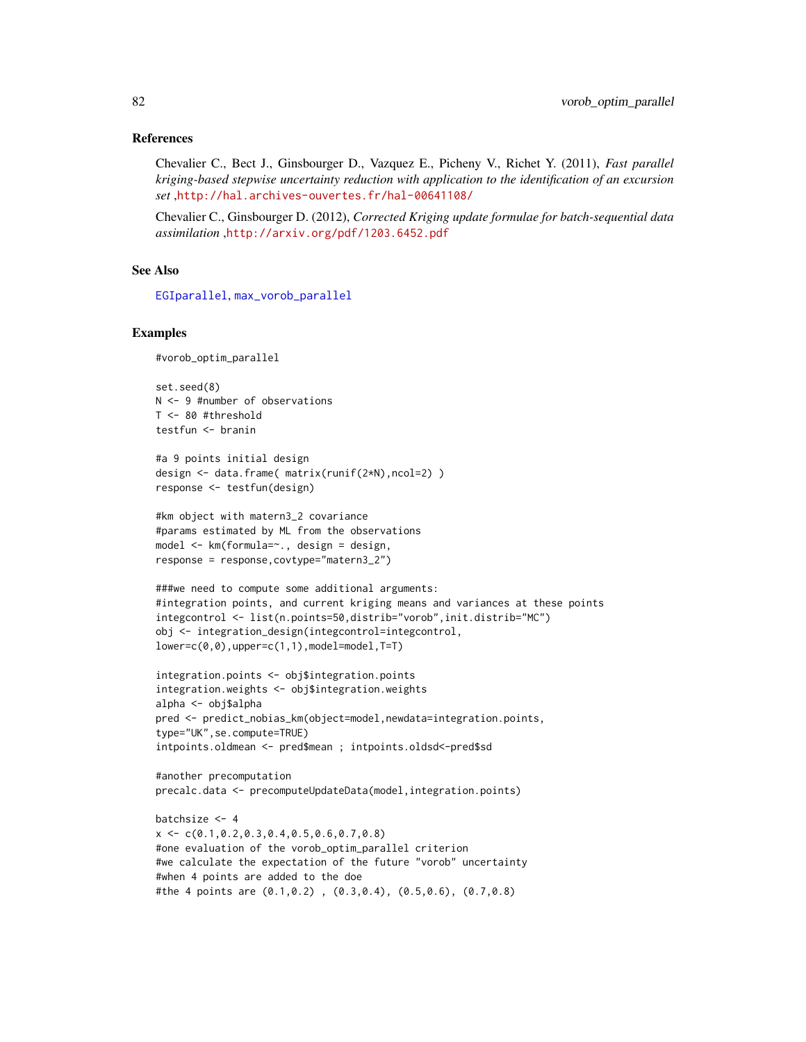## References

Chevalier C., Bect J., Ginsbourger D., Vazquez E., Picheny V., Richet Y. (2011), *Fast parallel kriging-based stepwise uncertainty reduction with application to the identification of an excursion set* ,http://hal.archives-ouvertes.fr/hal-00641108/

Chevalier C., Ginsbourger D. (2012), *Corrected Kriging update formulae for batch-sequential data assimilation* ,http://arxiv.org/pdf/1203.6452.pdf

## See Also

EGIparallel, max_vorob_parallel

## Examples

```
#vorob_optim_parallel

set.seed(8)
N <- 9 #number of observations
T <- 80 #threshold
testfun <- branin

#a 9 points initial design
design <- data.frame( matrix(runif(2*N),ncol=2) )
response <- testfun(design)

#km object with matern3_2 covariance
#params estimated by ML from the observations
model <- km(formula=~., design = design,
response = response,covtype="matern3_2")

###we need to compute some additional arguments:
#integration points, and current kriging means and variances at these points
integcontrol <- list(n.points=50,distrib="vorob",init.distrib="MC")
obj <- integration_design(integcontrol=integcontrol,
lower=c(0,0),upper=c(1,1),model=model,T=T)

integration.points <- obj$integration.points
integration.weights <- obj$integration.weights
alpha <- obj$alpha
pred <- predict_nobias_km(object=model,newdata=integration.points,
type="UK",se.compute=TRUE)
intpoints.oldmean <- pred$mean ; intpoints.oldsd<-pred$sd

#another precomputation
precalc.data <- precomputeUpdateData(model,integration.points)

batchsize <- 4
x <- c(0.1,0.2,0.3,0.4,0.5,0.6,0.7,0.8)
#one evaluation of the vorob_optim_parallel criterion
#we calculate the expectation of the future "vorob" uncertainty
#when 4 points are added to the doe
#the 4 points are (0.1,0.2) , (0.3,0.4), (0.5,0.6), (0.7,0.8)
```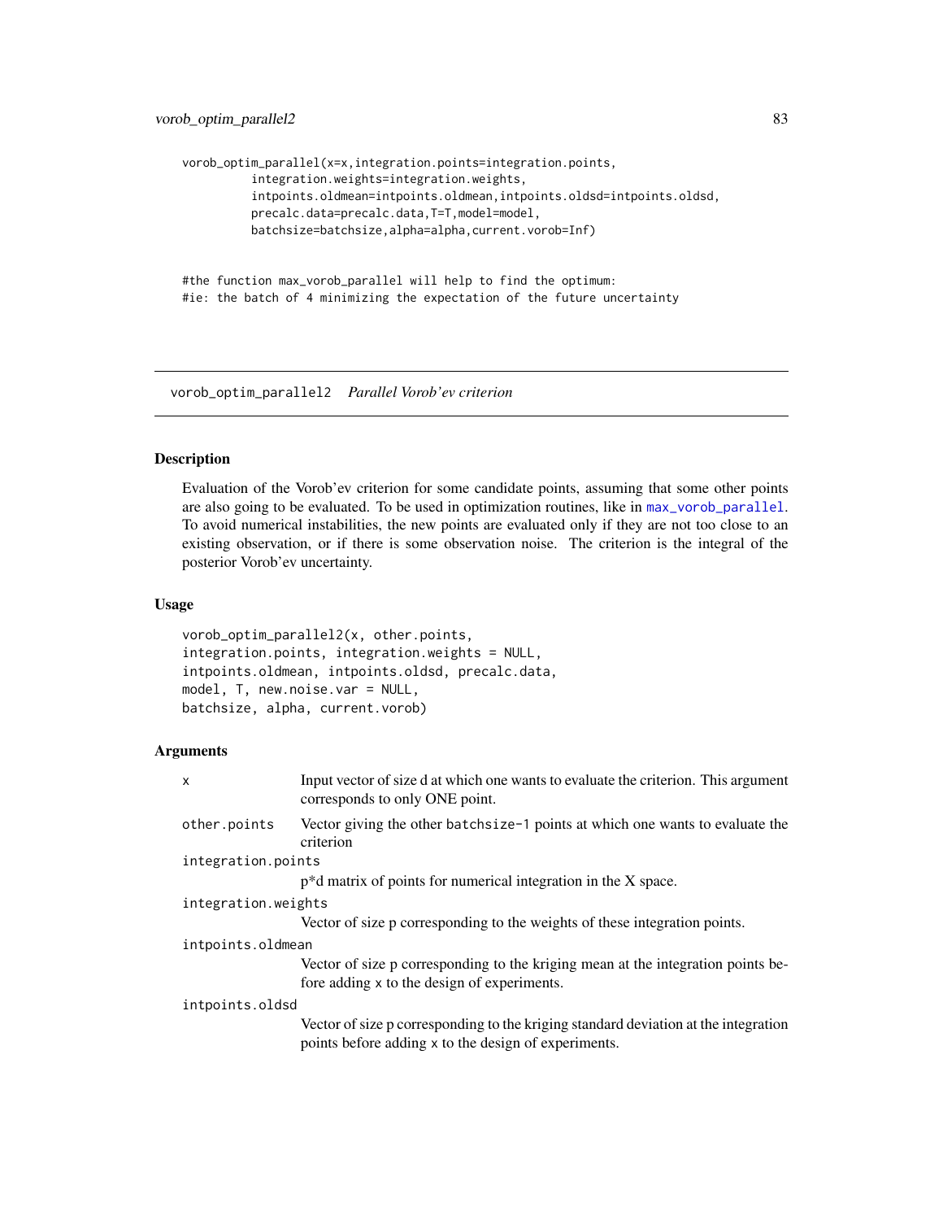```
vorob_optim_parallel(x=x,integration.points=integration.points,
          integration.weights=integration.weights,
          intpoints.oldmean=intpoints.oldmean,intpoints.oldsd=intpoints.oldsd,
          precalc.data=precalc.data,T=T,model=model,
          batchsize=batchsize,alpha=alpha,current.vorob=Inf)


#the function max_vorob_parallel will help to find the optimum:
#ie: the batch of 4 minimizing the expectation of the future uncertainty
```

---

## vorob_optim_parallel2 *Parallel Vorob'ev criterion*

---

### Description

Evaluation of the Vorob'ev criterion for some candidate points, assuming that some other points are also going to be evaluated. To be used in optimization routines, like in max_vorob_parallel. To avoid numerical instabilities, the new points are evaluated only if they are not too close to an existing observation, or if there is some observation noise. The criterion is the integral of the posterior Vorob'ev uncertainty.

### Usage

```
vorob_optim_parallel2(x, other.points,
integration.points, integration.weights = NULL,
intpoints.oldmean, intpoints.oldsd, precalc.data,
model, T, new.noise.var = NULL,
batchsize, alpha, current.vorob)
```

### Arguments

| | |
|---|---|
| x | Input vector of size d at which one wants to evaluate the criterion. This argument corresponds to only ONE point. |
| other.points | Vector giving the other batchsize-1 points at which one wants to evaluate the criterion |
| integration.points | p*d matrix of points for numerical integration in the X space. |
| integration.weights | Vector of size p corresponding to the weights of these integration points. |
| intpoints.oldmean | Vector of size p corresponding to the kriging mean at the integration points before adding x to the design of experiments. |
| intpoints.oldsd | Vector of size p corresponding to the kriging standard deviation at the integration points before adding x to the design of experiments. |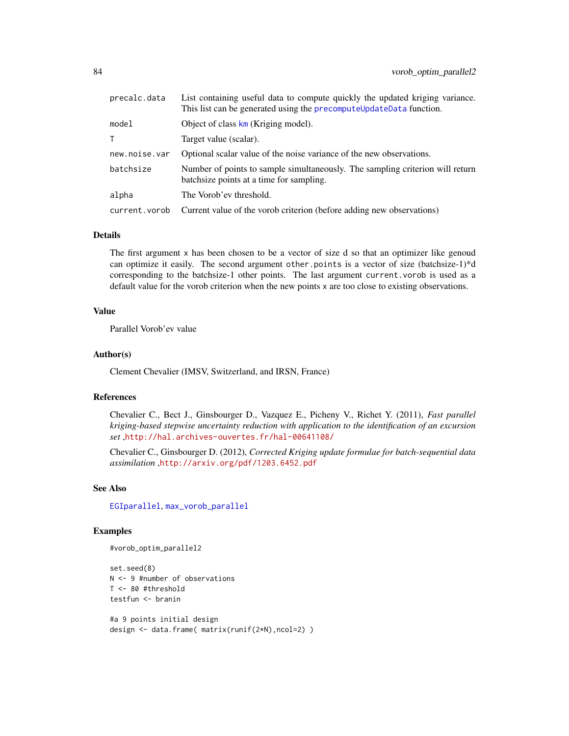| | |
|---|---|
| precalc.data | List containing useful data to compute quickly the updated kriging variance. This list can be generated using the precomputeUpdateData function. |
| model | Object of class km (Kriging model). |
| T | Target value (scalar). |
| new.noise.var | Optional scalar value of the noise variance of the new observations. |
| batchsize | Number of points to sample simultaneously. The sampling criterion will return batchsize points at a time for sampling. |
| alpha | The Vorob'ev threshold. |
| current.vorob | Current value of the vorob criterion (before adding new observations) |

## Details

The first argument x has been chosen to be a vector of size d so that an optimizer like genoud can optimize it easily. The second argument other.points is a vector of size (batchsize-1)*d corresponding to the batchsize-1 other points. The last argument current.vorob is used as a default value for the vorob criterion when the new points x are too close to existing observations.

## Value

Parallel Vorob'ev value

## Author(s)

Clement Chevalier (IMSV, Switzerland, and IRSN, France)

## References

Chevalier C., Bect J., Ginsbourger D., Vazquez E., Picheny V., Richet Y. (2011), *Fast parallel kriging-based stepwise uncertainty reduction with application to the identification of an excursion set* ,http://hal.archives-ouvertes.fr/hal-00641108/

Chevalier C., Ginsbourger D. (2012), *Corrected Kriging update formulae for batch-sequential data assimilation* ,http://arxiv.org/pdf/1203.6452.pdf

## See Also

EGIparallel, max_vorob_parallel

## Examples

```
#vorob_optim_parallel2

set.seed(8)
N <- 9 #number of observations
T <- 80 #threshold
testfun <- branin

#a 9 points initial design
design <- data.frame( matrix(runif(2*N),ncol=2) )
```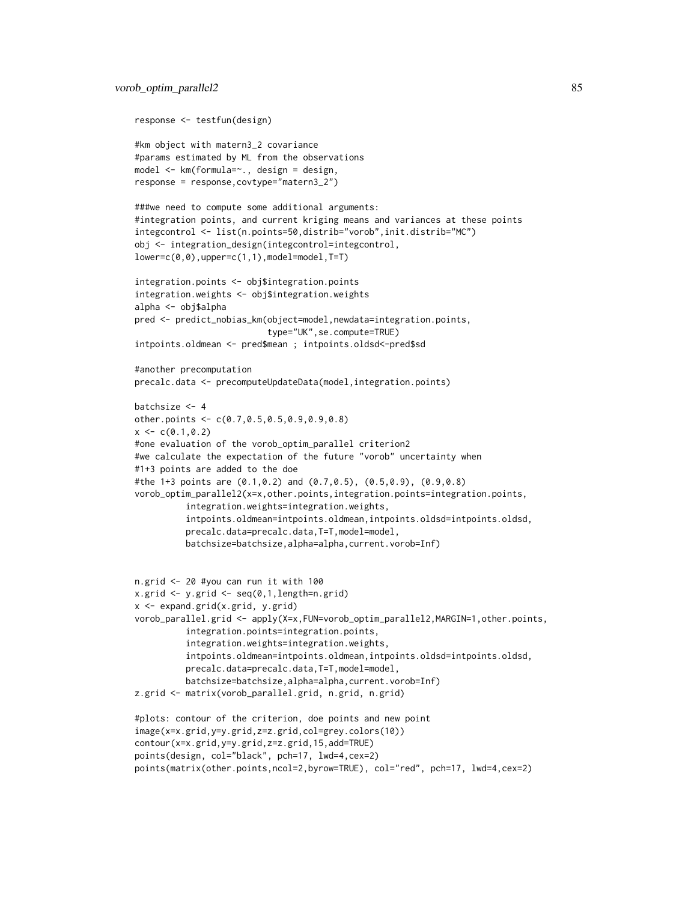```
response <- testfun(design)

#km object with matern3_2 covariance
#params estimated by ML from the observations
model <- km(formula=~., design = design,
response = response,covtype="matern3_2")

###we need to compute some additional arguments:
#integration points, and current kriging means and variances at these points
integcontrol <- list(n.points=50,distrib="vorob",init.distrib="MC")
obj <- integration_design(integcontrol=integcontrol,
lower=c(0,0),upper=c(1,1),model=model,T=T)

integration.points <- obj$integration.points
integration.weights <- obj$integration.weights
alpha <- obj$alpha
pred <- predict_nobias_km(object=model,newdata=integration.points,
                          type="UK",se.compute=TRUE)
intpoints.oldmean <- pred$mean ; intpoints.oldsd<-pred$sd

#another precomputation
precalc.data <- precomputeUpdateData(model,integration.points)

batchsize <- 4
other.points <- c(0.7,0.5,0.5,0.9,0.9,0.8)
x <- c(0.1,0.2)
#one evaluation of the vorob_optim_parallel criterion2
#we calculate the expectation of the future "vorob" uncertainty when
#1+3 points are added to the doe
#the 1+3 points are (0.1,0.2) and (0.7,0.5), (0.5,0.9), (0.9,0.8)
vorob_optim_parallel2(x=x,other.points,integration.points=integration.points,
          integration.weights=integration.weights,
          intpoints.oldmean=intpoints.oldmean,intpoints.oldsd=intpoints.oldsd,
          precalc.data=precalc.data,T=T,model=model,
          batchsize=batchsize,alpha=alpha,current.vorob=Inf)


n.grid <- 20 #you can run it with 100
x.grid <- y.grid <- seq(0,1,length=n.grid)
x <- expand.grid(x.grid, y.grid)
vorob_parallel.grid <- apply(X=x,FUN=vorob_optim_parallel2,MARGIN=1,other.points,
          integration.points=integration.points,
          integration.weights=integration.weights,
          intpoints.oldmean=intpoints.oldmean,intpoints.oldsd=intpoints.oldsd,
          precalc.data=precalc.data,T=T,model=model,
          batchsize=batchsize,alpha=alpha,current.vorob=Inf)
z.grid <- matrix(vorob_parallel.grid, n.grid, n.grid)

#plots: contour of the criterion, doe points and new point
image(x=x.grid,y=y.grid,z=z.grid,col=grey.colors(10))
contour(x=x.grid,y=y.grid,z=z.grid,15,add=TRUE)
points(design, col="black", pch=17, lwd=4,cex=2)
points(matrix(other.points,ncol=2,byrow=TRUE), col="red", pch=17, lwd=4,cex=2)
```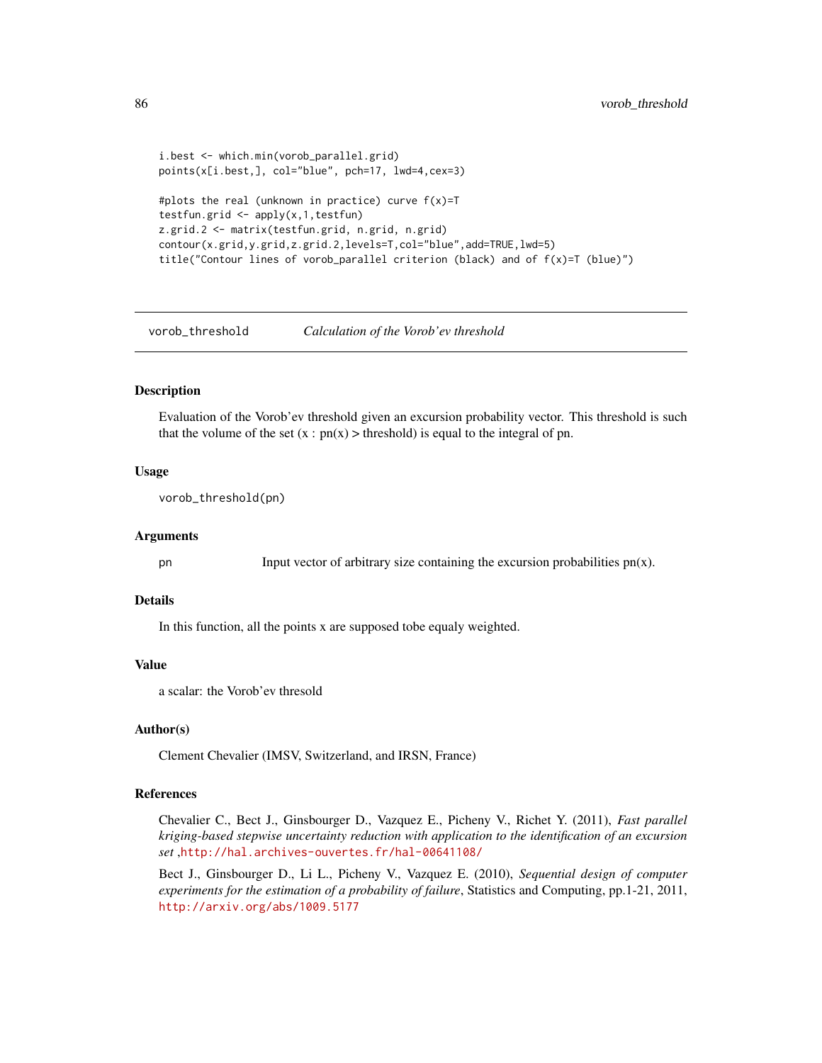```
i.best <- which.min(vorob_parallel.grid)
points(x[i.best,], col="blue", pch=17, lwd=4,cex=3)

#plots the real (unknown in practice) curve f(x)=T
testfun.grid <- apply(x,1,testfun)
z.grid.2 <- matrix(testfun.grid, n.grid, n.grid)
contour(x.grid,y.grid,z.grid.2,levels=T,col="blue",add=TRUE,lwd=5)
title("Contour lines of vorob_parallel criterion (black) and of f(x)=T (blue)")
```

## vorob_threshold — *Calculation of the Vorob'ev threshold*

### Description

Evaluation of the Vorob'ev threshold given an excursion probability vector. This threshold is such that the volume of the set (x : pn(x) > threshold) is equal to the integral of pn.

### Usage

```
vorob_threshold(pn)
```

### Arguments

| | |
|---|---|
| pn | Input vector of arbitrary size containing the excursion probabilities pn(x). |

### Details

In this function, all the points x are supposed tobe equaly weighted.

### Value

a scalar: the Vorob'ev thresold

### Author(s)

Clement Chevalier (IMSV, Switzerland, and IRSN, France)

### References

Chevalier C., Bect J., Ginsbourger D., Vazquez E., Picheny V., Richet Y. (2011), *Fast parallel kriging-based stepwise uncertainty reduction with application to the identification of an excursion set* ,http://hal.archives-ouvertes.fr/hal-00641108/

Bect J., Ginsbourger D., Li L., Picheny V., Vazquez E. (2010), *Sequential design of computer experiments for the estimation of a probability of failure*, Statistics and Computing, pp.1-21, 2011, http://arxiv.org/abs/1009.5177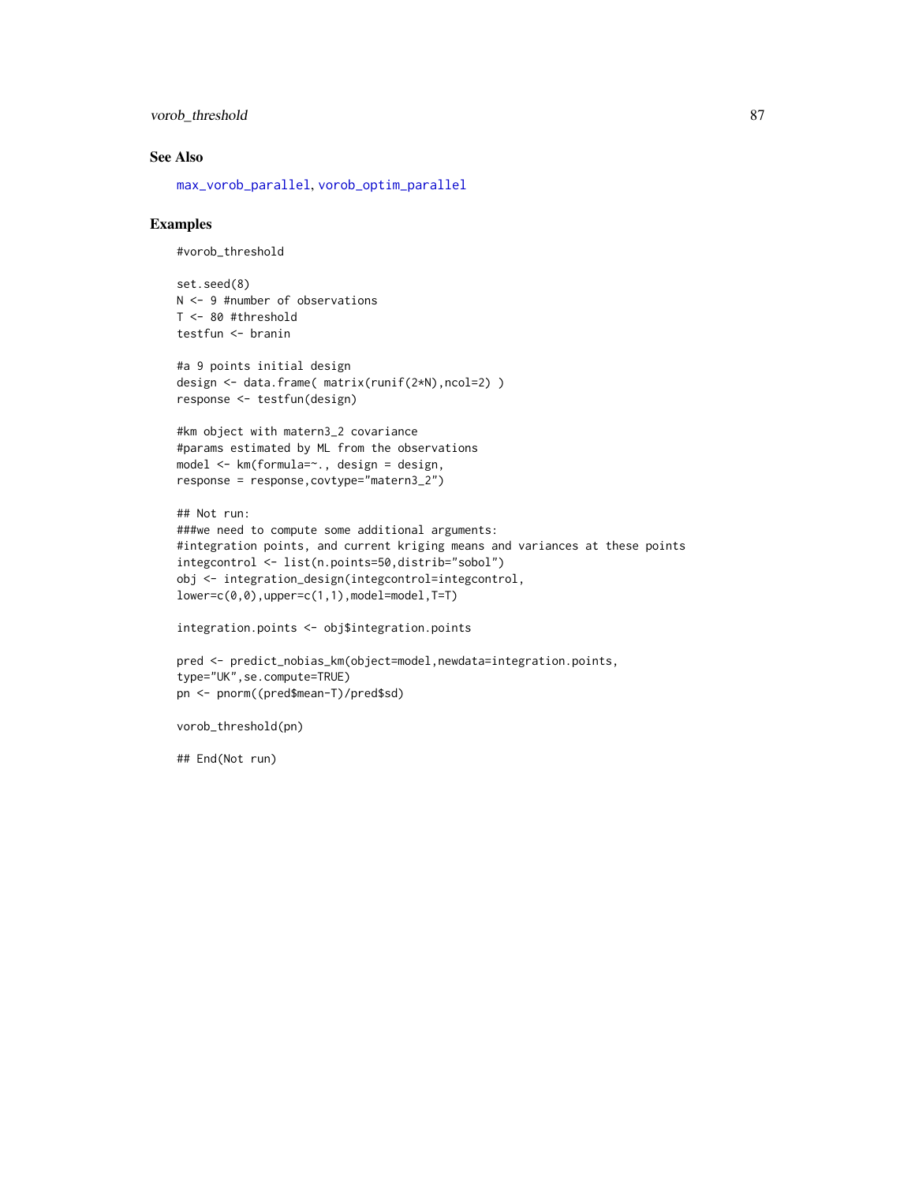## See Also

max_vorob_parallel, vorob_optim_parallel

## Examples

```
#vorob_threshold

set.seed(8)
N <- 9 #number of observations
T <- 80 #threshold
testfun <- branin

#a 9 points initial design
design <- data.frame( matrix(runif(2*N),ncol=2) )
response <- testfun(design)

#km object with matern3_2 covariance
#params estimated by ML from the observations
model <- km(formula=~., design = design,
response = response,covtype="matern3_2")

## Not run:
###we need to compute some additional arguments:
#integration points, and current kriging means and variances at these points
integcontrol <- list(n.points=50,distrib="sobol")
obj <- integration_design(integcontrol=integcontrol,
lower=c(0,0),upper=c(1,1),model=model,T=T)

integration.points <- obj$integration.points

pred <- predict_nobias_km(object=model,newdata=integration.points,
type="UK",se.compute=TRUE)
pn <- pnorm((pred$mean-T)/pred$sd)

vorob_threshold(pn)

## End(Not run)
```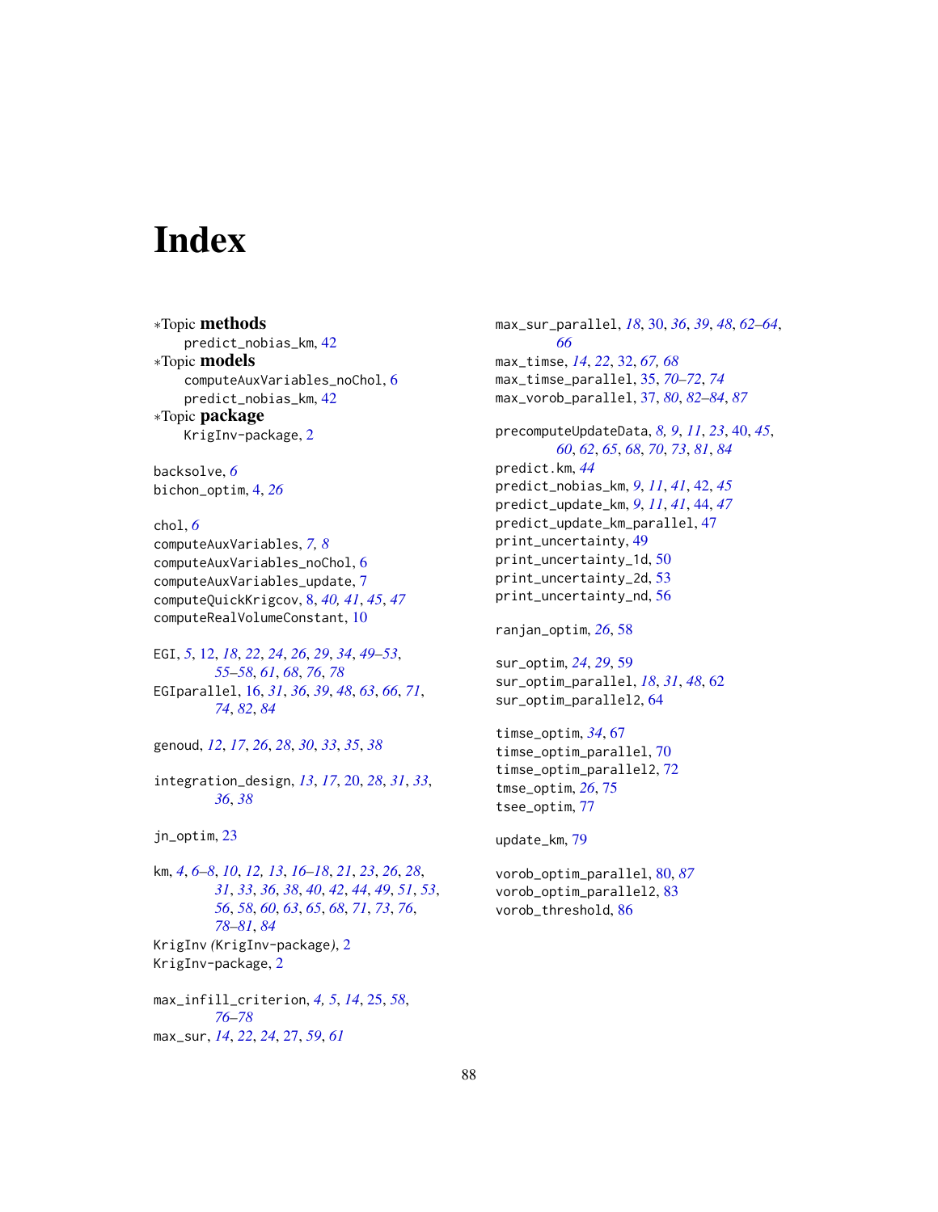# Index

∗Topic **methods**
    predict_nobias_km, 42
∗Topic **models**
    computeAuxVariables_noChol, 6
    predict_nobias_km, 42
∗Topic **package**
    KrigInv-package, 2

backsolve, *6*
bichon_optim, 4, *26*

chol, *6*
computeAuxVariables, *7, 8*
computeAuxVariables_noChol, 6
computeAuxVariables_update, 7
computeQuickKrigcov, 8, *40, 41*, *45*, *47*
computeRealVolumeConstant, 10

EGI, *5*, 12, *18*, *22*, *24*, *26*, *29*, *34*, *49–53*, *55–58*, *61*, *68*, *76*, *78*
EGIparallel, 16, *31*, *36*, *39*, *48*, *63*, *66*, *71*, *74*, *82*, *84*

genoud, *12*, *17*, *26*, *28*, *30*, *33*, *35*, *38*

integration_design, *13*, *17*, 20, *28*, *31*, *33*, *36*, *38*

jn_optim, 23

km, *4*, *6–8*, *10*, *12, 13*, *16–18*, *21*, *23*, *26*, *28*, *31*, *33*, *36*, *38*, *40*, *42*, *44*, *49*, *51*, *53*, *56*, *58*, *60*, *63*, *65*, *68*, *71*, *73*, *76*, *78–81*, *84*
KrigInv *(*KrigInv-package*)*, 2
KrigInv-package, 2

max_infill_criterion, *4, 5*, *14*, 25, *58*, *76–78*
max_sur, *14*, *22*, *24*, 27, *59*, *61*
max_sur_parallel, *18*, 30, *36*, *39*, *48*, *62–64*, *66*
max_timse, *14*, *22*, 32, *67, 68*
max_timse_parallel, 35, *70–72*, *74*
max_vorob_parallel, 37, *80*, *82–84*, *87*

precomputeUpdateData, *8, 9*, *11*, *23*, 40, *45*, *60*, *62*, *65*, *68*, *70*, *73*, *81*, *84*
predict.km, *44*
predict_nobias_km, *9*, *11*, *41*, 42, *45*
predict_update_km, *9*, *11*, *41*, 44, *47*
predict_update_km_parallel, 47
print_uncertainty, 49
print_uncertainty_1d, 50
print_uncertainty_2d, 53
print_uncertainty_nd, 56

ranjan_optim, *26*, 58

sur_optim, *24*, *29*, 59
sur_optim_parallel, *18*, *31*, *48*, 62
sur_optim_parallel2, 64

timse_optim, *34*, 67
timse_optim_parallel, 70
timse_optim_parallel2, 72
tmse_optim, *26*, 75
tsee_optim, 77

update_km, 79

vorob_optim_parallel, 80, *87*
vorob_optim_parallel2, 83
vorob_threshold, 86